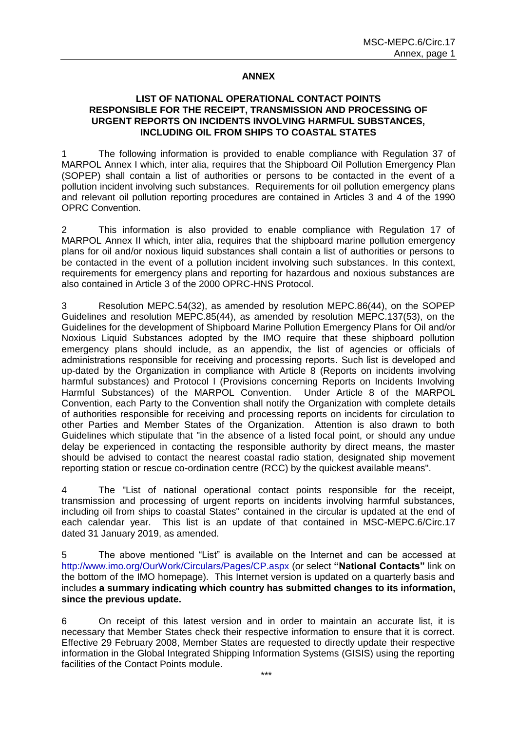# ANNEX

## LIST OF NATIONAL OPERATIONAL CONTACT POINTS RESPONSIBLE FOR THE RECEIPT, TRANSMISSION AND PROCESSING OF URGENT REPORTS ON INCIDENTS INVOLVING HARMFUL SUBSTANCES, INCLUDING OIL FROM SHIPS TO COASTAL STATES

1 The following information is provided to enable compliance with Regulation 37 of MARPOL Annex I which, inter alia, requires that the Shipboard Oil Pollution Emergency Plan (SOPEP) shall contain a list of authorities or persons to be contacted in the event of a pollution incident involving such substances. Requirements for oil pollution emergency plans and relevant oil pollution reporting procedures are contained in Articles 3 and 4 of the 1990 OPRC Convention.

2 This information is also provided to enable compliance with Regulation 17 of MARPOL Annex II which, inter alia, requires that the shipboard marine pollution emergency plans for oil and/or noxious liquid substances shall contain a list of authorities or persons to be contacted in the event of a pollution incident involving such substances. In this context, requirements for emergency plans and reporting for hazardous and noxious substances are also contained in Article 3 of the 2000 OPRC-HNS Protocol.

3 Resolution MEPC.54(32), as amended by resolution MEPC.86(44), on the SOPEP Guidelines and resolution MEPC.85(44), as amended by resolution MEPC.137(53), on the Guidelines for the development of Shipboard Marine Pollution Emergency Plans for Oil and/or Noxious Liquid Substances adopted by the IMO require that these shipboard pollution emergency plans should include, as an appendix, the list of agencies or officials of administrations responsible for receiving and processing reports. Such list is developed and up-dated by the Organization in compliance with Article 8 (Reports on incidents involving harmful substances) and Protocol I (Provisions concerning Reports on Incidents Involving Harmful Substances) of the MARPOL Convention. Under Article 8 of the MARPOL Convention, each Party to the Convention shall notify the Organization with complete details of authorities responsible for receiving and processing reports on incidents for circulation to other Parties and Member States of the Organization. Attention is also drawn to both Guidelines which stipulate that "in the absence of a listed focal point, or should any undue delay be experienced in contacting the responsible authority by direct means, the master should be advised to contact the nearest coastal radio station, designated ship movement reporting station or rescue co-ordination centre (RCC) by the quickest available means".

4 The "List of national operational contact points responsible for the receipt, transmission and processing of urgent reports on incidents involving harmful substances, including oil from ships to coastal States" contained in the circular is updated at the end of each calendar year. This list is an update of that contained in MSC-MEPC.6/Circ.17 dated 31 January 2019, as amended.

5 The above mentioned "List" is available on the Internet and can be accessed at http://www.imo.org/OurWork/Circulars/Pages/CP.aspx (or select **"National Contacts"** link on the bottom of the IMO homepage). This Internet version is updated on a quarterly basis and includes **a summary indicating which country has submitted changes to its information, since the previous update.**

6 On receipt of this latest version and in order to maintain an accurate list, it is necessary that Member States check their respective information to ensure that it is correct. Effective 29 February 2008, Member States are requested to directly update their respective information in the Global Integrated Shipping Information Systems (GISIS) using the reporting facilities of the Contact Points module.

\*\*\*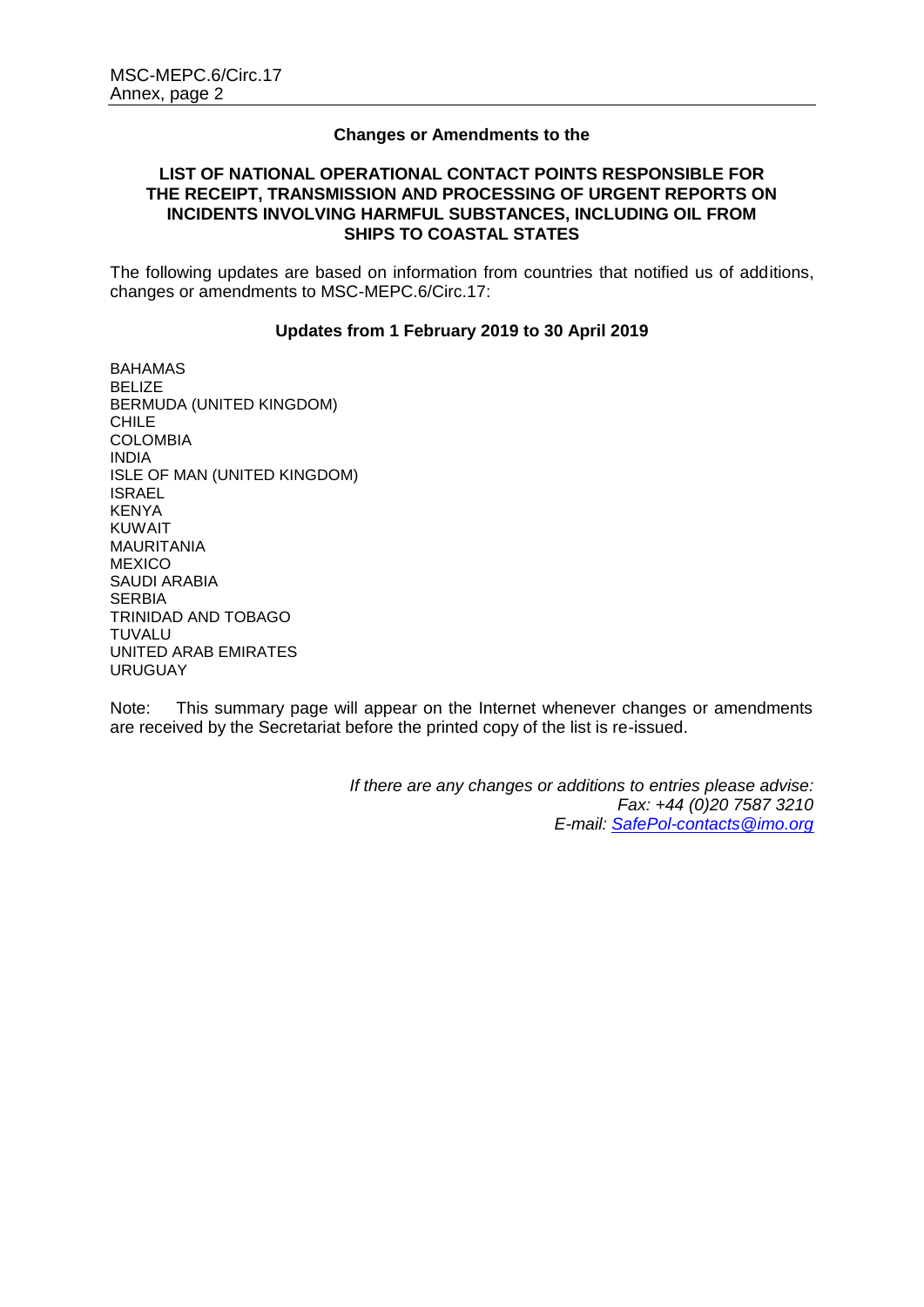**Changes or Amendments to the**

**LIST OF NATIONAL OPERATIONAL CONTACT POINTS RESPONSIBLE FOR THE RECEIPT, TRANSMISSION AND PROCESSING OF URGENT REPORTS ON INCIDENTS INVOLVING HARMFUL SUBSTANCES, INCLUDING OIL FROM SHIPS TO COASTAL STATES**

The following updates are based on information from countries that notified us of additions, changes or amendments to MSC-MEPC.6/Circ.17:

**Updates from 1 February 2019 to 30 April 2019**

BAHAMAS
BELIZE
BERMUDA (UNITED KINGDOM)
CHILE
COLOMBIA
INDIA
ISLE OF MAN (UNITED KINGDOM)
ISRAEL
KENYA
KUWAIT
MAURITANIA
MEXICO
SAUDI ARABIA
SERBIA
TRINIDAD AND TOBAGO
TUVALU
UNITED ARAB EMIRATES
URUGUAY

Note: This summary page will appear on the Internet whenever changes or amendments are received by the Secretariat before the printed copy of the list is re-issued.

*If there are any changes or additions to entries please advise:*
*Fax: +44 (0)20 7587 3210*
*E-mail: SafePol-contacts@imo.org*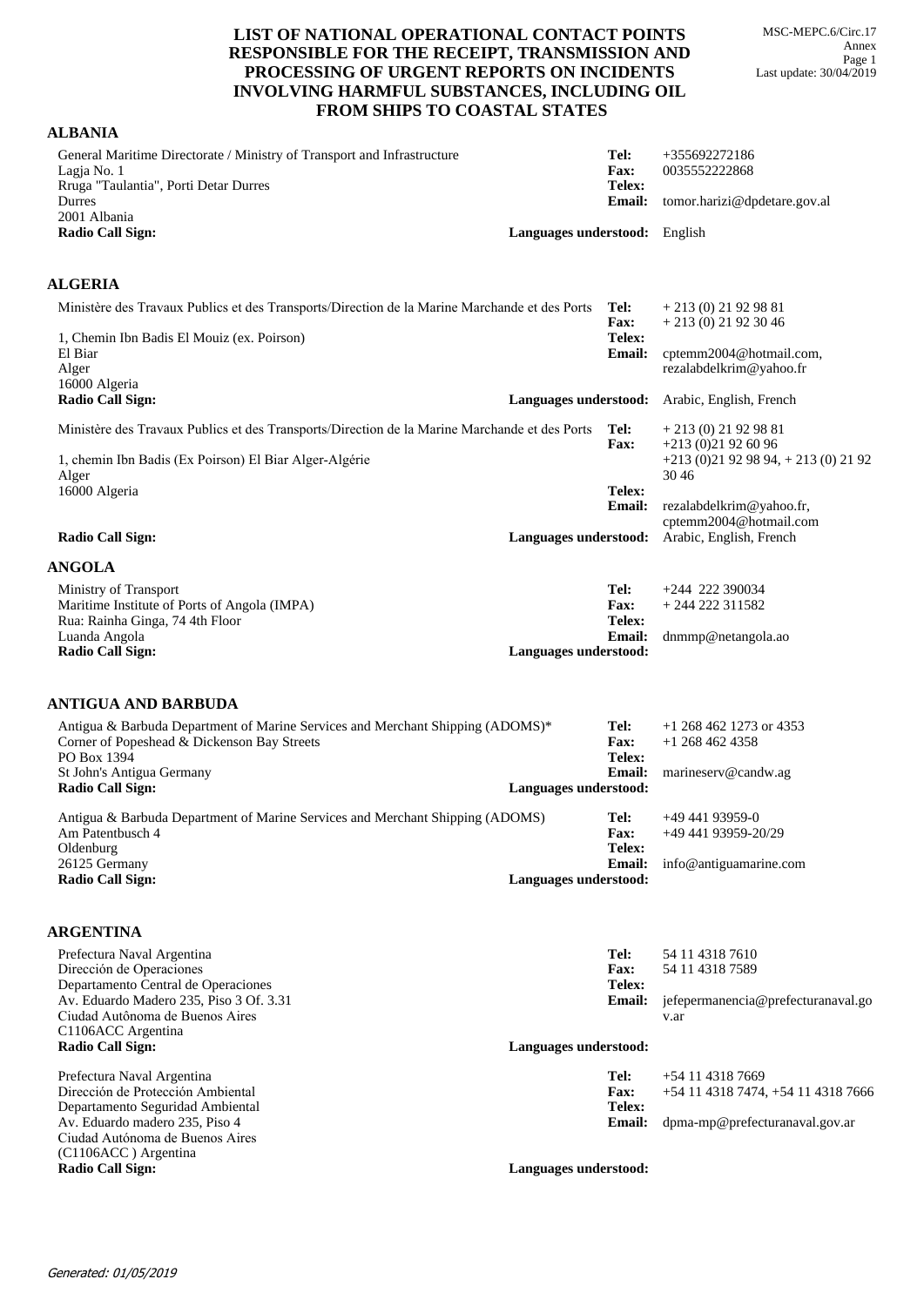# LIST OF NATIONAL OPERATIONAL CONTACT POINTS RESPONSIBLE FOR THE RECEIPT, TRANSMISSION AND PROCESSING OF URGENT REPORTS ON INCIDENTS INVOLVING HARMFUL SUBSTANCES, INCLUDING OIL FROM SHIPS TO COASTAL STATES

MSC-MEPC.6/Circ.17
Annex
Last update: 30/04/2019

## ALBANIA

General Maritime Directorate / Ministry of Transport and Infrastructure
Lagja No. 1
Rruga "Taulantia", Porti Detar Durres
Durres
2001 Albania
**Radio Call Sign:**

**Tel:** +355692272186
**Fax:** 0035552222868
**Telex:**
**Email:** tomor.harizi@dpdetare.gov.al
**Languages understood:** English

## ALGERIA

Ministère des Travaux Publics et des Transports/Direction de la Marine Marchande et des Ports
1, Chemin Ibn Badis El Mouiz (ex. Poirson)
El Biar
Alger
16000 Algeria
**Radio Call Sign:**

**Tel:** + 213 (0) 21 92 98 81
**Fax:** + 213 (0) 21 92 30 46
**Telex:**
**Email:** cptemm2004@hotmail.com, rezalabdelkrim@yahoo.fr
**Languages understood:** Arabic, English, French

Ministère des Travaux Publics et des Transports/Direction de la Marine Marchande et des Ports
1, chemin Ibn Badis (Ex Poirson) El Biar Alger-Algérie
Alger
16000 Algeria
**Radio Call Sign:**

**Tel:** + 213 (0) 21 92 98 81
**Fax:** +213 (0)21 92 60 96, +213 (0)21 92 98 94, + 213 (0) 21 92 30 46
**Telex:**
**Email:** rezalabdelkrim@yahoo.fr, cptemm2004@hotmail.com
**Languages understood:** Arabic, English, French

## ANGOLA

Ministry of Transport
Maritime Institute of Ports of Angola (IMPA)
Rua: Rainha Ginga, 74 4th Floor
Luanda Angola
**Radio Call Sign:**

**Tel:** +244 222 390034
**Fax:** + 244 222 311582
**Telex:**
**Email:** dnmmp@netangola.ao
**Languages understood:**

## ANTIGUA AND BARBUDA

Antigua & Barbuda Department of Marine Services and Merchant Shipping (ADOMS)*
Corner of Popeshead & Dickenson Bay Streets
PO Box 1394
St John's Antigua Germany
**Radio Call Sign:**

**Tel:** +1 268 462 1273 or 4353
**Fax:** +1 268 462 4358
**Telex:**
**Email:** marineserv@candw.ag
**Languages understood:**

Antigua & Barbuda Department of Marine Services and Merchant Shipping (ADOMS)
Am Patentbusch 4
Oldenburg
26125 Germany
**Radio Call Sign:**

**Tel:** +49 441 93959-0
**Fax:** +49 441 93959-20/29
**Telex:**
**Email:** info@antiguamarine.com
**Languages understood:**

## ARGENTINA

Prefectura Naval Argentina
Dirección de Operaciones
Departamento Central de Operaciones
Av. Eduardo Madero 235, Piso 3 Of. 3.31
Ciudad Autônoma de Buenos Aires
C1106ACC Argentina
**Radio Call Sign:**

**Tel:** 54 11 4318 7610
**Fax:** 54 11 4318 7589
**Telex:**
**Email:** jefepermanencia@prefecturanaval.gov.ar
**Languages understood:**

Prefectura Naval Argentina
Dirección de Protección Ambiental
Departamento Seguridad Ambiental
Av. Eduardo madero 235, Piso 4
Ciudad Autónoma de Buenos Aires
(C1106ACC ) Argentina
**Radio Call Sign:**

**Tel:** +54 11 4318 7669
**Fax:** +54 11 4318 7474, +54 11 4318 7666
**Telex:**
**Email:** dpma-mp@prefecturanaval.gov.ar
**Languages understood:**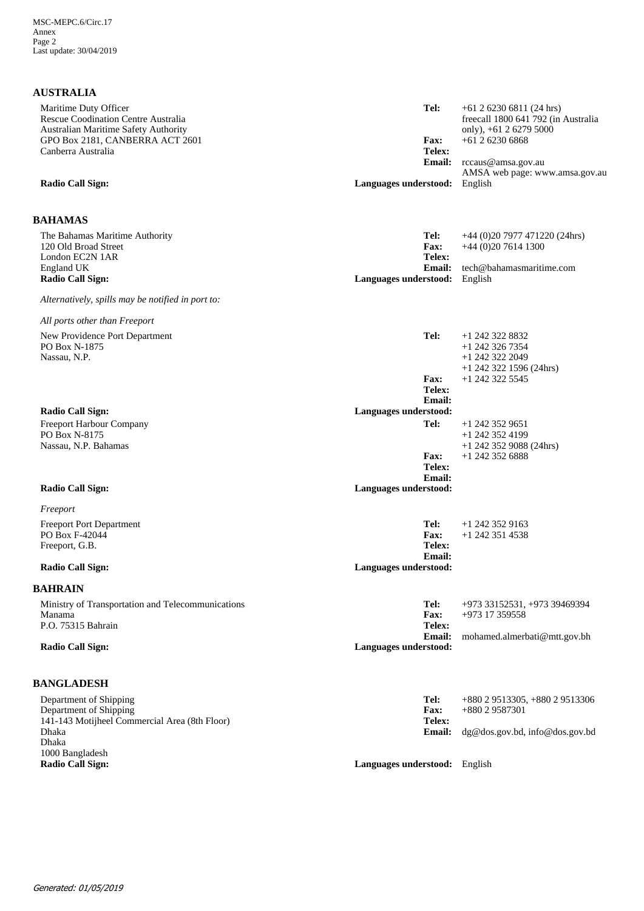## AUSTRALIA

Maritime Duty Officer
Rescue Coodination Centre Australia
Australian Maritime Safety Authority
GPO Box 2181, CANBERRA ACT 2601
Canberra Australia

**Radio Call Sign:**

**Tel:** +61 2 6230 6811 (24 hrs) freecall 1800 641 792 (in Australia only), +61 2 6279 5000
**Fax:** +61 2 6230 6868
**Telex:**
**Email:** rccaus@amsa.gov.au
AMSA web page: www.amsa.gov.au
**Languages understood:** English

## BAHAMAS

The Bahamas Maritime Authority
120 Old Broad Street
London EC2N 1AR
England UK
**Radio Call Sign:**

**Tel:** +44 (0)20 7977 471220 (24hrs)
**Fax:** +44 (0)20 7614 1300
**Telex:**
**Email:** tech@bahamasmaritime.com
**Languages understood:** English

*Alternatively, spills may be notified in port to:*

*All ports other than Freeport*

New Providence Port Department
PO Box N-1875
Nassau, N.P.

**Radio Call Sign:**

**Tel:** +1 242 322 8832
+1 242 326 7354
+1 242 322 2049
+1 242 322 1596 (24hrs)
**Fax:** +1 242 322 5545
**Telex:**
**Email:**
**Languages understood:**

Freeport Harbour Company
PO Box N-8175
Nassau, N.P. Bahamas

**Radio Call Sign:**

**Tel:** +1 242 352 9651
+1 242 352 4199
+1 242 352 9088 (24hrs)
**Fax:** +1 242 352 6888
**Telex:**
**Email:**
**Languages understood:**

*Freeport*

Freeport Port Department
PO Box F-42044
Freeport, G.B.

**Radio Call Sign:**

**Tel:** +1 242 352 9163
**Fax:** +1 242 351 4538
**Telex:**
**Email:**
**Languages understood:**

## BAHRAIN

Ministry of Transportation and Telecommunications
Manama
P.O. 75315 Bahrain

**Radio Call Sign:**

**Tel:** +973 33152531, +973 39469394
**Fax:** +973 17 359558
**Telex:**
**Email:** mohamed.almerbati@mtt.gov.bh
**Languages understood:**

## BANGLADESH

Department of Shipping
Department of Shipping
141-143 Motijheel Commercial Area (8th Floor)
Dhaka
Dhaka
1000 Bangladesh
**Radio Call Sign:**

**Tel:** +880 2 9513305, +880 2 9513306
**Fax:** +880 2 9587301
**Telex:**
**Email:** dg@dos.gov.bd, info@dos.gov.bd
**Languages understood:** English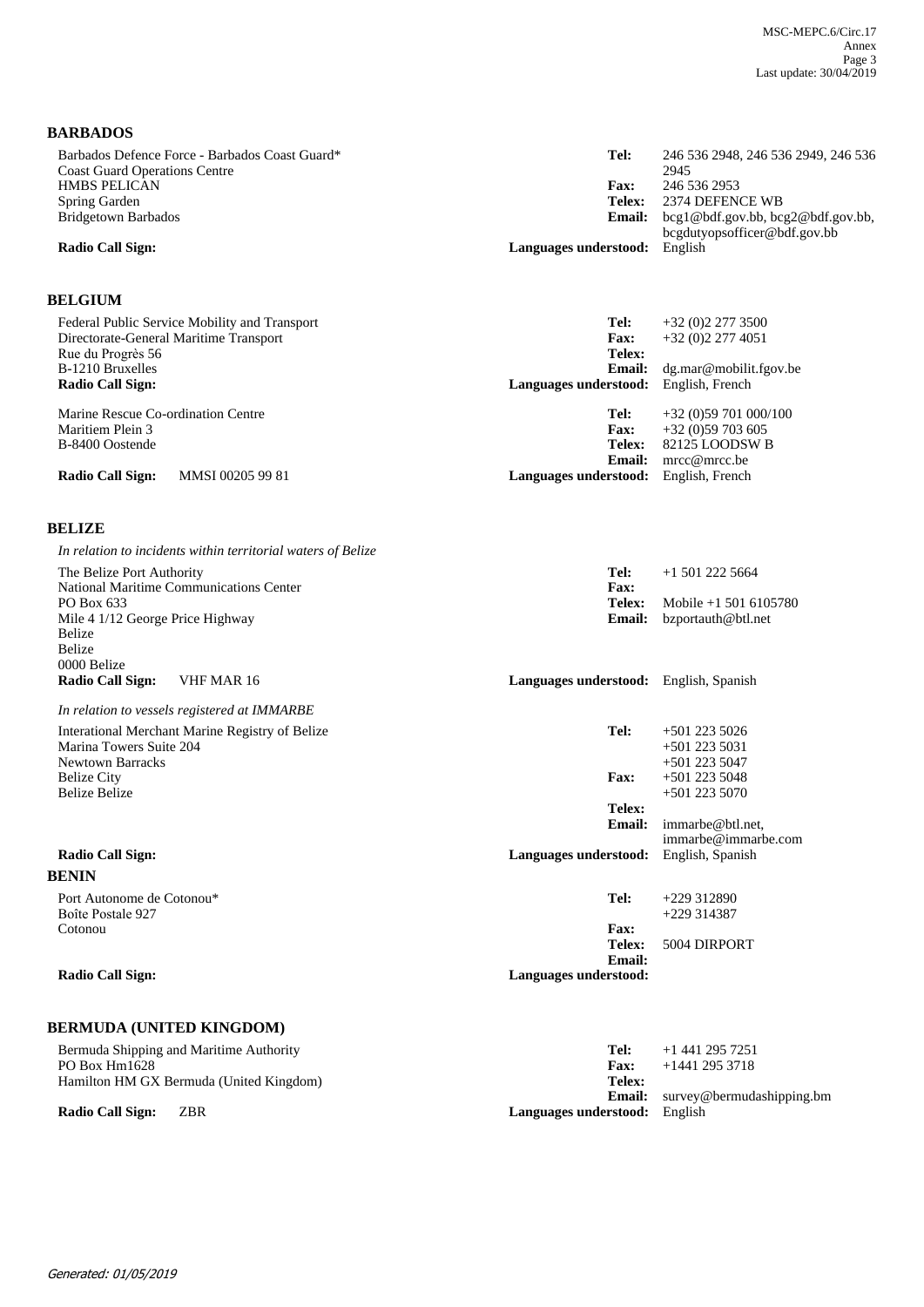## BARBADOS

Barbados Defence Force - Barbados Coast Guard*
Coast Guard Operations Centre
HMBS PELICAN
Spring Garden
Bridgetown Barbados

**Tel:** 246 536 2948, 246 536 2949, 246 536 2945
**Fax:** 246 536 2953
**Telex:** 2374 DEFENCE WB
**Email:** bcg1@bdf.gov.bb, bcg2@bdf.gov.bb, bcgdutyopsofficer@bdf.gov.bb
**Radio Call Sign:**
**Languages understood:** English

## BELGIUM

Federal Public Service Mobility and Transport
Directorate-General Maritime Transport
Rue du Progrès 56
B-1210 Bruxelles

**Tel:** +32 (0)2 277 3500
**Fax:** +32 (0)2 277 4051
**Telex:**
**Email:** dg.mar@mobilit.fgov.be
**Radio Call Sign:**
**Languages understood:** English, French

Marine Rescue Co-ordination Centre
Maritiem Plein 3
B-8400 Oostende

**Tel:** +32 (0)59 701 000/100
**Fax:** +32 (0)59 703 605
**Telex:** 82125 LOODSW B
**Email:** mrcc@mrcc.be
**Radio Call Sign:** MMSI 00205 99 81
**Languages understood:** English, French

## BELIZE

*In relation to incidents within territorial waters of Belize*

The Belize Port Authority
National Maritime Communications Center
PO Box 633
Mile 4 1/12 George Price Highway
Belize
Belize
0000 Belize

**Tel:** +1 501 222 5664
**Fax:**
**Telex:** Mobile +1 501 6105780
**Email:** bzportauth@btl.net
**Radio Call Sign:** VHF MAR 16
**Languages understood:** English, Spanish

*In relation to vessels registered at IMMARBE*

Interational Merchant Marine Registry of Belize
Marina Towers Suite 204
Newtown Barracks
Belize City
Belize Belize

**Tel:** +501 223 5026, +501 223 5031, +501 223 5047
**Fax:** +501 223 5048, +501 223 5070
**Telex:**
**Email:** immarbe@btl.net, immarbe@immarbe.com
**Radio Call Sign:**
**Languages understood:** English, Spanish

## BENIN

Port Autonome de Cotonou*
Boîte Postale 927
Cotonou

**Tel:** +229 312890, +229 314387
**Fax:**
**Telex:** 5004 DIRPORT
**Email:**
**Radio Call Sign:**
**Languages understood:**

## BERMUDA (UNITED KINGDOM)

Bermuda Shipping and Maritime Authority
PO Box Hm1628
Hamilton HM GX Bermuda (United Kingdom)

**Tel:** +1 441 295 7251
**Fax:** +1441 295 3718
**Telex:**
**Email:** survey@bermudashipping.bm
**Radio Call Sign:** ZBR
**Languages understood:** English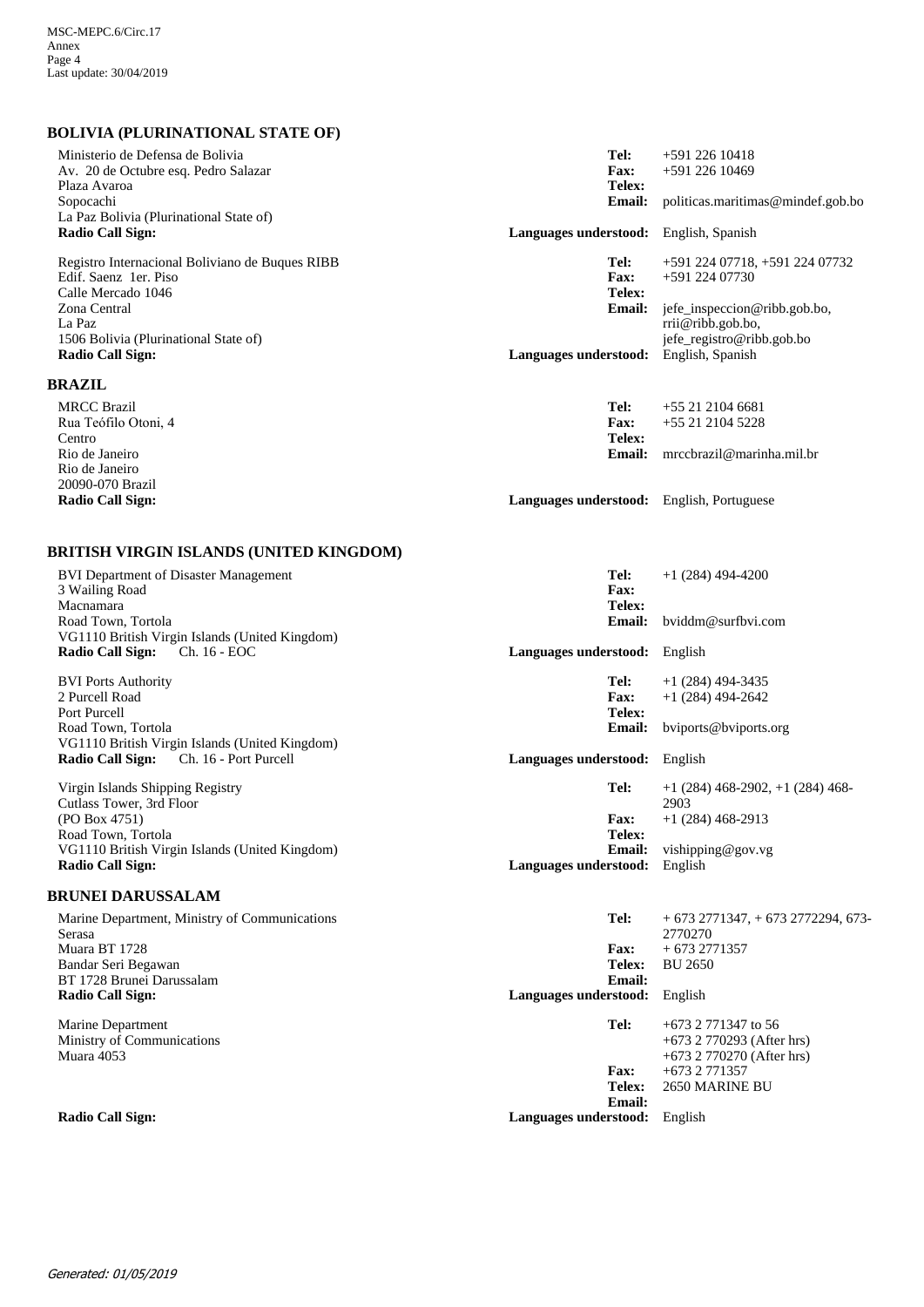## BOLIVIA (PLURINATIONAL STATE OF)

Ministerio de Defensa de Bolivia
Av. 20 de Octubre esq. Pedro Salazar
Plaza Avaroa
Sopocachi
La Paz Bolivia (Plurinational State of)
**Radio Call Sign:**

**Tel:** +591 226 10418
**Fax:** +591 226 10469
**Telex:**
**Email:** politicas.maritimas@mindef.gob.bo
**Languages understood:** English, Spanish

Registro Internacional Boliviano de Buques RIBB
Edif. Saenz 1er. Piso
Calle Mercado 1046
Zona Central
La Paz
1506 Bolivia (Plurinational State of)
**Radio Call Sign:**

**Tel:** +591 224 07718, +591 224 07732
**Fax:** +591 224 07730
**Telex:**
**Email:** jefe_inspeccion@ribb.gob.bo, rrii@ribb.gob.bo, jefe_registro@ribb.gob.bo
**Languages understood:** English, Spanish

## BRAZIL

MRCC Brazil
Rua Teófilo Otoni, 4
Centro
Rio de Janeiro
Rio de Janeiro
20090-070 Brazil
**Radio Call Sign:**

**Tel:** +55 21 2104 6681
**Fax:** +55 21 2104 5228
**Telex:**
**Email:** mrccbrazil@marinha.mil.br
**Languages understood:** English, Portuguese

## BRITISH VIRGIN ISLANDS (UNITED KINGDOM)

BVI Department of Disaster Management
3 Wailing Road
Macnamara
Road Town, Tortola
VG1110 British Virgin Islands (United Kingdom)
**Radio Call Sign:** Ch. 16 - EOC

**Tel:** +1 (284) 494-4200
**Fax:**
**Telex:**
**Email:** bviddm@surfbvi.com
**Languages understood:** English

BVI Ports Authority
2 Purcell Road
Port Purcell
Road Town, Tortola
VG1110 British Virgin Islands (United Kingdom)
**Radio Call Sign:** Ch. 16 - Port Purcell

**Tel:** +1 (284) 494-3435
**Fax:** +1 (284) 494-2642
**Telex:**
**Email:** bviports@bviports.org
**Languages understood:** English

Virgin Islands Shipping Registry
Cutlass Tower, 3rd Floor
(PO Box 4751)
Road Town, Tortola
VG1110 British Virgin Islands (United Kingdom)
**Radio Call Sign:**

**Tel:** +1 (284) 468-2902, +1 (284) 468-2903
**Fax:** +1 (284) 468-2913
**Telex:**
**Email:** vishipping@gov.vg
**Languages understood:** English

## BRUNEI DARUSSALAM

Marine Department, Ministry of Communications
Serasa
Muara BT 1728
Bandar Seri Begawan
BT 1728 Brunei Darussalam
**Radio Call Sign:**

**Tel:** + 673 2771347, + 673 2772294, 673-2770270
**Fax:** + 673 2771357
**Telex:** BU 2650
**Email:**
**Languages understood:** English

Marine Department
Ministry of Communications
Muara 4053
**Radio Call Sign:**

**Tel:** +673 2 771347 to 56
+673 2 770293 (After hrs)
+673 2 770270 (After hrs)
**Fax:** +673 2 771357
**Telex:** 2650 MARINE BU
**Email:**
**Languages understood:** English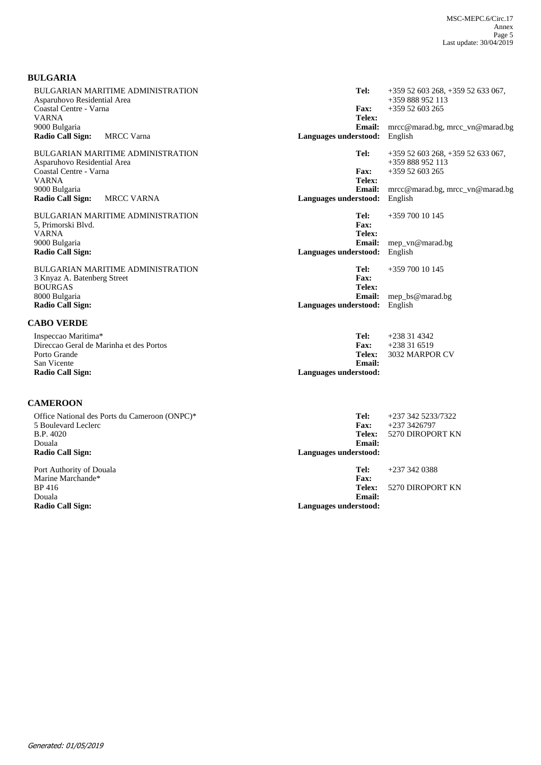## BULGARIA

BULGARIAN MARITIME ADMINISTRATION
Asparuhovo Residential Area
Coastal Centre - Varna
VARNA
9000 Bulgaria
**Radio Call Sign:** MRCC Varna

**Tel:** +359 52 603 268, +359 52 633 067, +359 888 952 113
**Fax:** +359 52 603 265
**Telex:**
**Email:** mrcc@marad.bg, mrcc_vn@marad.bg
**Languages understood:** English

BULGARIAN MARITIME ADMINISTRATION
Asparuhovo Residential Area
Coastal Centre - Varna
VARNA
9000 Bulgaria
**Radio Call Sign:** MRCC VARNA

**Tel:** +359 52 603 268, +359 52 633 067, +359 888 952 113
**Fax:** +359 52 603 265
**Telex:**
**Email:** mrcc@marad.bg, mrcc_vn@marad.bg
**Languages understood:** English

BULGARIAN MARITIME ADMINISTRATION
5, Primorski Blvd.
VARNA
9000 Bulgaria
**Radio Call Sign:**

**Tel:** +359 700 10 145
**Fax:**
**Telex:**
**Email:** mep_vn@marad.bg
**Languages understood:** English

BULGARIAN MARITIME ADMINISTRATION
3 Knyaz A. Batenberg Street
BOURGAS
8000 Bulgaria
**Radio Call Sign:**

**Tel:** +359 700 10 145
**Fax:**
**Telex:**
**Email:** mep_bs@marad.bg
**Languages understood:** English

## CABO VERDE

Inspeccao Maritima*
Direccao Geral de Marinha et des Portos
Porto Grande
San Vicente
**Radio Call Sign:**

**Tel:** +238 31 4342
**Fax:** +238 31 6519
**Telex:** 3032 MARPOR CV
**Email:**
**Languages understood:**

## CAMEROON

Office National des Ports du Cameroon (ONPC)*
5 Boulevard Leclerc
B.P. 4020
Douala
**Radio Call Sign:**

**Tel:** +237 342 5233/7322
**Fax:** +237 3426797
**Telex:** 5270 DIROPORT KN
**Email:**
**Languages understood:**

Port Authority of Douala
Marine Marchande*
BP 416
Douala
**Radio Call Sign:**

**Tel:** +237 342 0388
**Fax:**
**Telex:** 5270 DIROPORT KN
**Email:**
**Languages understood:**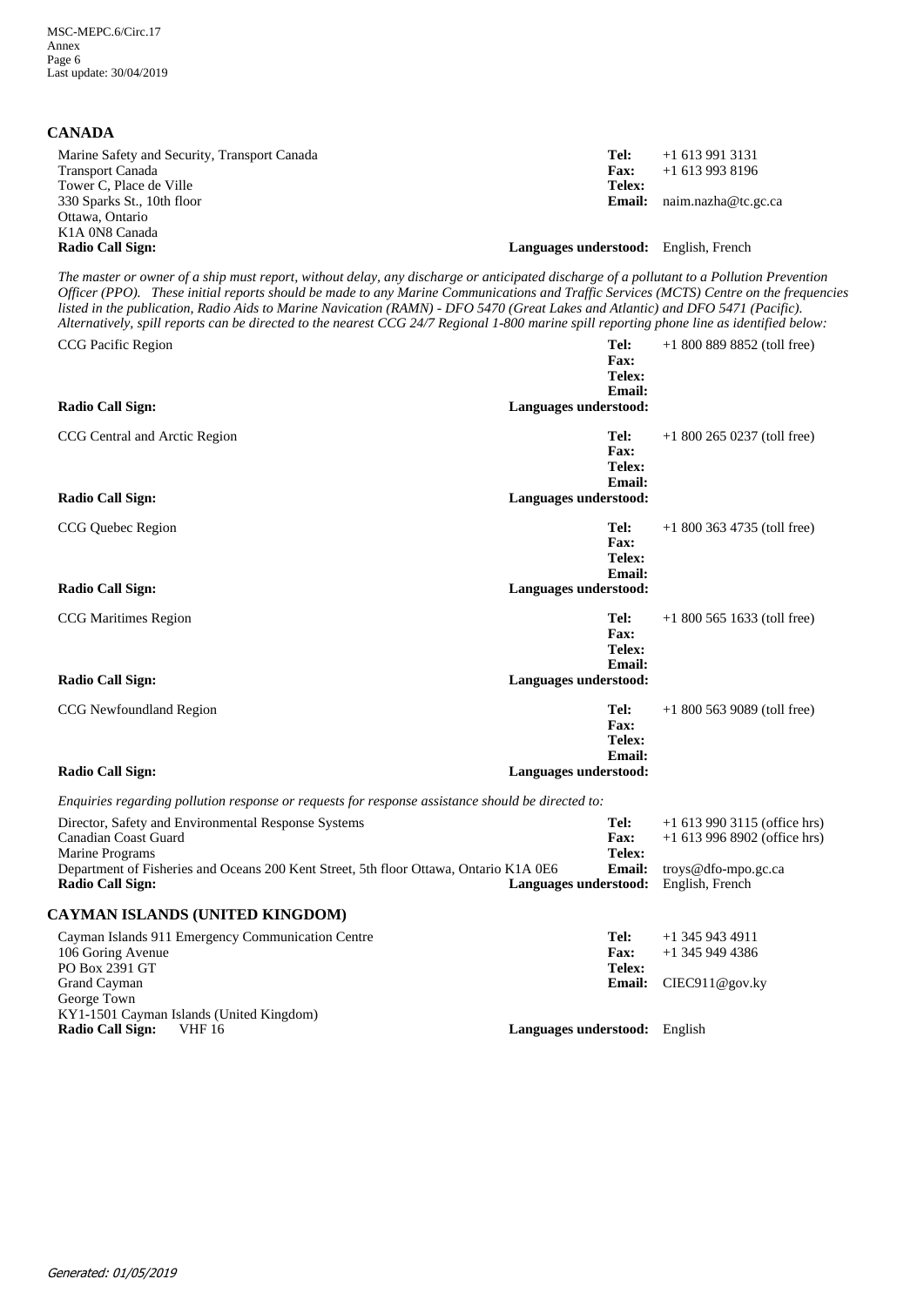## CANADA

Marine Safety and Security, Transport Canada
Transport Canada
Tower C, Place de Ville
330 Sparks St., 10th floor
Ottawa, Ontario
K1A 0N8 Canada
**Radio Call Sign:**

**Tel:** +1 613 991 3131
**Fax:** +1 613 993 8196
**Telex:**
**Email:** naim.nazha@tc.gc.ca
**Languages understood:** English, French

*The master or owner of a ship must report, without delay, any discharge or anticipated discharge of a pollutant to a Pollution Prevention Officer (PPO). These initial reports should be made to any Marine Communications and Traffic Services (MCTS) Centre on the frequencies listed in the publication, Radio Aids to Marine Navication (RAMN) - DFO 5470 (Great Lakes and Atlantic) and DFO 5471 (Pacific). Alternatively, spill reports can be directed to the nearest CCG 24/7 Regional 1-800 marine spill reporting phone line as identified below:*

CCG Pacific Region
**Radio Call Sign:**

**Tel:** +1 800 889 8852 (toll free)
**Fax:**
**Telex:**
**Email:**
**Languages understood:**

CCG Central and Arctic Region
**Radio Call Sign:**

**Tel:** +1 800 265 0237 (toll free)
**Fax:**
**Telex:**
**Email:**
**Languages understood:**

CCG Quebec Region
**Radio Call Sign:**

**Tel:** +1 800 363 4735 (toll free)
**Fax:**
**Telex:**
**Email:**
**Languages understood:**

CCG Maritimes Region
**Radio Call Sign:**

**Tel:** +1 800 565 1633 (toll free)
**Fax:**
**Telex:**
**Email:**
**Languages understood:**

CCG Newfoundland Region
**Radio Call Sign:**

**Tel:** +1 800 563 9089 (toll free)
**Fax:**
**Telex:**
**Email:**
**Languages understood:**

*Enquiries regarding pollution response or requests for response assistance should be directed to:*

Director, Safety and Environmental Response Systems
Canadian Coast Guard
Marine Programs
Department of Fisheries and Oceans 200 Kent Street, 5th floor Ottawa, Ontario K1A 0E6
**Radio Call Sign:**

**Tel:** +1 613 990 3115 (office hrs)
**Fax:** +1 613 996 8902 (office hrs)
**Telex:**
**Email:** troys@dfo-mpo.gc.ca
**Languages understood:** English, French

## CAYMAN ISLANDS (UNITED KINGDOM)

Cayman Islands 911 Emergency Communication Centre
106 Goring Avenue
PO Box 2391 GT
Grand Cayman
George Town
KY1-1501 Cayman Islands (United Kingdom)
**Radio Call Sign:** VHF 16

**Tel:** +1 345 943 4911
**Fax:** +1 345 949 4386
**Telex:**
**Email:** CIEC911@gov.ky
**Languages understood:** English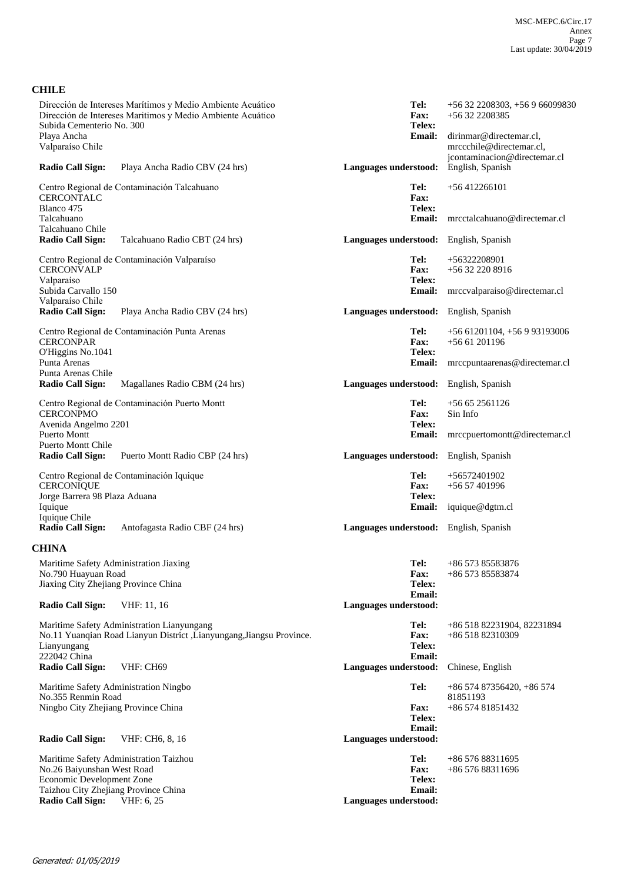## CHILE

Dirección de Intereses Marítimos y Medio Ambiente Acuático
Dirección de Intereses Maritimos y Medio Ambiente Acuático
Subida Cementerio No. 300
Playa Ancha
Valparaíso Chile

**Tel:** +56 32 2208303, +56 9 66099830
**Fax:** +56 32 2208385
**Telex:**
**Email:** dirinmar@directemar.cl, mrccchile@directemar.cl, jcontaminacion@directemar.cl

**Radio Call Sign:** Playa Ancha Radio CBV (24 hrs)
**Languages understood:** English, Spanish

Centro Regional de Contaminación Talcahuano
CERCONTALC
Blanco 475
Talcahuano
Talcahuano Chile

**Tel:** +56 412266101
**Fax:**
**Telex:**
**Email:** mrcctalcahuano@directemar.cl

**Radio Call Sign:** Talcahuano Radio CBT (24 hrs)
**Languages understood:** English, Spanish

Centro Regional de Contaminación Valparaíso
CERCONVALP
Valparaíso
Subida Carvallo 150
Valparaíso Chile

**Tel:** +56322208901
**Fax:** +56 32 220 8916
**Telex:**
**Email:** mrccvalparaiso@directemar.cl

**Radio Call Sign:** Playa Ancha Radio CBV (24 hrs)
**Languages understood:** English, Spanish

Centro Regional de Contaminación Punta Arenas
CERCONPAR
O'Higgins No.1041
Punta Arenas
Punta Arenas Chile

**Tel:** +56 61201104, +56 9 93193006
**Fax:** +56 61 201196
**Telex:**
**Email:** mrccpuntaarenas@directemar.cl

**Radio Call Sign:** Magallanes Radio CBM (24 hrs)
**Languages understood:** English, Spanish

Centro Regional de Contaminación Puerto Montt
CERCONPMO
Avenida Angelmo 2201
Puerto Montt
Puerto Montt Chile

**Tel:** +56 65 2561126
**Fax:** Sin Info
**Telex:**
**Email:** mrccpuertomontt@directemar.cl

**Radio Call Sign:** Puerto Montt Radio CBP (24 hrs)
**Languages understood:** English, Spanish

Centro Regional de Contaminación Iquique
CERCONIQUE
Jorge Barrera 98 Plaza Aduana
Iquique
Iquique Chile

**Tel:** +56572401902
**Fax:** +56 57 401996
**Telex:**
**Email:** iquique@dgtm.cl

**Radio Call Sign:** Antofagasta Radio CBF (24 hrs)
**Languages understood:** English, Spanish

## CHINA

Maritime Safety Administration Jiaxing
No.790 Huayuan Road
Jiaxing City Zhejiang Province China

**Tel:** +86 573 85583876
**Fax:** +86 573 85583874
**Telex:**
**Email:**

**Radio Call Sign:** VHF: 11, 16
**Languages understood:**

Maritime Safety Administration Lianyungang
No.11 Yuanqian Road Lianyun District ,Lianyungang,Jiangsu Province.
Lianyungang
222042 China

**Tel:** +86 518 82231904, 82231894
**Fax:** +86 518 82310309
**Telex:**
**Email:**

**Radio Call Sign:** VHF: CH69
**Languages understood:** Chinese, English

Maritime Safety Administration Ningbo
No.355 Renmin Road
Ningbo City Zhejiang Province China

**Tel:** +86 574 87356420, +86 574 81851193
**Fax:** +86 574 81851432
**Telex:**
**Email:**

**Radio Call Sign:** VHF: CH6, 8, 16
**Languages understood:**

Maritime Safety Administration Taizhou
No.26 Baiyunshan West Road
Economic Development Zone
Taizhou City Zhejiang Province China

**Tel:** +86 576 88311695
**Fax:** +86 576 88311696
**Telex:**
**Email:**

**Radio Call Sign:** VHF: 6, 25
**Languages understood:**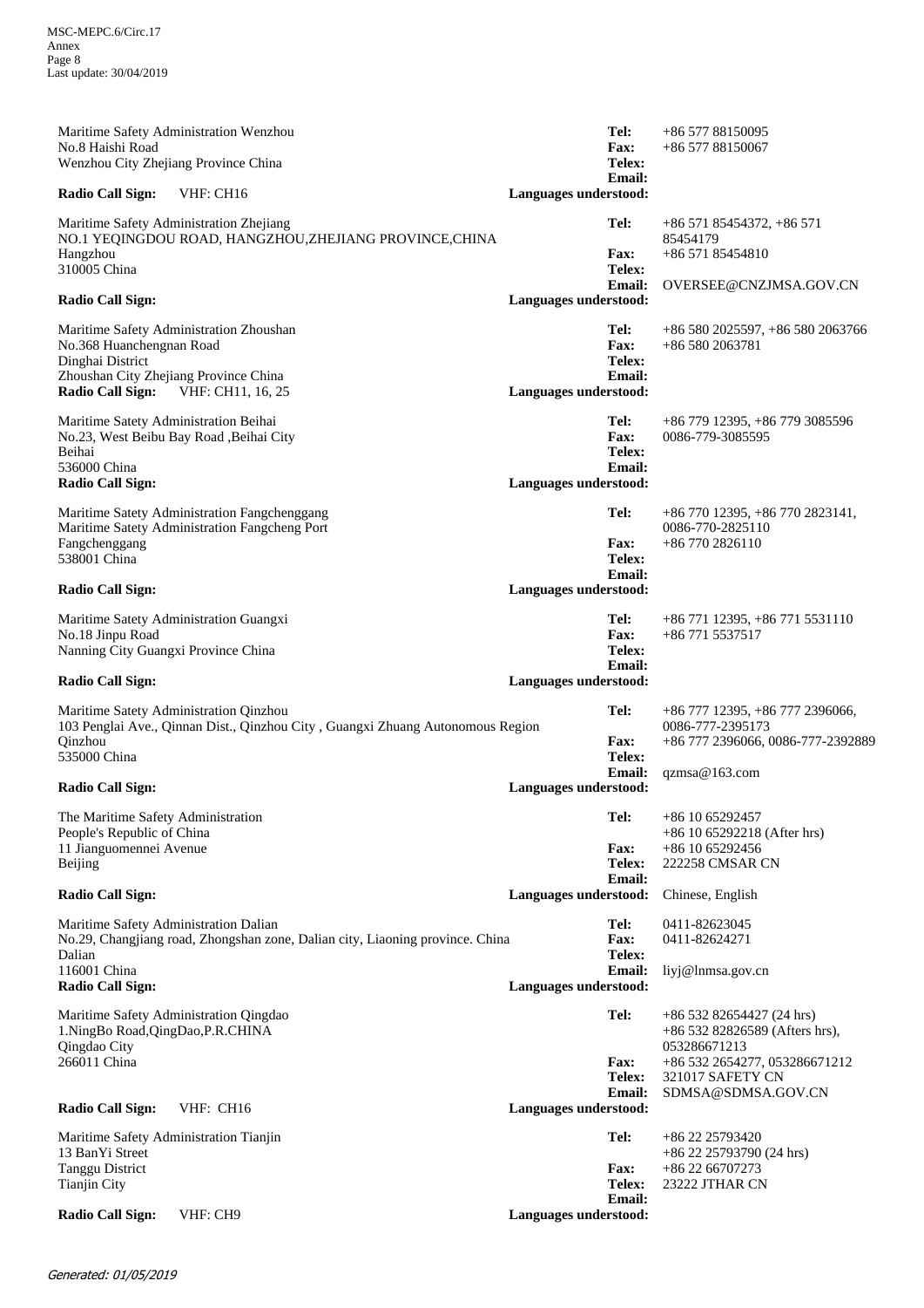Maritime Safety Administration Wenzhou
No.8 Haishi Road
Wenzhou City Zhejiang Province China

**Radio Call Sign:** VHF: CH16

**Tel:** +86 577 88150095
**Fax:** +86 577 88150067
**Telex:**
**Email:**
**Languages understood:**

Maritime Safety Administration Zhejiang
NO.1 YEQINGDOU ROAD, HANGZHOU,ZHEJIANG PROVINCE,CHINA
Hangzhou
310005 China

**Radio Call Sign:**

**Tel:** +86 571 85454372, +86 571 85454179
**Fax:** +86 571 85454810
**Telex:**
**Email:** OVERSEE@CNZJMSA.GOV.CN
**Languages understood:**

Maritime Safety Administration Zhoushan
No.368 Huanchengnan Road
Dinghai District
Zhoushan City Zhejiang Province China

**Radio Call Sign:** VHF: CH11, 16, 25

**Tel:** +86 580 2025597, +86 580 2063766
**Fax:** +86 580 2063781
**Telex:**
**Email:**
**Languages understood:**

Maritime Satety Administration Beihai
No.23, West Beibu Bay Road ,Beihai City
Beihai
536000 China

**Radio Call Sign:**

**Tel:** +86 779 12395, +86 779 3085596
**Fax:** 0086-779-3085595
**Telex:**
**Email:**
**Languages understood:**

Maritime Satety Administration Fangchenggang
Maritime Satety Administration Fangcheng Port
Fangchenggang
538001 China

**Radio Call Sign:**

**Tel:** +86 770 12395, +86 770 2823141, 0086-770-2825110
**Fax:** +86 770 2826110
**Telex:**
**Email:**
**Languages understood:**

Maritime Satety Administration Guangxi
No.18 Jinpu Road
Nanning City Guangxi Province China

**Radio Call Sign:**

**Tel:** +86 771 12395, +86 771 5531110
**Fax:** +86 771 5537517
**Telex:**
**Email:**
**Languages understood:**

Maritime Satety Administration Qinzhou
103 Penglai Ave., Qinnan Dist., Qinzhou City , Guangxi Zhuang Autonomous Region
Qinzhou
535000 China

**Radio Call Sign:**

**Tel:** +86 777 12395, +86 777 2396066, 0086-777-2395173
**Fax:** +86 777 2396066, 0086-777-2392889
**Telex:**
**Email:** qzmsa@163.com
**Languages understood:**

The Maritime Safety Administration
People's Republic of China
11 Jianguomennei Avenue
Beijing

**Radio Call Sign:**

**Tel:** +86 10 65292457
+86 10 65292218 (After hrs)
**Fax:** +86 10 65292456
**Telex:** 222258 CMSAR CN
**Email:**
**Languages understood:** Chinese, English

Maritime Safety Administration Dalian
No.29, Changjiang road, Zhongshan zone, Dalian city, Liaoning province. China
Dalian
116001 China

**Radio Call Sign:**

**Tel:** 0411-82623045
**Fax:** 0411-82624271
**Telex:**
**Email:** liyj@lnmsa.gov.cn
**Languages understood:**

Maritime Safety Administration Qingdao
1.NingBo Road,QingDao,P.R.CHINA
Qingdao City
266011 China

**Radio Call Sign:** VHF: CH16

**Tel:** +86 532 82654427 (24 hrs)
+86 532 82826589 (Afters hrs), 053286671213
**Fax:** +86 532 2654277, 053286671212
**Telex:** 321017 SAFETY CN
**Email:** SDMSA@SDMSA.GOV.CN
**Languages understood:**

Maritime Safety Administration Tianjin
13 BanYi Street
Tanggu District
Tianjin City

**Radio Call Sign:** VHF: CH9

**Tel:** +86 22 25793420
+86 22 25793790 (24 hrs)
**Fax:** +86 22 66707273
**Telex:** 23222 JTHAR CN
**Email:**
**Languages understood:**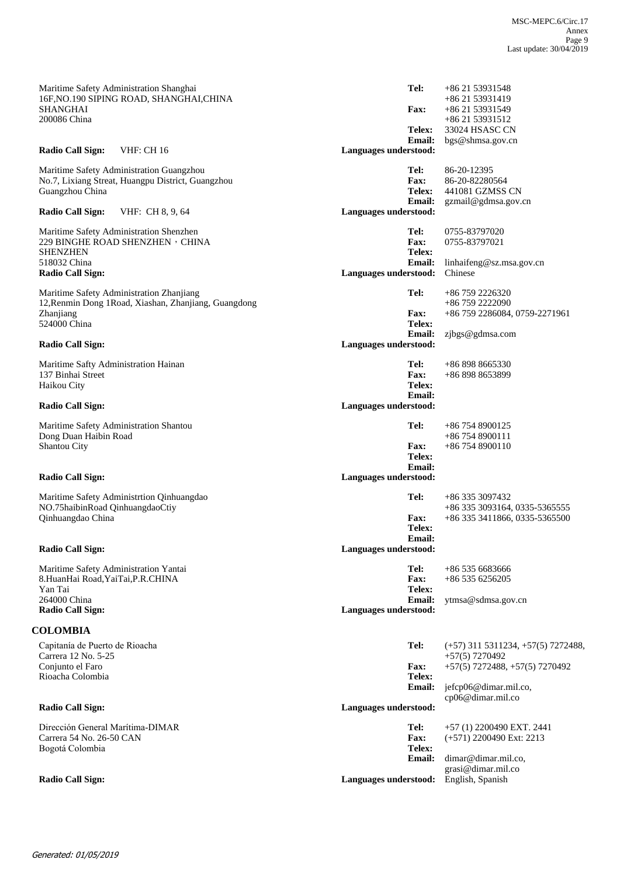Maritime Safety Administration Shanghai
16F,NO.190 SIPING ROAD, SHANGHAI,CHINA
SHANGHAI
200086 China

**Radio Call Sign:** VHF: CH 16

**Tel:** +86 21 53931548
+86 21 53931419
**Fax:** +86 21 53931549
+86 21 53931512
**Telex:** 33024 HSASC CN
**Email:** bgs@shmsa.gov.cn
**Languages understood:**

Maritime Safety Administration Guangzhou
No.7, Lixiang Streat, Huangpu District, Guangzhou
Guangzhou China

**Radio Call Sign:** VHF: CH 8, 9, 64

**Tel:** 86-20-12395
**Fax:** 86-20-82280564
**Telex:** 441081 GZMSS CN
**Email:** gzmail@gdmsa.gov.cn
**Languages understood:**

Maritime Safety Administration Shenzhen
229 BINGHE ROAD SHENZHEN，CHINA
SHENZHEN
518032 China
**Radio Call Sign:**

**Tel:** 0755-83797020
**Fax:** 0755-83797021
**Telex:**
**Email:** linhaifeng@sz.msa.gov.cn
**Languages understood:** Chinese

Maritime Safety Administration Zhanjiang
12,Renmin Dong 1Road, Xiashan, Zhanjiang, Guangdong
Zhanjiang
524000 China

**Radio Call Sign:**

**Tel:** +86 759 2226320
+86 759 2222090
**Fax:** +86 759 2286084, 0759-2271961
**Telex:**
**Email:** zjbgs@gdmsa.com
**Languages understood:**

Maritime Safty Administration Hainan
137 Binhai Street
Haikou City

**Radio Call Sign:**

**Tel:** +86 898 8665330
**Fax:** +86 898 8653899
**Telex:**
**Email:**
**Languages understood:**

Maritime Safety Administration Shantou
Dong Duan Haibin Road
Shantou City

**Radio Call Sign:**

**Tel:** +86 754 8900125
+86 754 8900111
**Fax:** +86 754 8900110
**Telex:**
**Email:**
**Languages understood:**

Maritime Safety Administrtion Qinhuangdao
NO.75haibinRoad QinhuangdaoCtiy
Qinhuangdao China

**Radio Call Sign:**

**Tel:** +86 335 3097432
+86 335 3093164, 0335-5365555
**Fax:** +86 335 3411866, 0335-5365500
**Telex:**
**Email:**
**Languages understood:**

Maritime Safety Administration Yantai
8.HuanHai Road,YaiTai,P.R.CHINA
Yan Tai
264000 China
**Radio Call Sign:**

**Tel:** +86 535 6683666
**Fax:** +86 535 6256205
**Telex:**
**Email:** ytmsa@sdmsa.gov.cn
**Languages understood:**

## COLOMBIA

Capitanía de Puerto de Rioacha
Carrera 12 No. 5-25
Conjunto el Faro
Rioacha Colombia

**Radio Call Sign:**

**Tel:** (+57) 311 5311234, +57(5) 7272488, +57(5) 7270492
**Fax:** +57(5) 7272488, +57(5) 7270492
**Telex:**
**Email:** jefcp06@dimar.mil.co, cp06@dimar.mil.co
**Languages understood:**

Dirección General Marítima-DIMAR
Carrera 54 No. 26-50 CAN
Bogotá Colombia

**Radio Call Sign:**

**Tel:** +57 (1) 2200490 EXT. 2441
**Fax:** (+571) 2200490 Ext: 2213
**Telex:**
**Email:** dimar@dimar.mil.co, grasi@dimar.mil.co
**Languages understood:** English, Spanish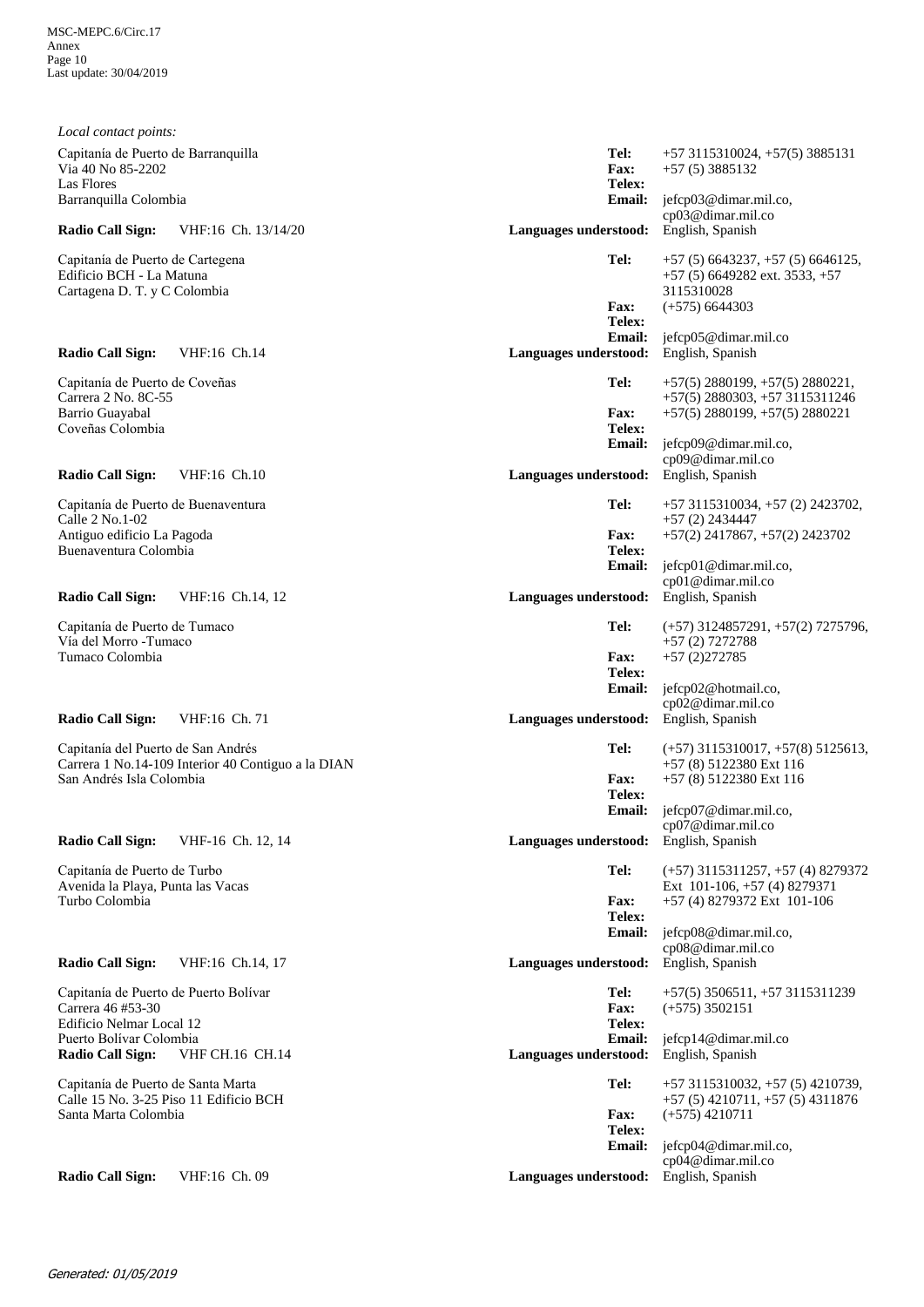*Local contact points:*

Capitanía de Puerto de Barranquilla
Via 40 No 85-2202
Las Flores
Barranquilla Colombia

**Tel:** +57 3115310024, +57(5) 3885131
**Fax:** +57 (5) 3885132
**Telex:**
**Email:** jefcp03@dimar.mil.co, cp03@dimar.mil.co
**Radio Call Sign:** VHF:16 Ch. 13/14/20
**Languages understood:** English, Spanish

Capitanía de Puerto de Cartegena
Edificio BCH - La Matuna
Cartagena D. T. y C Colombia

**Tel:** +57 (5) 6643237, +57 (5) 6646125, +57 (5) 6649282 ext. 3533, +57 3115310028
**Fax:** (+575) 6644303
**Telex:**
**Email:** jefcp05@dimar.mil.co
**Radio Call Sign:** VHF:16 Ch.14
**Languages understood:** English, Spanish

Capitanía de Puerto de Coveñas
Carrera 2 No. 8C-55
Barrio Guayabal
Coveñas Colombia

**Tel:** +57(5) 2880199, +57(5) 2880221, +57(5) 2880303, +57 3115311246
**Fax:** +57(5) 2880199, +57(5) 2880221
**Telex:**
**Email:** jefcp09@dimar.mil.co, cp09@dimar.mil.co
**Radio Call Sign:** VHF:16 Ch.10
**Languages understood:** English, Spanish

Capitanía de Puerto de Buenaventura
Calle 2 No.1-02
Antiguo edificio La Pagoda
Buenaventura Colombia

**Tel:** +57 3115310034, +57 (2) 2423702, +57 (2) 2434447
**Fax:** +57(2) 2417867, +57(2) 2423702
**Telex:**
**Email:** jefcp01@dimar.mil.co, cp01@dimar.mil.co
**Radio Call Sign:** VHF:16 Ch.14, 12
**Languages understood:** English, Spanish

Capitanía de Puerto de Tumaco
Vía del Morro -Tumaco
Tumaco Colombia

**Tel:** (+57) 3124857291, +57(2) 7275796, +57 (2) 7272788
**Fax:** +57 (2)272785
**Telex:**
**Email:** jefcp02@hotmail.co, cp02@dimar.mil.co
**Radio Call Sign:** VHF:16 Ch. 71
**Languages understood:** English, Spanish

Capitanía del Puerto de San Andrés
Carrera 1 No.14-109 Interior 40 Contiguo a la DIAN
San Andrés Isla Colombia

**Tel:** (+57) 3115310017, +57(8) 5125613, +57 (8) 5122380 Ext 116
**Fax:** +57 (8) 5122380 Ext 116
**Telex:**
**Email:** jefcp07@dimar.mil.co, cp07@dimar.mil.co
**Radio Call Sign:** VHF-16 Ch. 12, 14
**Languages understood:** English, Spanish

Capitanía de Puerto de Turbo
Avenida la Playa, Punta las Vacas
Turbo Colombia

**Tel:** (+57) 3115311257, +57 (4) 8279372 Ext 101-106, +57 (4) 8279371
**Fax:** +57 (4) 8279372 Ext 101-106
**Telex:**
**Email:** jefcp08@dimar.mil.co, cp08@dimar.mil.co
**Radio Call Sign:** VHF:16 Ch.14, 17
**Languages understood:** English, Spanish

Capitanía de Puerto de Puerto Bolívar
Carrera 46 #53-30
Edificio Nelmar Local 12
Puerto Bolívar Colombia

**Tel:** +57(5) 3506511, +57 3115311239
**Fax:** (+575) 3502151
**Telex:**
**Email:** jefcp14@dimar.mil.co
**Radio Call Sign:** VHF CH.16 CH.14
**Languages understood:** English, Spanish

Capitanía de Puerto de Santa Marta
Calle 15 No. 3-25 Piso 11 Edificio BCH
Santa Marta Colombia

**Tel:** +57 3115310032, +57 (5) 4210739, +57 (5) 4210711, +57 (5) 4311876
**Fax:** (+575) 4210711
**Telex:**
**Email:** jefcp04@dimar.mil.co, cp04@dimar.mil.co
**Radio Call Sign:** VHF:16 Ch. 09
**Languages understood:** English, Spanish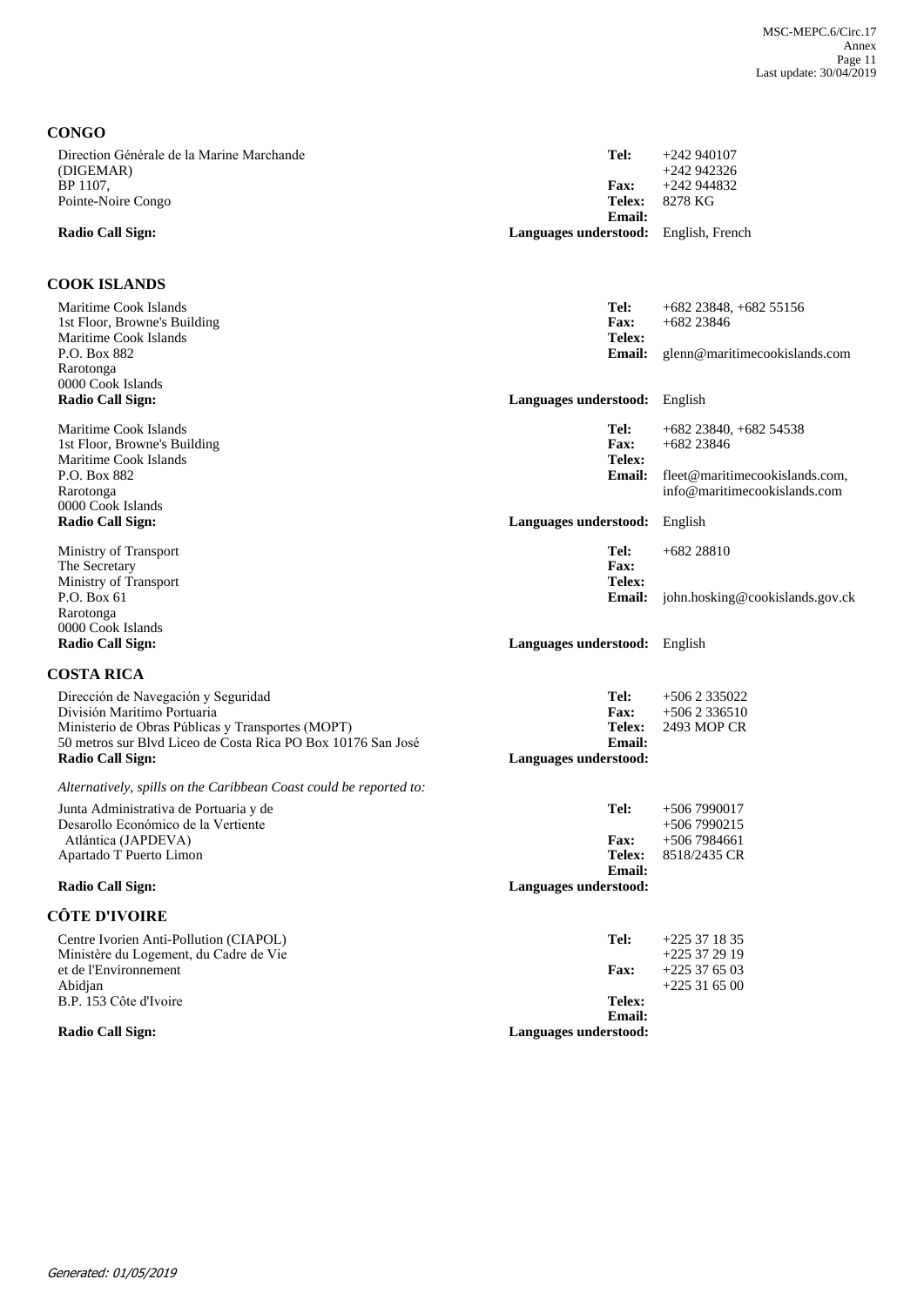## CONGO

Direction Générale de la Marine Marchande
(DIGEMAR)
BP 1107,
Pointe-Noire Congo

**Radio Call Sign:**

**Tel:** +242 940107
+242 942326
**Fax:** +242 944832
**Telex:** 8278 KG
**Email:**
**Languages understood:** English, French

## COOK ISLANDS

Maritime Cook Islands
1st Floor, Browne's Building
Maritime Cook Islands
P.O. Box 882
Rarotonga
0000 Cook Islands
**Radio Call Sign:**

**Tel:** +682 23848, +682 55156
**Fax:** +682 23846
**Telex:**
**Email:** glenn@maritimecookislands.com
**Languages understood:** English

Maritime Cook Islands
1st Floor, Browne's Building
Maritime Cook Islands
P.O. Box 882
Rarotonga
0000 Cook Islands
**Radio Call Sign:**

**Tel:** +682 23840, +682 54538
**Fax:** +682 23846
**Telex:**
**Email:** fleet@maritimecookislands.com, info@maritimecookislands.com
**Languages understood:** English

Ministry of Transport
The Secretary
Ministry of Transport
P.O. Box 61
Rarotonga
0000 Cook Islands
**Radio Call Sign:**

**Tel:** +682 28810
**Fax:**
**Telex:**
**Email:** john.hosking@cookislands.gov.ck
**Languages understood:** English

## COSTA RICA

Dirección de Navegación y Seguridad
División Maritimo Portuaria
Ministerio de Obras Públicas y Transportes (MOPT)
50 metros sur Blvd Liceo de Costa Rica PO Box 10176 San José
**Radio Call Sign:**

**Tel:** +506 2 335022
**Fax:** +506 2 336510
**Telex:** 2493 MOP CR
**Email:**
**Languages understood:**

*Alternatively, spills on the Caribbean Coast could be reported to:*

Junta Administrativa de Portuaria y de
Desarollo Económico de la Vertiente
Atlántica (JAPDEVA)
Apartado T Puerto Limon

**Radio Call Sign:**

**Tel:** +506 7990017
+506 7990215
**Fax:** +506 7984661
**Telex:** 8518/2435 CR
**Email:**
**Languages understood:**

## CÔTE D'IVOIRE

Centre Ivorien Anti-Pollution (CIAPOL)
Ministère du Logement, du Cadre de Vie
et de l'Environnement
Abidjan
B.P. 153 Côte d'Ivoire

**Radio Call Sign:**

**Tel:** +225 37 18 35
+225 37 29 19
**Fax:** +225 37 65 03
+225 31 65 00
**Telex:**
**Email:**
**Languages understood:**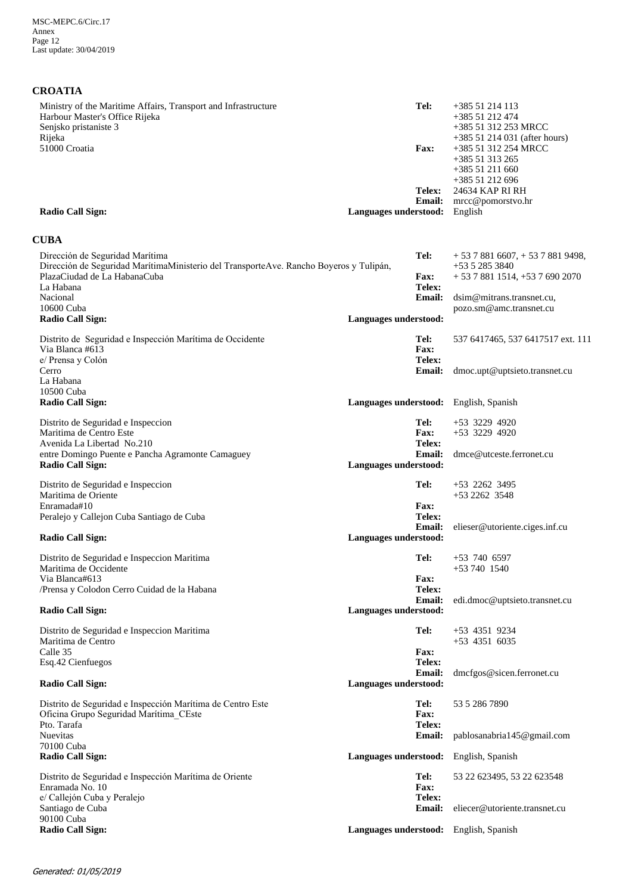## CROATIA

Ministry of the Maritime Affairs, Transport and Infrastructure
Harbour Master's Office Rijeka
Senjsko pristaniste 3
Rijeka
51000 Croatia

**Tel:** +385 51 214 113
+385 51 212 474
+385 51 312 253 MRCC
+385 51 214 031 (after hours)
**Fax:** +385 51 312 254 MRCC
+385 51 313 265
+385 51 211 660
+385 51 212 696
**Telex:** 24634 KAP RI RH
**Email:** mrcc@pomorstvo.hr
**Radio Call Sign:**
**Languages understood:** English

## CUBA

Dirección de Seguridad Marítima
Dirección de Seguridad MarítimaMinisterio del TransporteAve. Rancho Boyeros y Tulipán, PlazaCiudad de La HabanaCuba
La Habana
Nacional
10600 Cuba

**Tel:** + 53 7 881 6607, + 53 7 881 9498, +53 5 285 3840
**Fax:** + 53 7 881 1514, +53 7 690 2070
**Telex:**
**Email:** dsim@mitrans.transnet.cu, pozo.sm@amc.transnet.cu
**Radio Call Sign:**
**Languages understood:**

Distrito de Seguridad e Inspección Marítima de Occidente
Via Blanca #613
e/ Prensa y Colón
Cerro
La Habana
10500 Cuba

**Tel:** 537 6417465, 537 6417517 ext. 111
**Fax:**
**Telex:**
**Email:** dmoc.upt@uptsieto.transnet.cu
**Radio Call Sign:**
**Languages understood:** English, Spanish

Distrito de Seguridad e Inspeccion
Maritima de Centro Este
Avenida La Libertad No.210
entre Domingo Puente e Pancha Agramonte Camaguey

**Tel:** +53 3229 4920
**Fax:** +53 3229 4920
**Telex:**
**Email:** dmce@utceste.ferronet.cu
**Radio Call Sign:**
**Languages understood:**

Distrito de Seguridad e Inspeccion
Maritima de Oriente
Enramada#10
Peralejo y Callejon Cuba Santiago de Cuba

**Tel:** +53 2262 3495
+53 2262 3548
**Fax:**
**Telex:**
**Email:** elieser@utoriente.ciges.inf.cu
**Radio Call Sign:**
**Languages understood:**

Distrito de Seguridad e Inspeccion Maritima
Maritima de Occidente
Via Blanca#613
/Prensa y Colodon Cerro Cuidad de la Habana

**Tel:** +53 740 6597
+53 740 1540
**Fax:**
**Telex:**
**Email:** edi.dmoc@uptsieto.transnet.cu
**Radio Call Sign:**
**Languages understood:**

Distrito de Seguridad e Inspeccion Maritima
Maritima de Centro
Calle 35
Esq.42 Cienfuegos

**Tel:** +53 4351 9234
+53 4351 6035
**Fax:**
**Telex:**
**Email:** dmcfgos@sicen.ferronet.cu
**Radio Call Sign:**
**Languages understood:**

Distrito de Seguridad e Inspección Marítima de Centro Este
Oficina Grupo Seguridad Marítima_CEste
Pto. Tarafa
Nuevitas
70100 Cuba

**Tel:** 53 5 286 7890
**Fax:**
**Telex:**
**Email:** pablosanabria145@gmail.com
**Radio Call Sign:**
**Languages understood:** English, Spanish

Distrito de Seguridad e Inspección Marítima de Oriente
Enramada No. 10
e/ Callejón Cuba y Peralejo
Santiago de Cuba
90100 Cuba

**Tel:** 53 22 623495, 53 22 623548
**Fax:**
**Telex:**
**Email:** eliecer@utoriente.transnet.cu
**Radio Call Sign:**
**Languages understood:** English, Spanish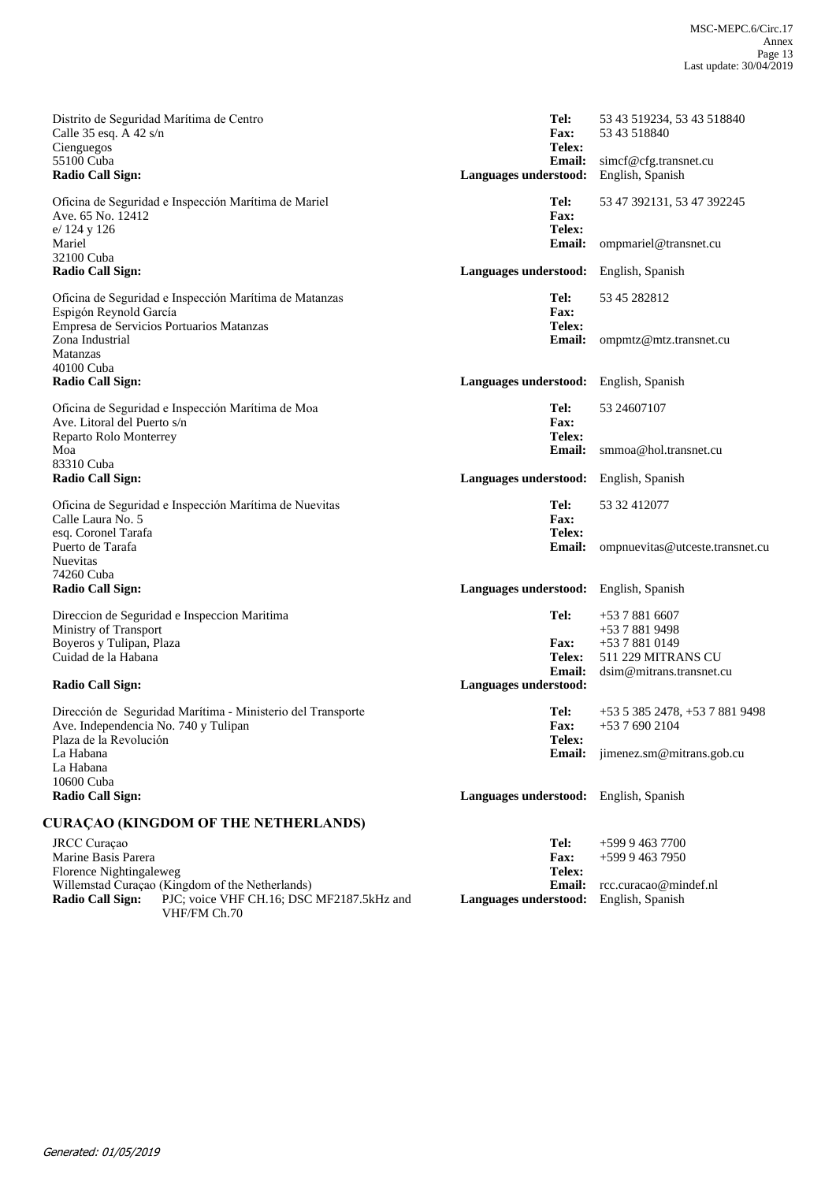Distrito de Seguridad Marítima de Centro
Calle 35 esq. A 42 s/n
Cienguegos
55100 Cuba
**Radio Call Sign:**

**Tel:** 53 43 519234, 53 43 518840
**Fax:** 53 43 518840
**Telex:**
**Email:** simcf@cfg.transnet.cu
**Languages understood:** English, Spanish

Oficina de Seguridad e Inspección Marítima de Mariel
Ave. 65 No. 12412
e/ 124 y 126
Mariel
32100 Cuba
**Radio Call Sign:**

**Tel:** 53 47 392131, 53 47 392245
**Fax:**
**Telex:**
**Email:** ompmariel@transnet.cu
**Languages understood:** English, Spanish

Oficina de Seguridad e Inspección Marítima de Matanzas
Espigón Reynold García
Empresa de Servicios Portuarios Matanzas
Zona Industrial
Matanzas
40100 Cuba
**Radio Call Sign:**

**Tel:** 53 45 282812
**Fax:**
**Telex:**
**Email:** ompmtz@mtz.transnet.cu
**Languages understood:** English, Spanish

Oficina de Seguridad e Inspección Marítima de Moa
Ave. Litoral del Puerto s/n
Reparto Rolo Monterrey
Moa
83310 Cuba
**Radio Call Sign:**

**Tel:** 53 24607107
**Fax:**
**Telex:**
**Email:** smmoa@hol.transnet.cu
**Languages understood:** English, Spanish

Oficina de Seguridad e Inspección Marítima de Nuevitas
Calle Laura No. 5
esq. Coronel Tarafa
Puerto de Tarafa
Nuevitas
74260 Cuba
**Radio Call Sign:**

**Tel:** 53 32 412077
**Fax:**
**Telex:**
**Email:** ompnuevitas@utceste.transnet.cu
**Languages understood:** English, Spanish

Direccion de Seguridad e Inspeccion Maritima
Ministry of Transport
Boyeros y Tulipan, Plaza
Cuidad de la Habana
**Radio Call Sign:**

**Tel:** +53 7 881 6607
+53 7 881 9498
**Fax:** +53 7 881 0149
**Telex:** 511 229 MITRANS CU
**Email:** dsim@mitrans.transnet.cu
**Languages understood:**

Dirección de Seguridad Marítima - Ministerio del Transporte
Ave. Independencia No. 740 y Tulipan
Plaza de la Revolución
La Habana
La Habana
10600 Cuba
**Radio Call Sign:**

**Tel:** +53 5 385 2478, +53 7 881 9498
**Fax:** +53 7 690 2104
**Telex:**
**Email:** jimenez.sm@mitrans.gob.cu
**Languages understood:** English, Spanish

## CURAÇAO (KINGDOM OF THE NETHERLANDS)

JRCC Curaçao
Marine Basis Parera
Florence Nightingaleweg
Willemstad Curaçao (Kingdom of the Netherlands)
**Radio Call Sign:** PJC; voice VHF CH.16; DSC MF2187.5kHz and VHF/FM Ch.70

**Tel:** +599 9 463 7700
**Fax:** +599 9 463 7950
**Telex:**
**Email:** rcc.curacao@mindef.nl
**Languages understood:** English, Spanish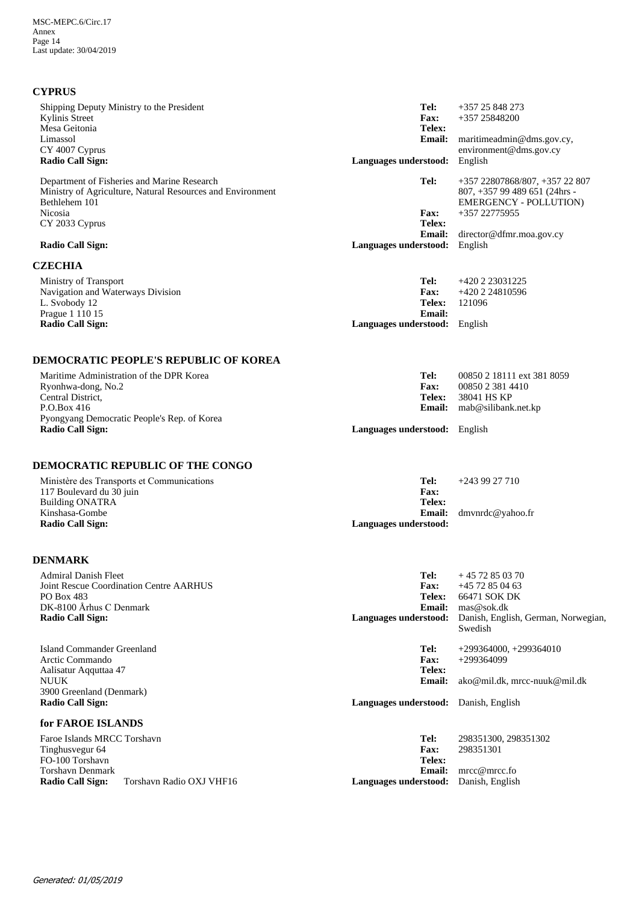## CYPRUS

Shipping Deputy Ministry to the President
Kylinis Street
Mesa Geitonia
Limassol
CY 4007 Cyprus
**Radio Call Sign:**

**Tel:** +357 25 848 273
**Fax:** +357 25848200
**Telex:**
**Email:** maritimeadmin@dms.gov.cy, environment@dms.gov.cy
**Languages understood:** English

Department of Fisheries and Marine Research
Ministry of Agriculture, Natural Resources and Environment
Bethlehem 101
Nicosia
CY 2033 Cyprus
**Radio Call Sign:**

**Tel:** +357 22807868/807, +357 22 807 807, +357 99 489 651 (24hrs - EMERGENCY - POLLUTION)
**Fax:** +357 22775955
**Telex:**
**Email:** director@dfmr.moa.gov.cy
**Languages understood:** English

## CZECHIA

Ministry of Transport
Navigation and Waterways Division
L. Svobody 12
Prague 1 110 15
**Radio Call Sign:**

**Tel:** +420 2 23031225
**Fax:** +420 2 24810596
**Telex:** 121096
**Email:**
**Languages understood:** English

## DEMOCRATIC PEOPLE'S REPUBLIC OF KOREA

Maritime Administration of the DPR Korea
Ryonhwa-dong, No.2
Central District,
P.O.Box 416
Pyongyang Democratic People's Rep. of Korea
**Radio Call Sign:**

**Tel:** 00850 2 18111 ext 381 8059
**Fax:** 00850 2 381 4410
**Telex:** 38041 HS KP
**Email:** mab@silibank.net.kp
**Languages understood:** English

## DEMOCRATIC REPUBLIC OF THE CONGO

Ministère des Transports et Communications
117 Boulevard du 30 juin
Building ONATRA
Kinshasa-Gombe
**Radio Call Sign:**

**Tel:** +243 99 27 710
**Fax:**
**Telex:**
**Email:** dmvnrdc@yahoo.fr
**Languages understood:**

## DENMARK

Admiral Danish Fleet
Joint Rescue Coordination Centre AARHUS
PO Box 483
DK-8100 Århus C Denmark
**Radio Call Sign:**

**Tel:** + 45 72 85 03 70
**Fax:** +45 72 85 04 63
**Telex:** 66471 SOK DK
**Email:** mas@sok.dk
**Languages understood:** Danish, English, German, Norwegian, Swedish

Island Commander Greenland
Arctic Commando
Aalisatur Aqquttaa 47
NUUK
3900 Greenland (Denmark)
**Radio Call Sign:**

**Tel:** +299364000, +299364010
**Fax:** +299364099
**Telex:**
**Email:** ako@mil.dk, mrcc-nuuk@mil.dk
**Languages understood:** Danish, English

### for FAROE ISLANDS

Faroe Islands MRCC Torshavn
Tinghusvegur 64
FO-100 Torshavn
Torshavn Denmark
**Radio Call Sign:** Torshavn Radio OXJ VHF16

**Tel:** 298351300, 298351302
**Fax:** 298351301
**Telex:**
**Email:** mrcc@mrcc.fo
**Languages understood:** Danish, English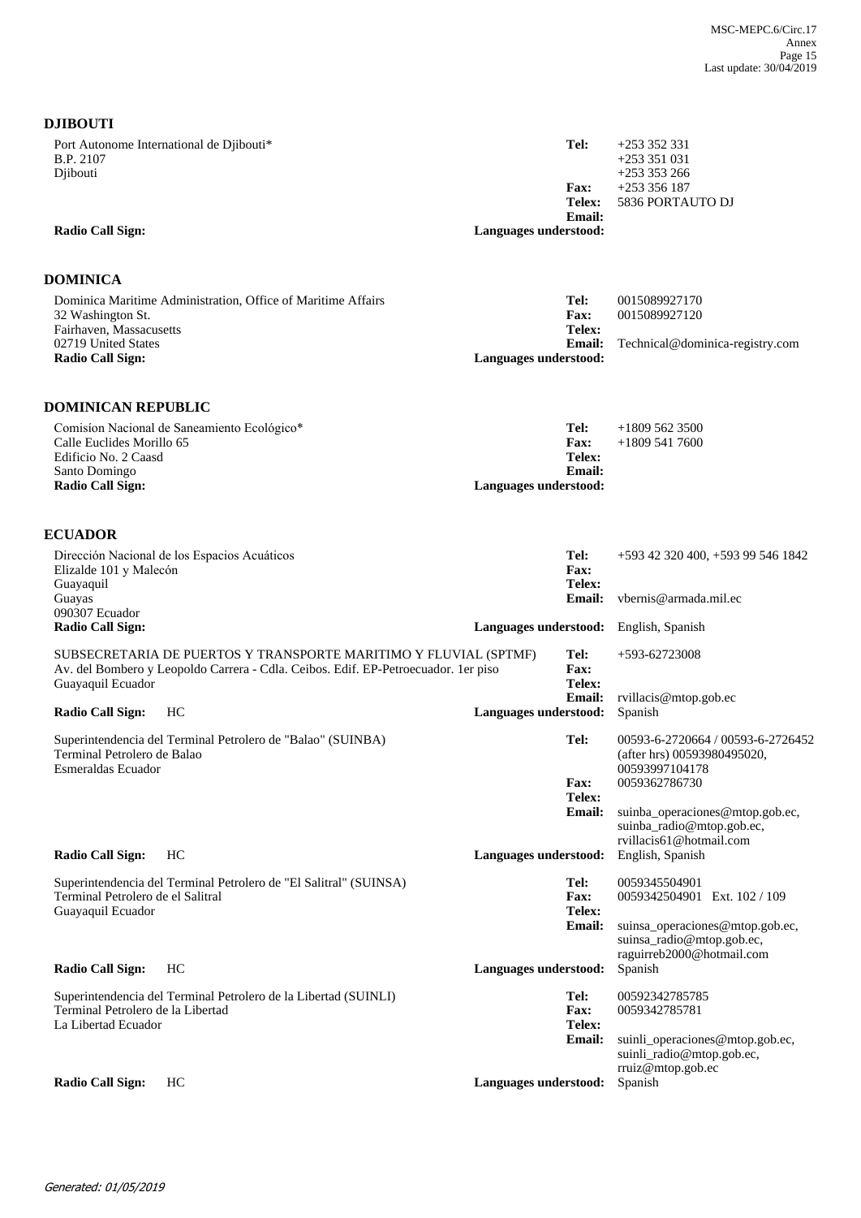## DJIBOUTI

Port Autonome International de Djibouti*
B.P. 2107
Djibouti

**Tel:** +253 352 331
+253 351 031
+253 353 266
**Fax:** +253 356 187
**Telex:** 5836 PORTAUTO DJ
**Email:**
**Radio Call Sign:**
**Languages understood:**

## DOMINICA

Dominica Maritime Administration, Office of Maritime Affairs
32 Washington St.
Fairhaven, Massacusetts
02719 United States

**Tel:** 0015089927170
**Fax:** 0015089927120
**Telex:**
**Email:** Technical@dominica-registry.com
**Radio Call Sign:**
**Languages understood:**

## DOMINICAN REPUBLIC

Comision Nacional de Saneamiento Ecológico*
Calle Euclides Morillo 65
Edificio No. 2 Caasd
Santo Domingo

**Tel:** +1809 562 3500
**Fax:** +1809 541 7600
**Telex:**
**Email:**
**Radio Call Sign:**
**Languages understood:**

## ECUADOR

Dirección Nacional de los Espacios Acuáticos
Elizalde 101 y Malecón
Guayaquil
Guayas
090307 Ecuador

**Tel:** +593 42 320 400, +593 99 546 1842
**Fax:**
**Telex:**
**Email:** vbernis@armada.mil.ec
**Radio Call Sign:**
**Languages understood:** English, Spanish

SUBSECRETARIA DE PUERTOS Y TRANSPORTE MARITIMO Y FLUVIAL (SPTMF)
Av. del Bombero y Leopoldo Carrera - Cdla. Ceibos. Edif. EP-Petroecuador. 1er piso
Guayaquil Ecuador

**Tel:** +593-62723008
**Fax:**
**Telex:**
**Email:** rvillacis@mtop.gob.ec
**Radio Call Sign:** HC
**Languages understood:** Spanish

Superintendencia del Terminal Petrolero de "Balao" (SUINBA)
Terminal Petrolero de Balao
Esmeraldas Ecuador

**Tel:** 00593-6-2720664 / 00593-6-2726452 (after hrs) 00593980495020, 00593997104178
**Fax:** 0059362786730
**Telex:**
**Email:** suinba_operaciones@mtop.gob.ec, suinba_radio@mtop.gob.ec, rvillacis61@hotmail.com
**Radio Call Sign:** HC
**Languages understood:** English, Spanish

Superintendencia del Terminal Petrolero de "El Salitral" (SUINSA)
Terminal Petrolero de el Salitral
Guayaquil Ecuador

**Tel:** 0059345504901
**Fax:** 0059342504901 Ext. 102 / 109
**Telex:**
**Email:** suinsa_operaciones@mtop.gob.ec, suinsa_radio@mtop.gob.ec, raguirreb2000@hotmail.com
**Radio Call Sign:** HC
**Languages understood:** Spanish

Superintendencia del Terminal Petrolero de la Libertad (SUINLI)
Terminal Petrolero de la Libertad
La Libertad Ecuador

**Tel:** 00592342785785
**Fax:** 0059342785781
**Telex:**
**Email:** suinli_operaciones@mtop.gob.ec, suinli_radio@mtop.gob.ec, rruiz@mtop.gob.ec
**Radio Call Sign:** HC
**Languages understood:** Spanish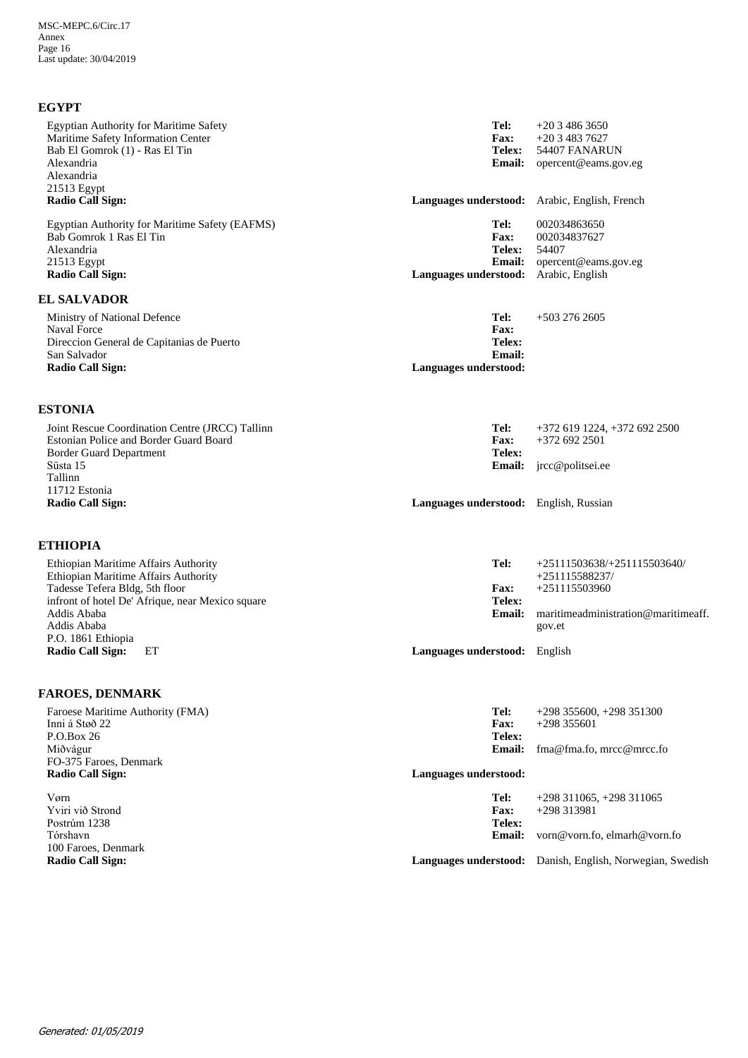## EGYPT

Egyptian Authority for Maritime Safety
Maritime Safety Information Center
Bab El Gomrok (1) - Ras El Tin
Alexandria
Alexandria
21513 Egypt
**Radio Call Sign:**

**Tel:** +20 3 486 3650
**Fax:** +20 3 483 7627
**Telex:** 54407 FANARUN
**Email:** opercent@eams.gov.eg
**Languages understood:** Arabic, English, French

Egyptian Authority for Maritime Safety (EAFMS)
Bab Gomrok 1 Ras El Tin
Alexandria
21513 Egypt
**Radio Call Sign:**

**Tel:** 002034863650
**Fax:** 002034837627
**Telex:** 54407
**Email:** opercent@eams.gov.eg
**Languages understood:** Arabic, English

## EL SALVADOR

Ministry of National Defence
Naval Force
Direccion General de Capitanias de Puerto
San Salvador
**Radio Call Sign:**

**Tel:** +503 276 2605
**Fax:**
**Telex:**
**Email:**
**Languages understood:**

## ESTONIA

Joint Rescue Coordination Centre (JRCC) Tallinn
Estonian Police and Border Guard Board
Border Guard Department
Süsta 15
Tallinn
11712 Estonia
**Radio Call Sign:**

**Tel:** +372 619 1224, +372 692 2500
**Fax:** +372 692 2501
**Telex:**
**Email:** jrcc@politsei.ee
**Languages understood:** English, Russian

## ETHIOPIA

Ethiopian Maritime Affairs Authority
Ethiopian Maritime Affairs Authority
Tadesse Tefera Bldg, 5th floor
infront of hotel De' Afrique, near Mexico square
Addis Ababa
Addis Ababa
P.O. 1861 Ethiopia
**Radio Call Sign:** ET

**Tel:** +25111503638/+251115503640/+251115588237/
**Fax:** +251115503960
**Telex:**
**Email:** maritimeadministration@maritimeaff.gov.et
**Languages understood:** English

## FAROES, DENMARK

Faroese Maritime Authority (FMA)
Inni á Støð 22
P.O.Box 26
Miðvágur
FO-375 Faroes, Denmark
**Radio Call Sign:**

**Tel:** +298 355600, +298 351300
**Fax:** +298 355601
**Telex:**
**Email:** fma@fma.fo, mrcc@mrcc.fo
**Languages understood:**

Vørn
Yviri við Strond
Postrúm 1238
Tórshavn
100 Faroes, Denmark
**Radio Call Sign:**

**Tel:** +298 311065, +298 311065
**Fax:** +298 313981
**Telex:**
**Email:** vorn@vorn.fo, elmarh@vorn.fo
**Languages understood:** Danish, English, Norwegian, Swedish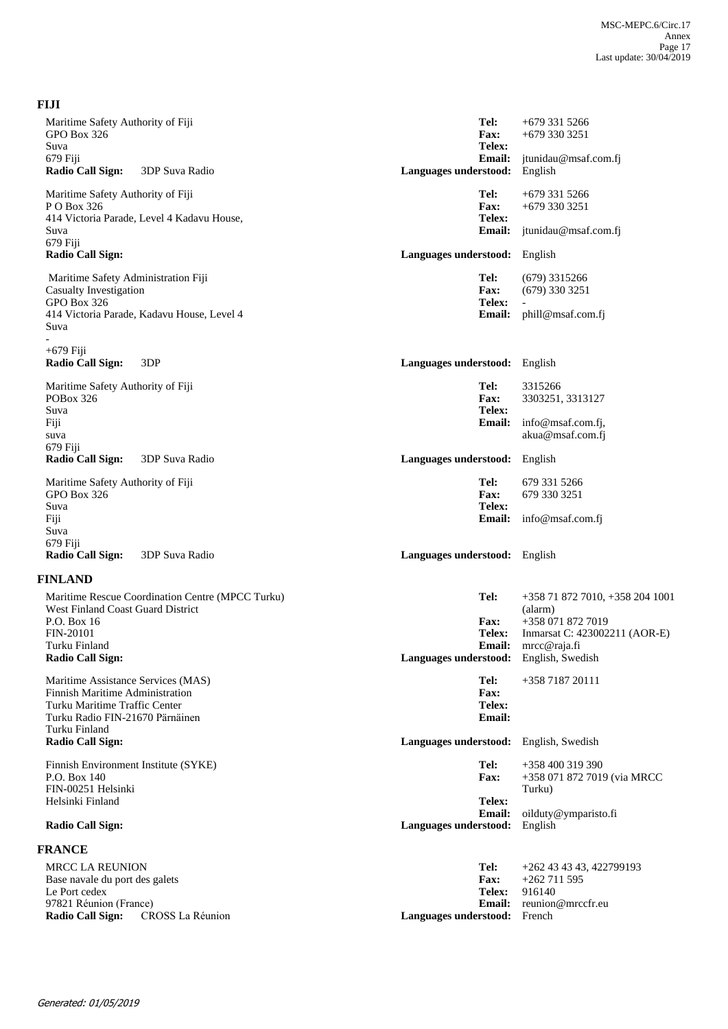## FIJI

Maritime Safety Authority of Fiji
GPO Box 326
Suva
679 Fiji
**Radio Call Sign:** 3DP Suva Radio

**Tel:** +679 331 5266
**Fax:** +679 330 3251
**Telex:**
**Email:** jtunidau@msaf.com.fj
**Languages understood:** English

Maritime Safety Authority of Fiji
P O Box 326
414 Victoria Parade, Level 4 Kadavu House,
Suva
679 Fiji
**Radio Call Sign:**

**Tel:** +679 331 5266
**Fax:** +679 330 3251
**Telex:**
**Email:** jtunidau@msaf.com.fj
**Languages understood:** English

Maritime Safety Administration Fiji
Casualty Investigation
GPO Box 326
414 Victoria Parade, Kadavu House, Level 4
Suva
-
+679 Fiji
**Radio Call Sign:** 3DP

**Tel:** (679) 3315266
**Fax:** (679) 330 3251
**Telex:** -
**Email:** phill@msaf.com.fj
**Languages understood:** English

Maritime Safety Authority of Fiji
POBox 326
Suva
Fiji
suva
679 Fiji
**Radio Call Sign:** 3DP Suva Radio

**Tel:** 3315266
**Fax:** 3303251, 3313127
**Telex:**
**Email:** info@msaf.com.fj, akua@msaf.com.fj
**Languages understood:** English

Maritime Safety Authority of Fiji
GPO Box 326
Suva
Fiji
Suva
679 Fiji
**Radio Call Sign:** 3DP Suva Radio

**Tel:** 679 331 5266
**Fax:** 679 330 3251
**Telex:**
**Email:** info@msaf.com.fj
**Languages understood:** English

## FINLAND

Maritime Rescue Coordination Centre (MPCC Turku)
West Finland Coast Guard District
P.O. Box 16
FIN-20101
Turku Finland
**Radio Call Sign:**

**Tel:** +358 71 872 7010, +358 204 1001 (alarm)
**Fax:** +358 071 872 7019
**Telex:** Inmarsat C: 423002211 (AOR-E)
**Email:** mrcc@raja.fi
**Languages understood:** English, Swedish

Maritime Assistance Services (MAS)
Finnish Maritime Administration
Turku Maritime Traffic Center
Turku Radio FIN-21670 Pärnäinen
Turku Finland
**Radio Call Sign:**

**Tel:** +358 7187 20111
**Fax:**
**Telex:**
**Email:**
**Languages understood:** English, Swedish

Finnish Environment Institute (SYKE)
P.O. Box 140
FIN-00251 Helsinki
Helsinki Finland
**Radio Call Sign:**

**Tel:** +358 400 319 390
**Fax:** +358 071 872 7019 (via MRCC Turku)
**Telex:**
**Email:** oilduty@ymparisto.fi
**Languages understood:** English

## FRANCE

MRCC LA REUNION
Base navale du port des galets
Le Port cedex
97821 Réunion (France)
**Radio Call Sign:** CROSS La Réunion

**Tel:** +262 43 43 43, 422799193
**Fax:** +262 711 595
**Telex:** 916140
**Email:** reunion@mrccfr.eu
**Languages understood:** French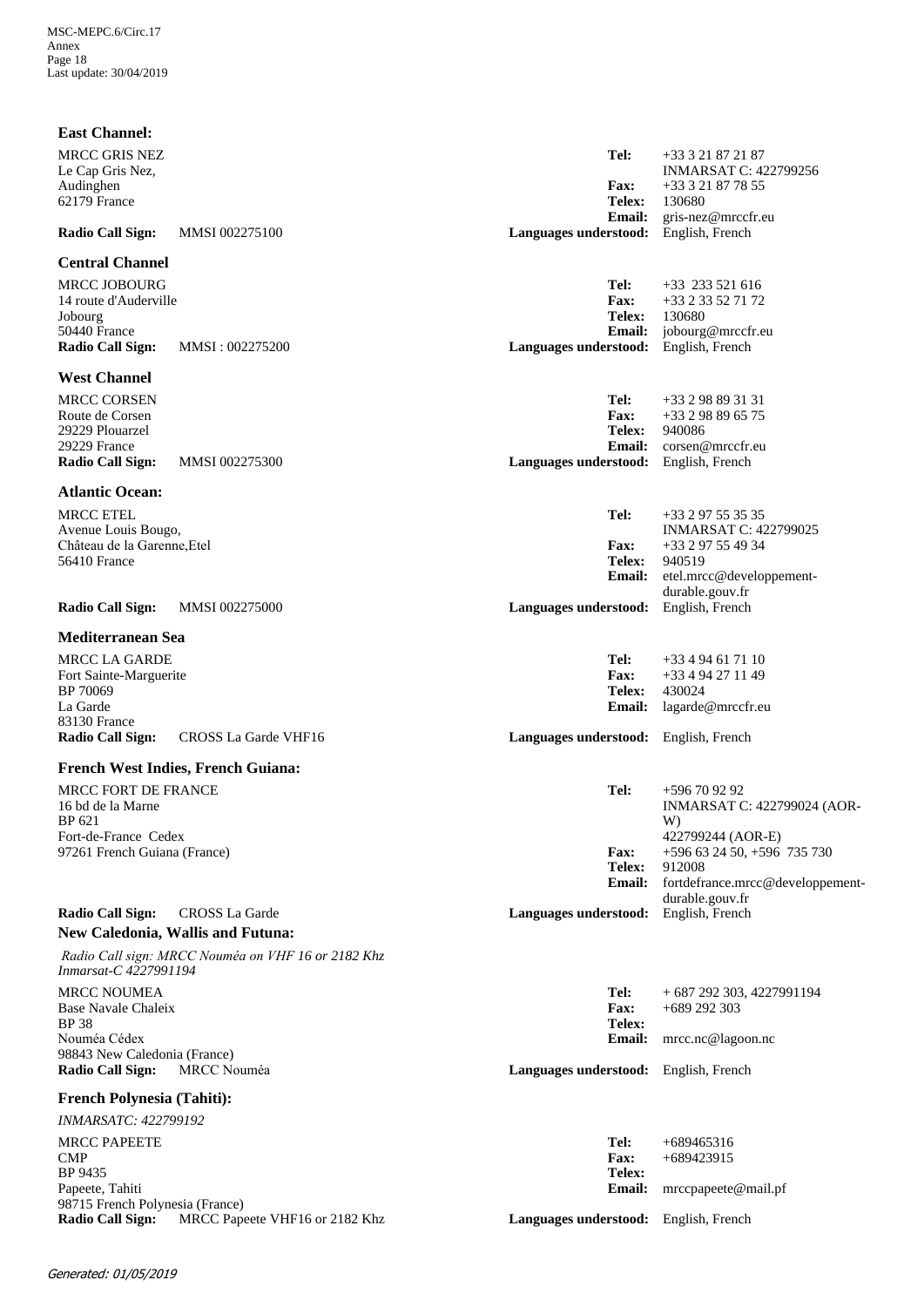**East Channel:**

MRCC GRIS NEZ
Le Cap Gris Nez,
Audinghen
62179 France

**Radio Call Sign:** MMSI 002275100

**Tel:** +33 3 21 87 21 87
INMARSAT C: 422799256
**Fax:** +33 3 21 87 78 55
**Telex:** 130680
**Email:** gris-nez@mrccfr.eu
**Languages understood:** English, French

**Central Channel**

MRCC JOBOURG
14 route d'Auderville
Jobourg
50440 France
**Radio Call Sign:** MMSI : 002275200

**Tel:** +33 233 521 616
**Fax:** +33 2 33 52 71 72
**Telex:** 130680
**Email:** jobourg@mrccfr.eu
**Languages understood:** English, French

**West Channel**

MRCC CORSEN
Route de Corsen
29229 Plouarzel
29229 France
**Radio Call Sign:** MMSI 002275300

**Tel:** +33 2 98 89 31 31
**Fax:** +33 2 98 89 65 75
**Telex:** 940086
**Email:** corsen@mrccfr.eu
**Languages understood:** English, French

**Atlantic Ocean:**

MRCC ETEL
Avenue Louis Bougo,
Château de la Garenne,Etel
56410 France

**Radio Call Sign:** MMSI 002275000

**Tel:** +33 2 97 55 35 35
INMARSAT C: 422799025
**Fax:** +33 2 97 55 49 34
**Telex:** 940519
**Email:** etel.mrcc@developpement-durable.gouv.fr
**Languages understood:** English, French

**Mediterranean Sea**

MRCC LA GARDE
Fort Sainte-Marguerite
BP 70069
La Garde
83130 France
**Radio Call Sign:** CROSS La Garde VHF16

**Tel:** +33 4 94 61 71 10
**Fax:** +33 4 94 27 11 49
**Telex:** 430024
**Email:** lagarde@mrccfr.eu
**Languages understood:** English, French

**French West Indies, French Guiana:**

MRCC FORT DE FRANCE
16 bd de la Marne
BP 621
Fort-de-France Cedex
97261 French Guiana (France)

**Radio Call Sign:** CROSS La Garde

**Tel:** +596 70 92 92
INMARSAT C: 422799024 (AOR-W)
422799244 (AOR-E)
**Fax:** +596 63 24 50, +596 735 730
**Telex:** 912008
**Email:** fortdefrance.mrcc@developpement-durable.gouv.fr
**Languages understood:** English, French

**New Caledonia, Wallis and Futuna:**

*Radio Call sign: MRCC Nouméa on VHF 16 or 2182 Khz*
*Inmarsat-C 42277991194*

MRCC NOUMEA
Base Navale Chaleix
BP 38
Nouméa Cédex
98843 New Caledonia (France)
**Radio Call Sign:** MRCC Nouméa

**Tel:** + 687 292 303, 4227991194
**Fax:** +689 292 303
**Telex:**
**Email:** mrcc.nc@lagoon.nc
**Languages understood:** English, French

**French Polynesia (Tahiti):**

*INMARSATC: 422799192*

MRCC PAPEETE
CMP
BP 9435
Papeete, Tahiti
98715 French Polynesia (France)
**Radio Call Sign:** MRCC Papeete VHF16 or 2182 Khz

**Tel:** +689465316
**Fax:** +689423915
**Telex:**
**Email:** mrccpapeete@mail.pf
**Languages understood:** English, French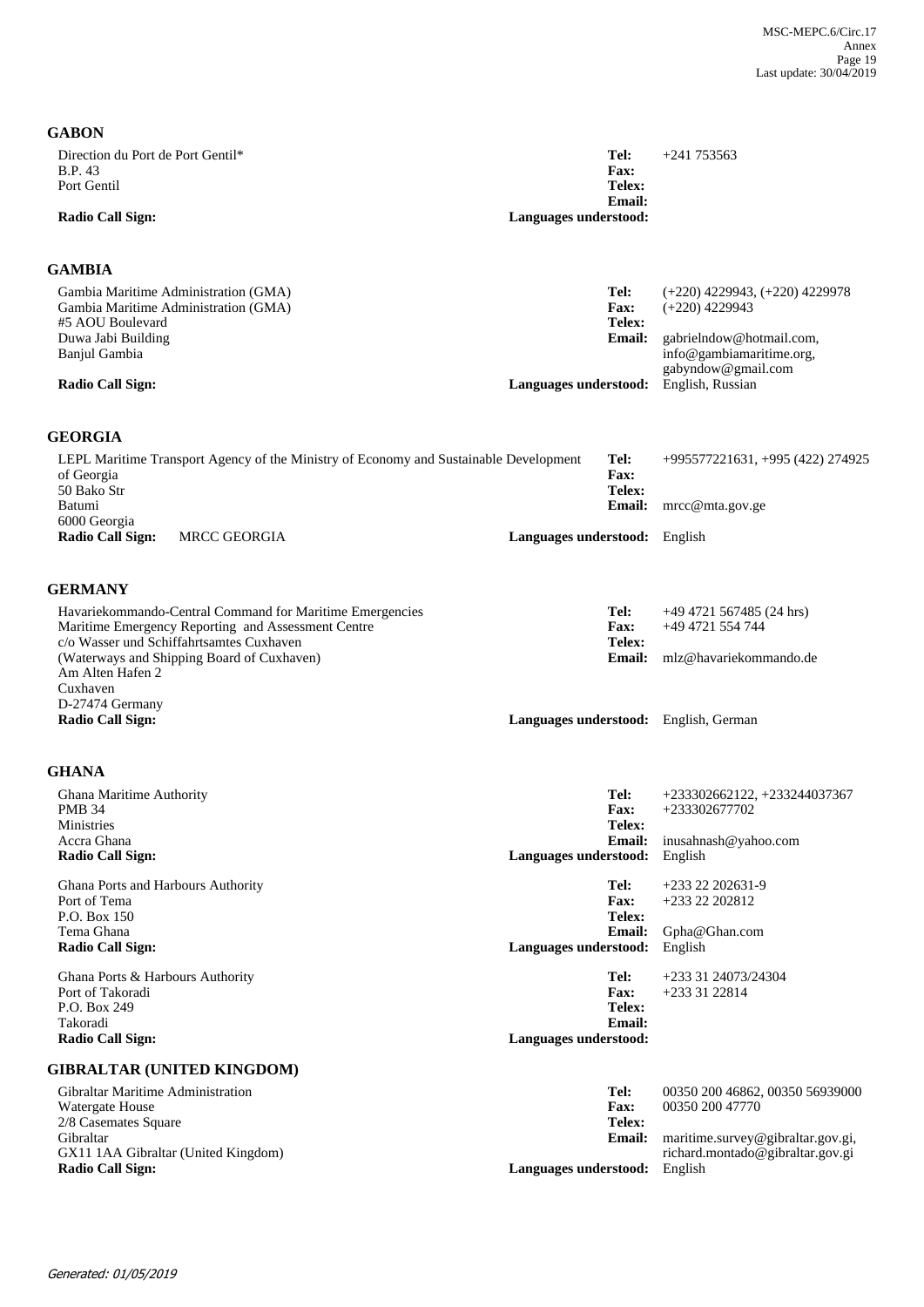## GABON

Direction du Port de Port Gentil*
B.P. 43
Port Gentil

**Tel:** +241 753563
**Fax:**
**Telex:**
**Email:**
**Radio Call Sign:**
**Languages understood:**

## GAMBIA

Gambia Maritime Administration (GMA)
Gambia Maritime Administration (GMA)
#5 AOU Boulevard
Duwa Jabi Building
Banjul Gambia

**Tel:** (+220) 4229943, (+220) 4229978
**Fax:** (+220) 4229943
**Telex:**
**Email:** gabrielndow@hotmail.com, info@gambiamaritime.org, gabyndow@gmail.com
**Radio Call Sign:**
**Languages understood:** English, Russian

## GEORGIA

LEPL Maritime Transport Agency of the Ministry of Economy and Sustainable Development of Georgia
50 Bako Str
Batumi
6000 Georgia

**Tel:** +995577221631, +995 (422) 274925
**Fax:**
**Telex:**
**Email:** mrcc@mta.gov.ge
**Radio Call Sign:** MRCC GEORGIA
**Languages understood:** English

## GERMANY

Havariekommando-Central Command for Maritime Emergencies
Maritime Emergency Reporting and Assessment Centre
c/o Wasser und Schiffahrtsamtes Cuxhaven
(Waterways and Shipping Board of Cuxhaven)
Am Alten Hafen 2
Cuxhaven
D-27474 Germany

**Tel:** +49 4721 567485 (24 hrs)
**Fax:** +49 4721 554 744
**Telex:**
**Email:** mlz@havariekommando.de
**Radio Call Sign:**
**Languages understood:** English, German

## GHANA

Ghana Maritime Authority
PMB 34
Ministries
Accra Ghana

**Tel:** +233302662122, +233244037367
**Fax:** +233302677702
**Telex:**
**Email:** inusahnash@yahoo.com
**Radio Call Sign:**
**Languages understood:** English

Ghana Ports and Harbours Authority
Port of Tema
P.O. Box 150
Tema Ghana

**Tel:** +233 22 202631-9
**Fax:** +233 22 202812
**Telex:**
**Email:** Gpha@Ghan.com
**Radio Call Sign:**
**Languages understood:** English

Ghana Ports & Harbours Authority
Port of Takoradi
P.O. Box 249
Takoradi

**Tel:** +233 31 24073/24304
**Fax:** +233 31 22814
**Telex:**
**Email:**
**Radio Call Sign:**
**Languages understood:**

## GIBRALTAR (UNITED KINGDOM)

Gibraltar Maritime Administration
Watergate House
2/8 Casemates Square
Gibraltar
GX11 1AA Gibraltar (United Kingdom)

**Tel:** 00350 200 46862, 00350 56939000
**Fax:** 00350 200 47770
**Telex:**
**Email:** maritime.survey@gibraltar.gov.gi, richard.montado@gibraltar.gov.gi
**Radio Call Sign:**
**Languages understood:** English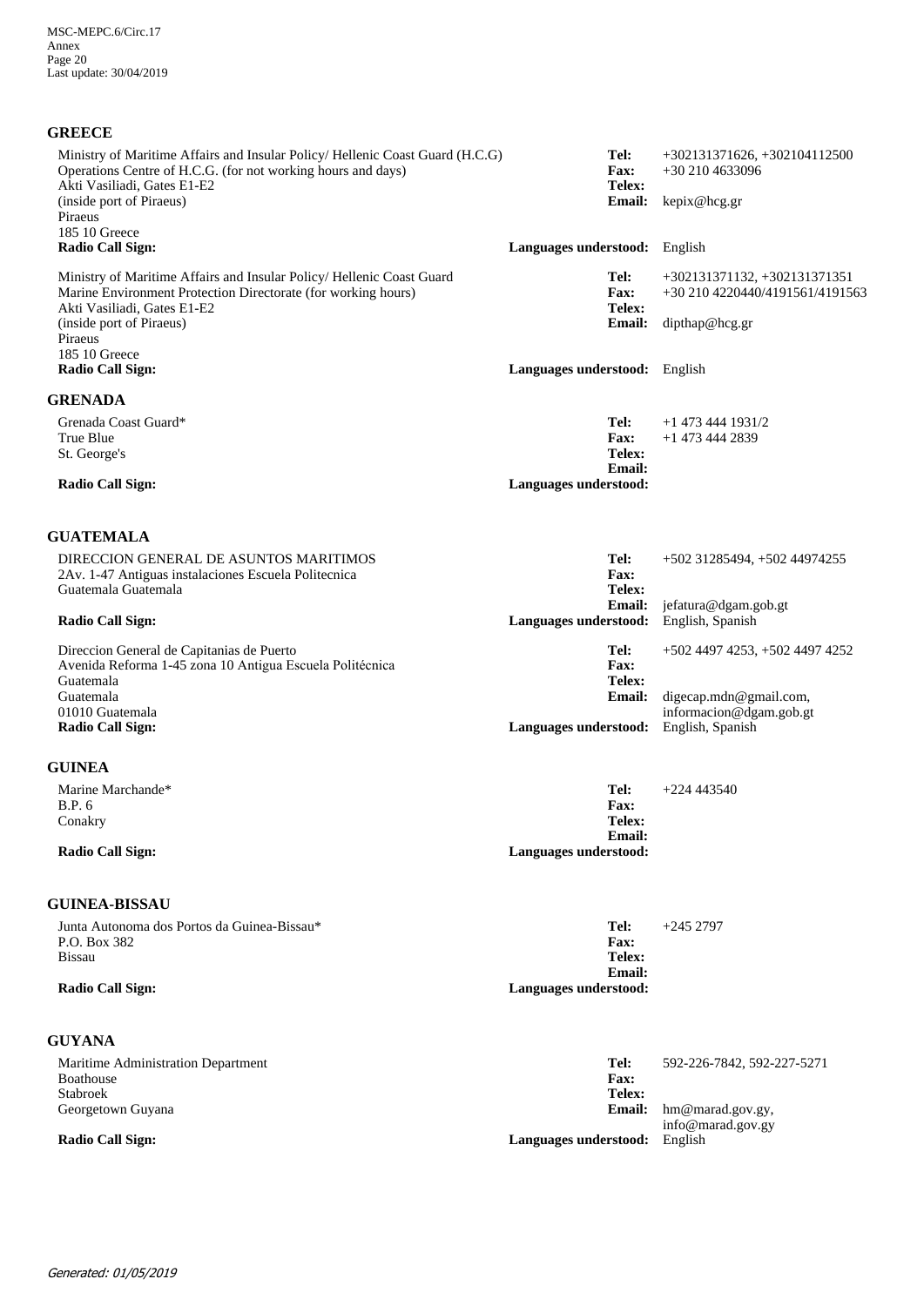## GREECE

Ministry of Maritime Affairs and Insular Policy/ Hellenic Coast Guard (H.C.G)
Operations Centre of H.C.G. (for not working hours and days)
Akti Vasiliadi, Gates E1-E2
(inside port of Piraeus)
Piraeus
185 10 Greece
**Radio Call Sign:**

**Tel:** +302131371626, +302104112500
**Fax:** +30 210 4633096
**Telex:**
**Email:** kepix@hcg.gr
**Languages understood:** English

Ministry of Maritime Affairs and Insular Policy/ Hellenic Coast Guard
Marine Environment Protection Directorate (for working hours)
Akti Vasiliadi, Gates E1-E2
(inside port of Piraeus)
Piraeus
185 10 Greece
**Radio Call Sign:**

**Tel:** +302131371132, +302131371351
**Fax:** +30 210 4220440/4191561/4191563
**Telex:**
**Email:** dipthap@hcg.gr
**Languages understood:** English

## GRENADA

Grenada Coast Guard*
True Blue
St. George's
**Radio Call Sign:**

**Tel:** +1 473 444 1931/2
**Fax:** +1 473 444 2839
**Telex:**
**Email:**
**Languages understood:**

## GUATEMALA

DIRECCION GENERAL DE ASUNTOS MARITIMOS
2Av. 1-47 Antiguas instalaciones Escuela Politecnica
Guatemala Guatemala
**Radio Call Sign:**

**Tel:** +502 31285494, +502 44974255
**Fax:**
**Telex:**
**Email:** jefatura@dgam.gob.gt
**Languages understood:** English, Spanish

Direccion General de Capitanias de Puerto
Avenida Reforma 1-45 zona 10 Antigua Escuela Politécnica
Guatemala
Guatemala
01010 Guatemala
**Radio Call Sign:**

**Tel:** +502 4497 4253, +502 4497 4252
**Fax:**
**Telex:**
**Email:** digecap.mdn@gmail.com, informacion@dgam.gob.gt
**Languages understood:** English, Spanish

## GUINEA

Marine Marchande*
B.P. 6
Conakry
**Radio Call Sign:**

**Tel:** +224 443540
**Fax:**
**Telex:**
**Email:**
**Languages understood:**

## GUINEA-BISSAU

Junta Autonoma dos Portos da Guinea-Bissau*
P.O. Box 382
Bissau
**Radio Call Sign:**

**Tel:** +245 2797
**Fax:**
**Telex:**
**Email:**
**Languages understood:**

## GUYANA

Maritime Administration Department
Boathouse
Stabroek
Georgetown Guyana
**Radio Call Sign:**

**Tel:** 592-226-7842, 592-227-5271
**Fax:**
**Telex:**
**Email:** hm@marad.gov.gy, info@marad.gov.gy
**Languages understood:** English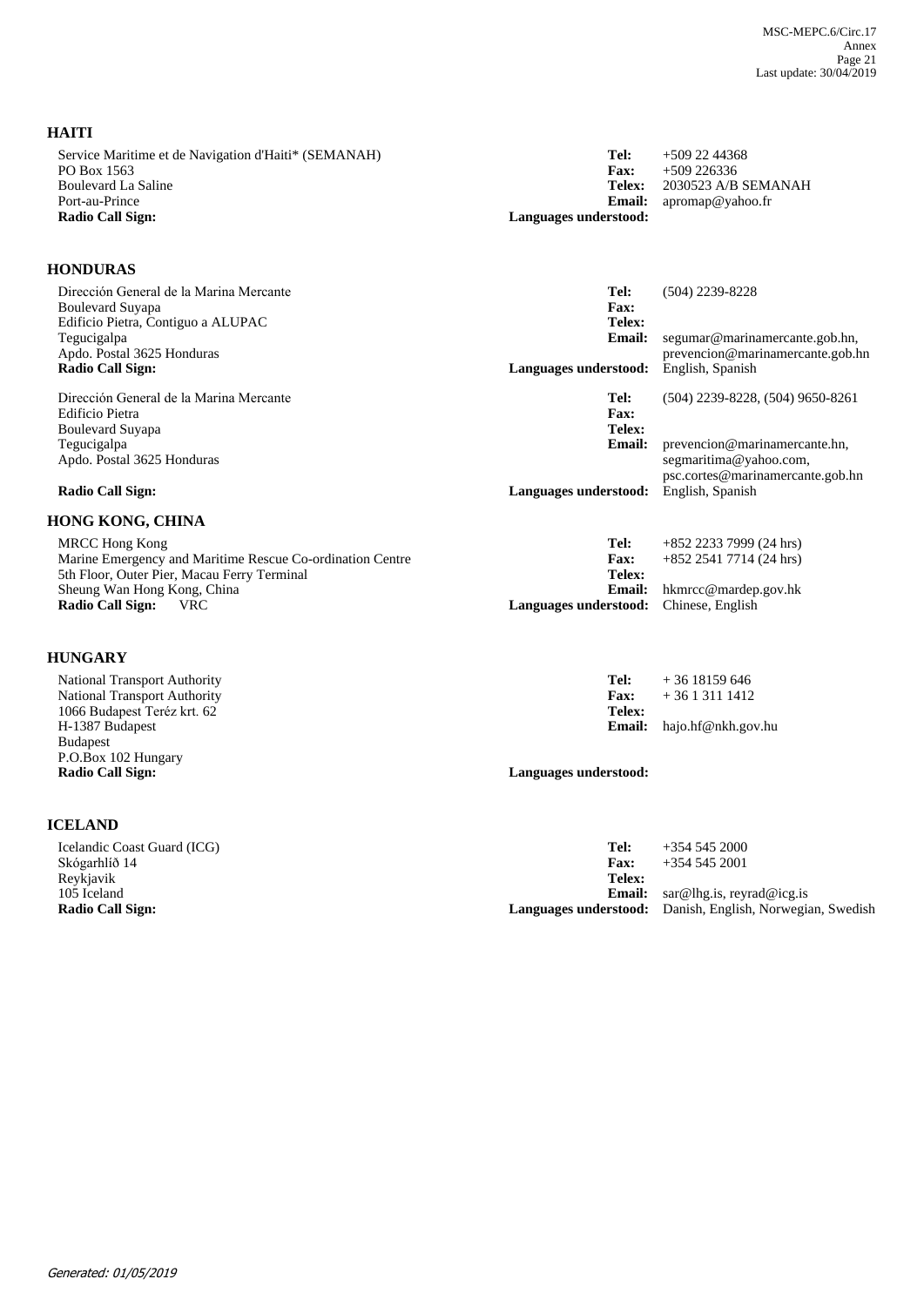## HAITI

Service Maritime et de Navigation d'Haiti* (SEMANAH)
PO Box 1563
Boulevard La Saline
Port-au-Prince
**Radio Call Sign:**

**Tel:** +509 22 44368
**Fax:** +509 226336
**Telex:** 2030523 A/B SEMANAH
**Email:** apromap@yahoo.fr
**Languages understood:**

## HONDURAS

Dirección General de la Marina Mercante
Boulevard Suyapa
Edificio Pietra, Contiguo a ALUPAC
Tegucigalpa
Apdo. Postal 3625 Honduras
**Radio Call Sign:**

**Tel:** (504) 2239-8228
**Fax:**
**Telex:**
**Email:** segumar@marinamercante.gob.hn, prevencion@marinamercante.gob.hn
**Languages understood:** English, Spanish

Dirección General de la Marina Mercante
Edificio Pietra
Boulevard Suyapa
Tegucigalpa
Apdo. Postal 3625 Honduras
**Radio Call Sign:**

**Tel:** (504) 2239-8228, (504) 9650-8261
**Fax:**
**Telex:**
**Email:** prevencion@marinamercante.hn, segmaritima@yahoo.com, psc.cortes@marinamercante.gob.hn
**Languages understood:** English, Spanish

## HONG KONG, CHINA

MRCC Hong Kong
Marine Emergency and Maritime Rescue Co-ordination Centre
5th Floor, Outer Pier, Macau Ferry Terminal
Sheung Wan Hong Kong, China
**Radio Call Sign:** VRC

**Tel:** +852 2233 7999 (24 hrs)
**Fax:** +852 2541 7714 (24 hrs)
**Telex:**
**Email:** hkmrcc@mardep.gov.hk
**Languages understood:** Chinese, English

## HUNGARY

National Transport Authority
National Transport Authority
1066 Budapest Teréz krt. 62
H-1387 Budapest
Budapest
P.O.Box 102 Hungary
**Radio Call Sign:**

**Tel:** + 36 18159 646
**Fax:** + 36 1 311 1412
**Telex:**
**Email:** hajo.hf@nkh.gov.hu
**Languages understood:**

## ICELAND

Icelandic Coast Guard (ICG)
Skógarhlíð 14
Reykjavik
105 Iceland
**Radio Call Sign:**

**Tel:** +354 545 2000
**Fax:** +354 545 2001
**Telex:**
**Email:** sar@lhg.is, reyrad@icg.is
**Languages understood:** Danish, English, Norwegian, Swedish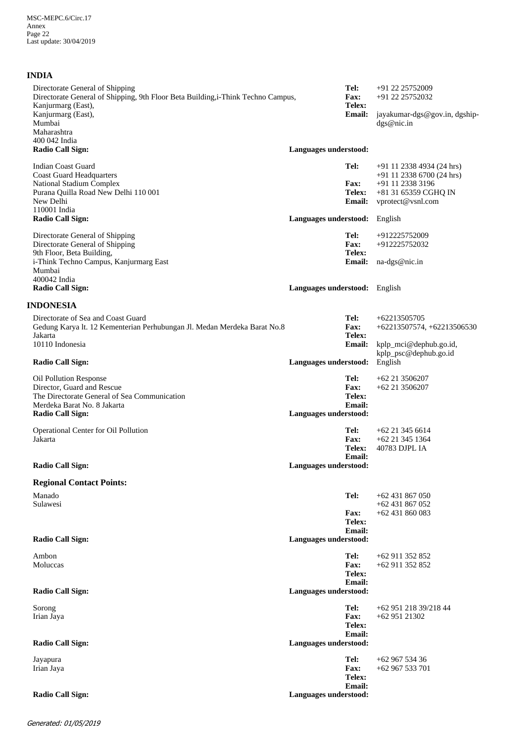## INDIA

Directorate General of Shipping
Directorate General of Shipping, 9th Floor Beta Building,i-Think Techno Campus,
Kanjurmarg (East),
Kanjurmarg (East),
Mumbai
Maharashtra
400 042 India

**Tel:** +91 22 25752009
**Fax:** +91 22 25752032
**Telex:**
**Email:** jayakumar-dgs@gov.in, dgship-dgs@nic.in
**Radio Call Sign:**
**Languages understood:**

Indian Coast Guard
Coast Guard Headquarters
National Stadium Complex
Purana Quilla Road New Delhi 110 001
New Delhi
110001 India

**Tel:** +91 11 2338 4934 (24 hrs)
+91 11 2338 6700 (24 hrs)
**Fax:** +91 11 2338 3196
**Telex:** +81 31 65359 CGHQ IN
**Email:** vprotect@vsnl.com
**Radio Call Sign:**
**Languages understood:** English

Directorate General of Shipping
Directorate General of Shipping
9th Floor, Beta Building,
i-Think Techno Campus, Kanjurmarg East
Mumbai
400042 India

**Tel:** +912225752009
**Fax:** +912225752032
**Telex:**
**Email:** na-dgs@nic.in
**Radio Call Sign:**
**Languages understood:** English

## INDONESIA

Directorate of Sea and Coast Guard
Gedung Karya lt. 12 Kementerian Perhubungan Jl. Medan Merdeka Barat No.8
Jakarta
10110 Indonesia

**Tel:** +62213505705
**Fax:** +62213507574, +62213506530
**Telex:**
**Email:** kplp_mci@dephub.go.id, kplp_psc@dephub.go.id
**Radio Call Sign:**
**Languages understood:** English

Oil Pollution Response
Director, Guard and Rescue
The Directorate General of Sea Communication
Merdeka Barat No. 8 Jakarta

**Tel:** +62 21 3506207
**Fax:** +62 21 3506207
**Telex:**
**Email:**
**Radio Call Sign:**
**Languages understood:**

Operational Center for Oil Pollution
Jakarta

**Tel:** +62 21 345 6614
**Fax:** +62 21 345 1364
**Telex:** 40783 DJPL IA
**Email:**
**Radio Call Sign:**
**Languages understood:**

### Regional Contact Points:

Manado
Sulawesi

**Tel:** +62 431 867 050
+62 431 867 052
**Fax:** +62 431 860 083
**Telex:**
**Email:**
**Radio Call Sign:**
**Languages understood:**

Ambon
Moluccas

**Tel:** +62 911 352 852
**Fax:** +62 911 352 852
**Telex:**
**Email:**
**Radio Call Sign:**
**Languages understood:**

Sorong
Irian Jaya

**Tel:** +62 951 218 39/218 44
**Fax:** +62 951 21302
**Telex:**
**Email:**
**Radio Call Sign:**
**Languages understood:**

Jayapura
Irian Jaya

**Tel:** +62 967 534 36
**Fax:** +62 967 533 701
**Telex:**
**Email:**
**Radio Call Sign:**
**Languages understood:**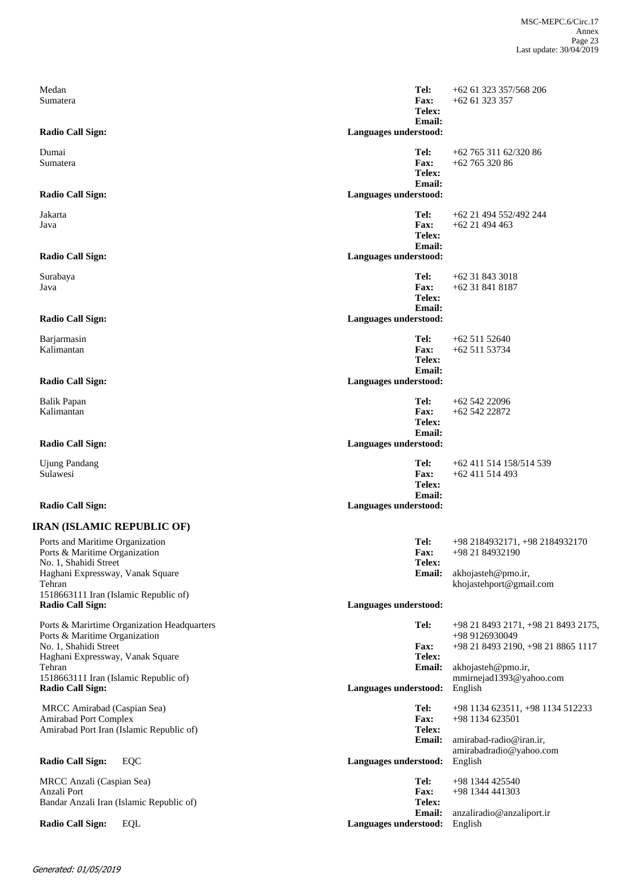Medan
Sumatera

**Radio Call Sign:**

**Tel:** +62 61 323 357/568 206
**Fax:** +62 61 323 357
**Telex:**
**Email:**
**Languages understood:**

Dumai
Sumatera

**Radio Call Sign:**

**Tel:** +62 765 311 62/320 86
**Fax:** +62 765 320 86
**Telex:**
**Email:**
**Languages understood:**

Jakarta
Java

**Radio Call Sign:**

**Tel:** +62 21 494 552/492 244
**Fax:** +62 21 494 463
**Telex:**
**Email:**
**Languages understood:**

Surabaya
Java

**Radio Call Sign:**

**Tel:** +62 31 843 3018
**Fax:** +62 31 841 8187
**Telex:**
**Email:**
**Languages understood:**

Barjarmasin
Kalimantan

**Radio Call Sign:**

**Tel:** +62 511 52640
**Fax:** +62 511 53734
**Telex:**
**Email:**
**Languages understood:**

Balik Papan
Kalimantan

**Radio Call Sign:**

**Tel:** +62 542 22096
**Fax:** +62 542 22872
**Telex:**
**Email:**
**Languages understood:**

Ujung Pandang
Sulawesi

**Radio Call Sign:**

**Tel:** +62 411 514 158/514 539
**Fax:** +62 411 514 493
**Telex:**
**Email:**
**Languages understood:**

## IRAN (ISLAMIC REPUBLIC OF)

Ports and Maritime Organization
Ports & Maritime Organization
No. 1, Shahidi Street
Haghani Expressway, Vanak Square
Tehran
1518663111 Iran (Islamic Republic of)
**Radio Call Sign:**

**Tel:** +98 2184932171, +98 2184932170
**Fax:** +98 21 84932190
**Telex:**
**Email:** akhojasteh@pmo.ir, khojastehport@gmail.com
**Languages understood:**

Ports & Marirtime Organization Headquarters
Ports & Maritime Organization
No. 1, Shahidi Street
Haghani Expressway, Vanak Square
Tehran
1518663111 Iran (Islamic Republic of)
**Radio Call Sign:**

**Tel:** +98 21 8493 2171, +98 21 8493 2175, +98 9126930049
**Fax:** +98 21 8493 2190, +98 21 8865 1117
**Telex:**
**Email:** akhojasteh@pmo.ir, mmirnejad1393@yahoo.com
**Languages understood:** English

MRCC Amirabad (Caspian Sea)
Amirabad Port Complex
Amirabad Port Iran (Islamic Republic of)

**Radio Call Sign:** EQC

**Tel:** +98 1134 623511, +98 1134 512233
**Fax:** +98 1134 623501
**Telex:**
**Email:** amirabad-radio@iran.ir, amirabadradio@yahoo.com
**Languages understood:** English

MRCC Anzali (Caspian Sea)
Anzali Port
Bandar Anzali Iran (Islamic Republic of)

**Radio Call Sign:** EQL

**Tel:** +98 1344 425540
**Fax:** +98 1344 441303
**Telex:**
**Email:** anzaliradio@anzaliport.ir
**Languages understood:** English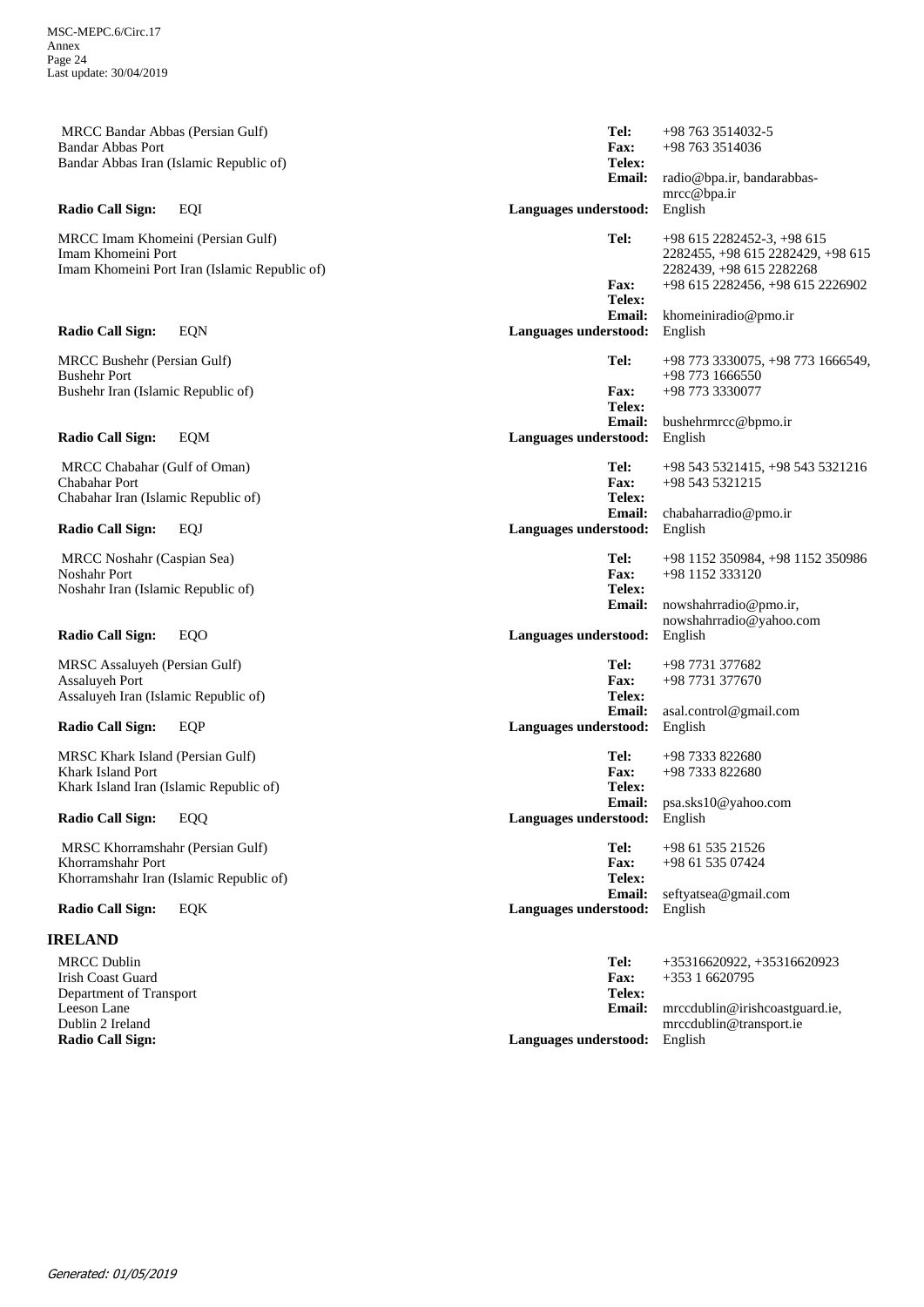MRCC Bandar Abbas (Persian Gulf)
Bandar Abbas Port
Bandar Abbas Iran (Islamic Republic of)

**Tel:** +98 763 3514032-5
**Fax:** +98 763 3514036
**Telex:**
**Email:** radio@bpa.ir, bandarabbas-mrcc@bpa.ir

**Radio Call Sign:** EQI
**Languages understood:** English

MRCC Imam Khomeini (Persian Gulf)
Imam Khomeini Port
Imam Khomeini Port Iran (Islamic Republic of)

**Tel:** +98 615 2282452-3, +98 615 2282455, +98 615 2282429, +98 615 2282439, +98 615 2282268
**Fax:** +98 615 2282456, +98 615 2226902
**Telex:**
**Email:** khomeiniradio@pmo.ir

**Radio Call Sign:** EQN
**Languages understood:** English

MRCC Bushehr (Persian Gulf)
Bushehr Port
Bushehr Iran (Islamic Republic of)

**Tel:** +98 773 3330075, +98 773 1666549, +98 773 1666550
**Fax:** +98 773 3330077
**Telex:**
**Email:** bushehrmrcc@bpmo.ir

**Radio Call Sign:** EQM
**Languages understood:** English

MRCC Chabahar (Gulf of Oman)
Chabahar Port
Chabahar Iran (Islamic Republic of)

**Tel:** +98 543 5321415, +98 543 5321216
**Fax:** +98 543 5321215
**Telex:**
**Email:** chabaharradio@pmo.ir

**Radio Call Sign:** EQJ
**Languages understood:** English

MRCC Noshahr (Caspian Sea)
Noshahr Port
Noshahr Iran (Islamic Republic of)

**Tel:** +98 1152 350984, +98 1152 350986
**Fax:** +98 1152 333120
**Telex:**
**Email:** nowshahrradio@pmo.ir, nowshahrradio@yahoo.com

**Radio Call Sign:** EQO
**Languages understood:** English

MRSC Assaluyeh (Persian Gulf)
Assaluyeh Port
Assaluyeh Iran (Islamic Republic of)

**Tel:** +98 7731 377682
**Fax:** +98 7731 377670
**Telex:**
**Email:** asal.control@gmail.com

**Radio Call Sign:** EQP
**Languages understood:** English

MRSC Khark Island (Persian Gulf)
Khark Island Port
Khark Island Iran (Islamic Republic of)

**Tel:** +98 7333 822680
**Fax:** +98 7333 822680
**Telex:**
**Email:** psa.sks10@yahoo.com

**Radio Call Sign:** EQQ
**Languages understood:** English

MRSC Khorramshahr (Persian Gulf)
Khorramshahr Port
Khorramshahr Iran (Islamic Republic of)

**Tel:** +98 61 535 21526
**Fax:** +98 61 535 07424
**Telex:**
**Email:** seftyatsea@gmail.com

**Radio Call Sign:** EQK
**Languages understood:** English

## IRELAND

MRCC Dublin
Irish Coast Guard
Department of Transport
Leeson Lane
Dublin 2 Ireland

**Tel:** +35316620922, +35316620923
**Fax:** +353 1 6620795
**Telex:**
**Email:** mrccdublin@irishcoastguard.ie, mrccdublin@transport.ie

**Radio Call Sign:**
**Languages understood:** English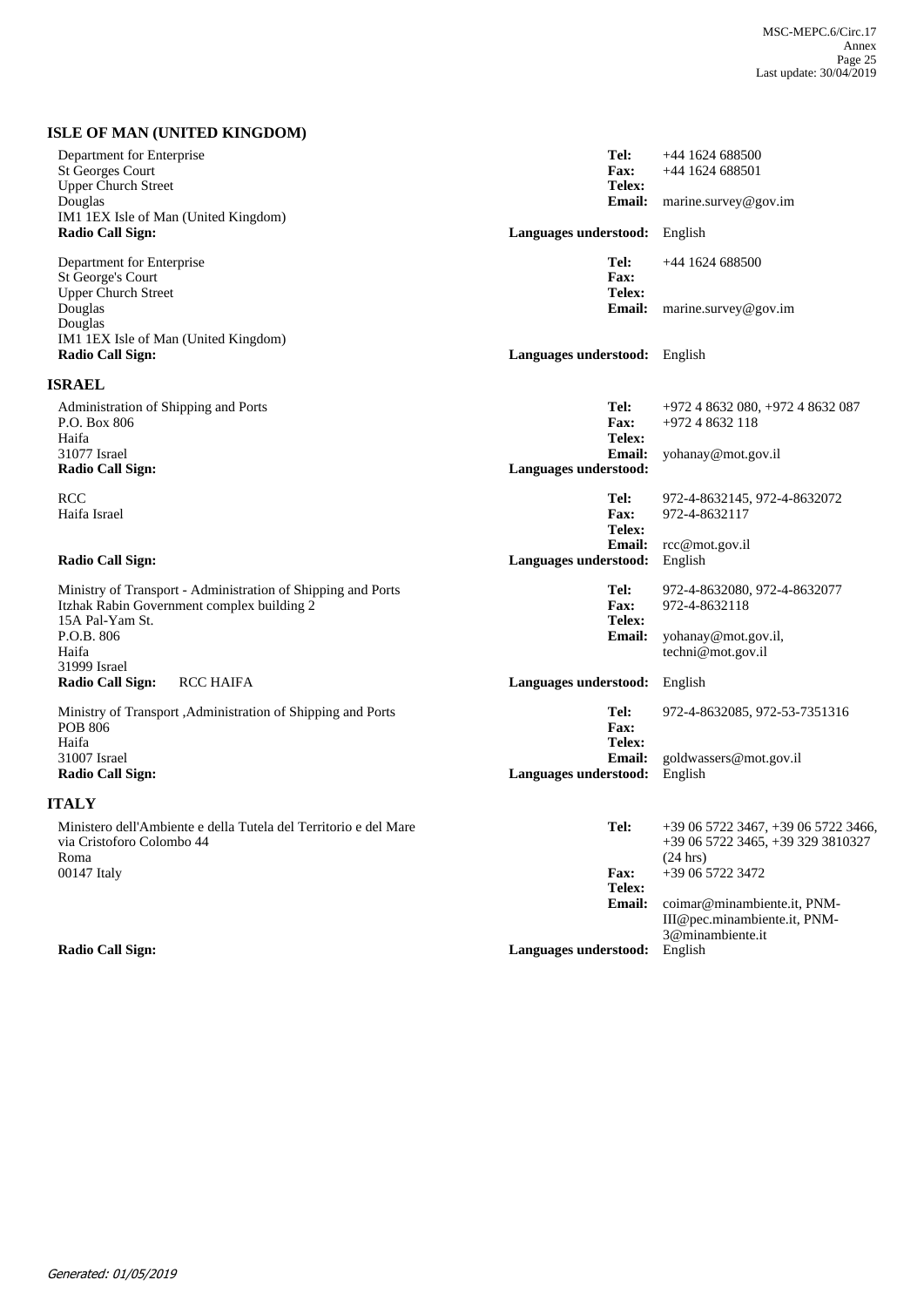## ISLE OF MAN (UNITED KINGDOM)

Department for Enterprise
St Georges Court
Upper Church Street
Douglas
IM1 1EX Isle of Man (United Kingdom)
**Radio Call Sign:**

**Tel:** +44 1624 688500
**Fax:** +44 1624 688501
**Telex:**
**Email:** marine.survey@gov.im
**Languages understood:** English

Department for Enterprise
St George's Court
Upper Church Street
Douglas
Douglas
IM1 1EX Isle of Man (United Kingdom)
**Radio Call Sign:**

**Tel:** +44 1624 688500
**Fax:**
**Telex:**
**Email:** marine.survey@gov.im
**Languages understood:** English

## ISRAEL

Administration of Shipping and Ports
P.O. Box 806
Haifa
31077 Israel
**Radio Call Sign:**

**Tel:** +972 4 8632 080, +972 4 8632 087
**Fax:** +972 4 8632 118
**Telex:**
**Email:** yohanay@mot.gov.il
**Languages understood:**

RCC
Haifa Israel
**Radio Call Sign:**

**Tel:** 972-4-8632145, 972-4-8632072
**Fax:** 972-4-8632117
**Telex:**
**Email:** rcc@mot.gov.il
**Languages understood:** English

Ministry of Transport - Administration of Shipping and Ports
Itzhak Rabin Government complex building 2
15A Pal-Yam St.
P.O.B. 806
Haifa
31999 Israel
**Radio Call Sign:** RCC HAIFA

**Tel:** 972-4-8632080, 972-4-8632077
**Fax:** 972-4-8632118
**Telex:**
**Email:** yohanay@mot.gov.il, techni@mot.gov.il
**Languages understood:** English

Ministry of Transport ,Administration of Shipping and Ports
POB 806
Haifa
31007 Israel
**Radio Call Sign:**

**Tel:** 972-4-8632085, 972-53-7351316
**Fax:**
**Telex:**
**Email:** goldwassers@mot.gov.il
**Languages understood:** English

## ITALY

Ministero dell'Ambiente e della Tutela del Territorio e del Mare
via Cristoforo Colombo 44
Roma
00147 Italy
**Radio Call Sign:**

**Tel:** +39 06 5722 3467, +39 06 5722 3466, +39 06 5722 3465, +39 329 3810327 (24 hrs)
**Fax:** +39 06 5722 3472
**Telex:**
**Email:** coimar@minambiente.it, PNM-III@pec.minambiente.it, PNM-3@minambiente.it
**Languages understood:** English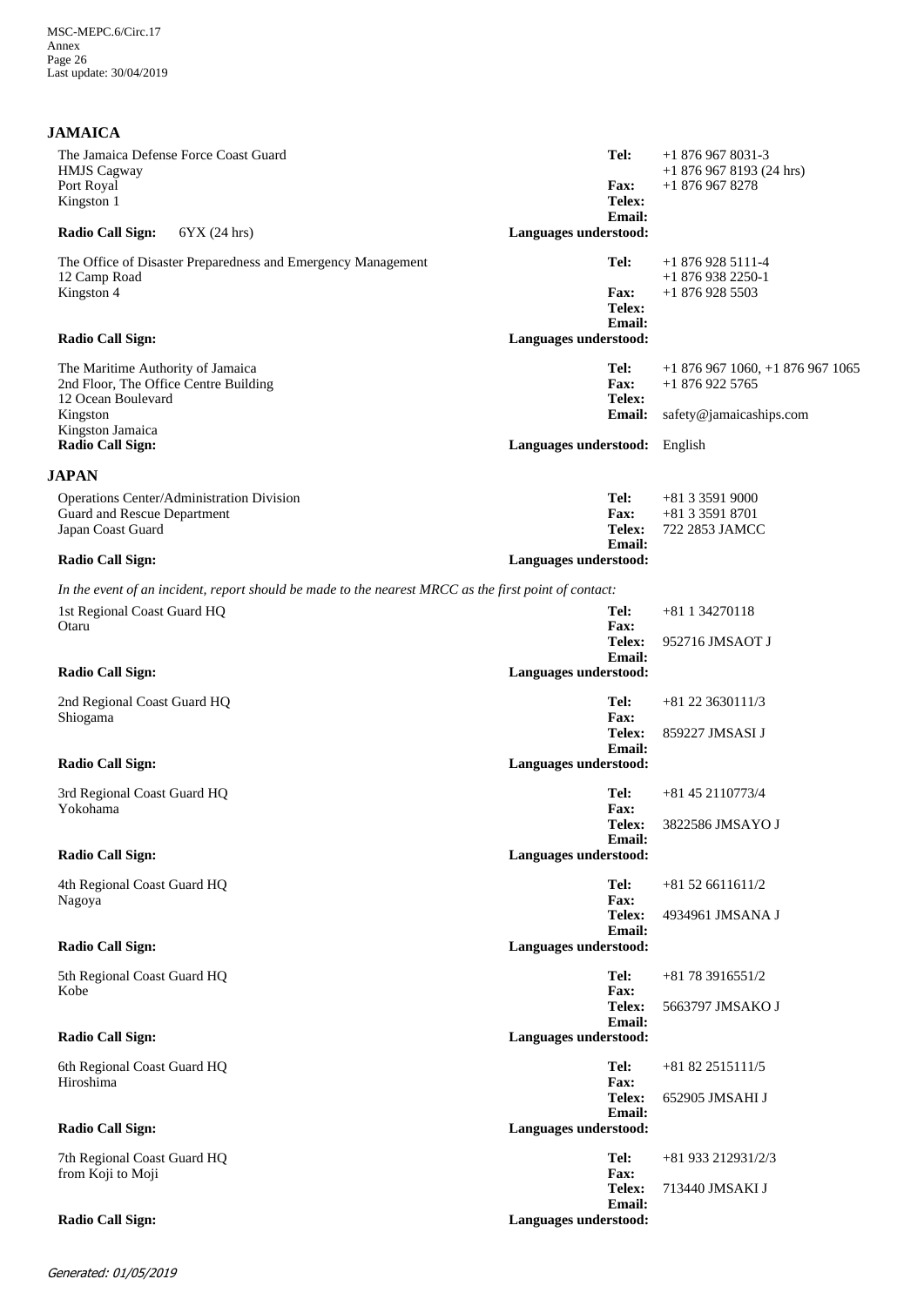## JAMAICA

The Jamaica Defense Force Coast Guard
HMJS Cagway
Port Royal
Kingston 1

**Radio Call Sign:** 6YX (24 hrs)

**Tel:** +1 876 967 8031-3
+1 876 967 8193 (24 hrs)
**Fax:** +1 876 967 8278
**Telex:**
**Email:**
**Languages understood:**

The Office of Disaster Preparedness and Emergency Management
12 Camp Road
Kingston 4

**Radio Call Sign:**

**Tel:** +1 876 928 5111-4
+1 876 938 2250-1
**Fax:** +1 876 928 5503
**Telex:**
**Email:**
**Languages understood:**

The Maritime Authority of Jamaica
2nd Floor, The Office Centre Building
12 Ocean Boulevard
Kingston
Kingston Jamaica

**Radio Call Sign:**

**Tel:** +1 876 967 1060, +1 876 967 1065
**Fax:** +1 876 922 5765
**Telex:**
**Email:** safety@jamaicaships.com
**Languages understood:** English

## JAPAN

Operations Center/Administration Division
Guard and Rescue Department
Japan Coast Guard

**Radio Call Sign:**

**Tel:** +81 3 3591 9000
**Fax:** +81 3 3591 8701
**Telex:** 722 2853 JAMCC
**Email:**
**Languages understood:**

*In the event of an incident, report should be made to the nearest MRCC as the first point of contact:*

1st Regional Coast Guard HQ
Otaru

**Radio Call Sign:**

**Tel:** +81 1 34270118
**Fax:**
**Telex:** 952716 JMSAOT J
**Email:**
**Languages understood:**

2nd Regional Coast Guard HQ
Shiogama

**Radio Call Sign:**

**Tel:** +81 22 3630111/3
**Fax:**
**Telex:** 859227 JMSASI J
**Email:**
**Languages understood:**

3rd Regional Coast Guard HQ
Yokohama

**Radio Call Sign:**

**Tel:** +81 45 2110773/4
**Fax:**
**Telex:** 3822586 JMSAYO J
**Email:**
**Languages understood:**

4th Regional Coast Guard HQ
Nagoya

**Radio Call Sign:**

**Tel:** +81 52 6611611/2
**Fax:**
**Telex:** 4934961 JMSANA J
**Email:**
**Languages understood:**

5th Regional Coast Guard HQ
Kobe

**Radio Call Sign:**

**Tel:** +81 78 3916551/2
**Fax:**
**Telex:** 5663797 JMSAKO J
**Email:**
**Languages understood:**

6th Regional Coast Guard HQ
Hiroshima

**Radio Call Sign:**

**Tel:** +81 82 2515111/5
**Fax:**
**Telex:** 652905 JMSAHI J
**Email:**
**Languages understood:**

7th Regional Coast Guard HQ
from Koji to Moji

**Radio Call Sign:**

**Tel:** +81 933 212931/2/3
**Fax:**
**Telex:** 713440 JMSAKI J
**Email:**
**Languages understood:**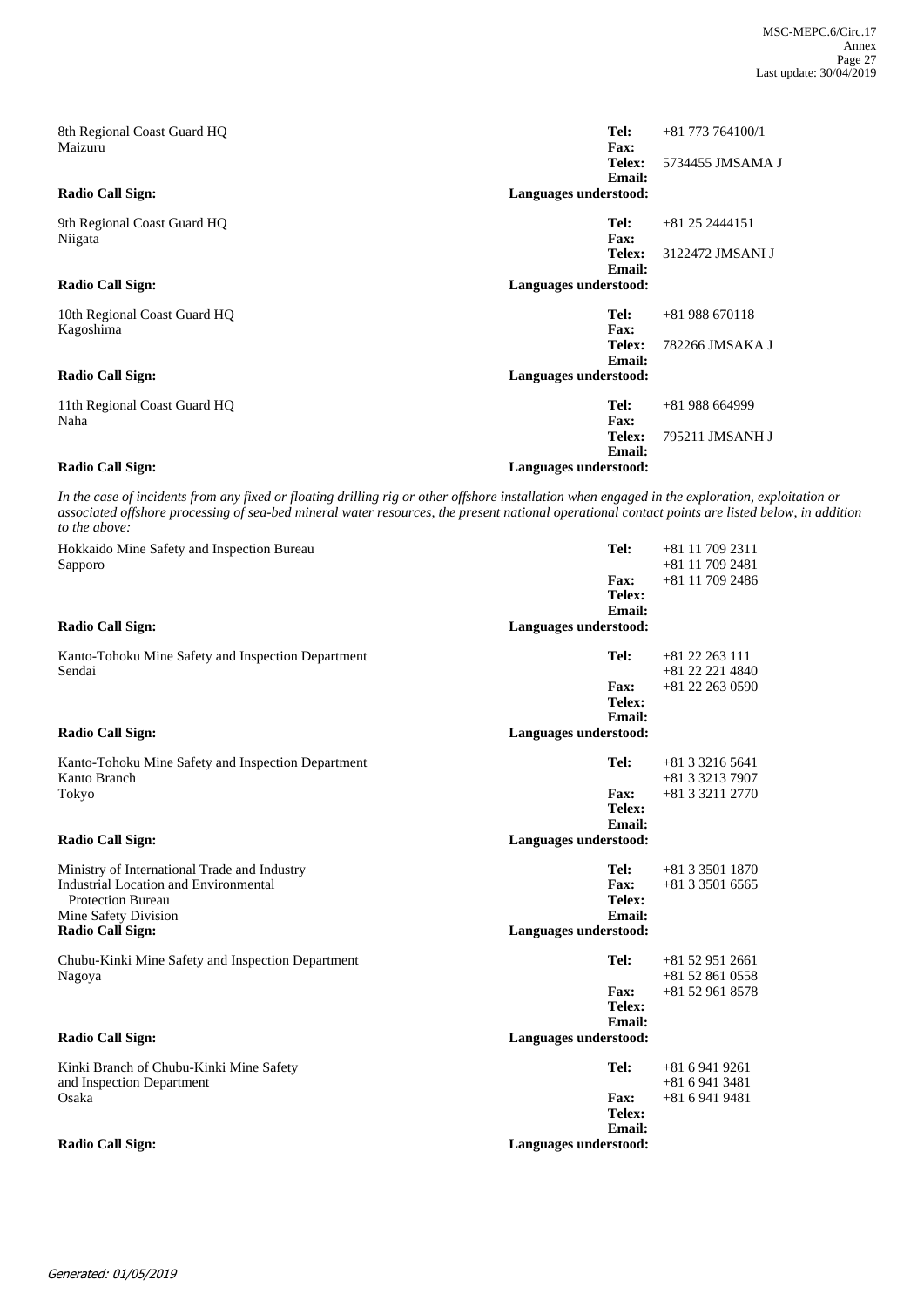8th Regional Coast Guard HQ
Maizuru

**Tel:** +81 773 764100/1
**Fax:**
**Telex:** 5734455 JMSAMA J
**Email:**
**Radio Call Sign:**
**Languages understood:**

9th Regional Coast Guard HQ
Niigata

**Tel:** +81 25 2444151
**Fax:**
**Telex:** 3122472 JMSANI J
**Email:**
**Radio Call Sign:**
**Languages understood:**

10th Regional Coast Guard HQ
Kagoshima

**Tel:** +81 988 670118
**Fax:**
**Telex:** 782266 JMSAKA J
**Email:**
**Radio Call Sign:**
**Languages understood:**

11th Regional Coast Guard HQ
Naha

**Tel:** +81 988 664999
**Fax:**
**Telex:** 795211 JMSANH J
**Email:**
**Radio Call Sign:**
**Languages understood:**

*In the case of incidents from any fixed or floating drilling rig or other offshore installation when engaged in the exploration, exploitation or associated offshore processing of sea-bed mineral water resources, the present national operational contact points are listed below, in addition to the above:*

Hokkaido Mine Safety and Inspection Bureau
Sapporo

**Tel:** +81 11 709 2311
+81 11 709 2481
**Fax:** +81 11 709 2486
**Telex:**
**Email:**
**Radio Call Sign:**
**Languages understood:**

Kanto-Tohoku Mine Safety and Inspection Department
Sendai

**Tel:** +81 22 263 111
+81 22 221 4840
**Fax:** +81 22 263 0590
**Telex:**
**Email:**
**Radio Call Sign:**
**Languages understood:**

Kanto-Tohoku Mine Safety and Inspection Department
Kanto Branch
Tokyo

**Tel:** +81 3 3216 5641
+81 3 3213 7907
**Fax:** +81 3 3211 2770
**Telex:**
**Email:**
**Radio Call Sign:**
**Languages understood:**

Ministry of International Trade and Industry
Industrial Location and Environmental
Protection Bureau
Mine Safety Division

**Tel:** +81 3 3501 1870
**Fax:** +81 3 3501 6565
**Telex:**
**Email:**
**Radio Call Sign:**
**Languages understood:**

Chubu-Kinki Mine Safety and Inspection Department
Nagoya

**Tel:** +81 52 951 2661
+81 52 861 0558
**Fax:** +81 52 961 8578
**Telex:**
**Email:**
**Radio Call Sign:**
**Languages understood:**

Kinki Branch of Chubu-Kinki Mine Safety
and Inspection Department
Osaka

**Tel:** +81 6 941 9261
+81 6 941 3481
**Fax:** +81 6 941 9481
**Telex:**
**Email:**
**Radio Call Sign:**
**Languages understood:**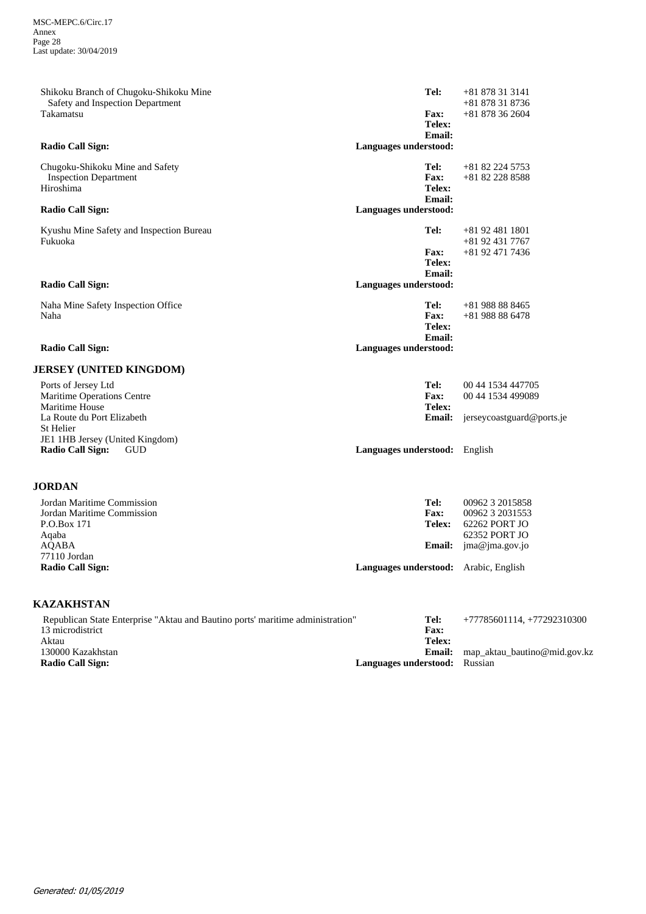Shikoku Branch of Chugoku-Shikoku Mine Safety and Inspection Department
Takamatsu

**Tel:** +81 878 31 3141
+81 878 31 8736
**Fax:** +81 878 36 2604
**Telex:**
**Email:**

**Radio Call Sign:**
**Languages understood:**

Chugoku-Shikoku Mine and Safety Inspection Department
Hiroshima

**Tel:** +81 82 224 5753
**Fax:** +81 82 228 8588
**Telex:**
**Email:**

**Radio Call Sign:**
**Languages understood:**

Kyushu Mine Safety and Inspection Bureau
Fukuoka

**Tel:** +81 92 481 1801
+81 92 431 7767
**Fax:** +81 92 471 7436
**Telex:**
**Email:**

**Radio Call Sign:**
**Languages understood:**

Naha Mine Safety Inspection Office
Naha

**Tel:** +81 988 88 8465
**Fax:** +81 988 88 6478
**Telex:**
**Email:**

**Radio Call Sign:**
**Languages understood:**

## JERSEY (UNITED KINGDOM)

Ports of Jersey Ltd
Maritime Operations Centre
Maritime House
La Route du Port Elizabeth
St Helier
JE1 1HB Jersey (United Kingdom)

**Tel:** 00 44 1534 447705
**Fax:** 00 44 1534 499089
**Telex:**
**Email:** jerseycoastguard@ports.je

**Radio Call Sign:** GUD
**Languages understood:** English

## JORDAN

Jordan Maritime Commission
Jordan Maritime Commission
P.O.Box 171
Aqaba
AQABA
77110 Jordan

**Tel:** 00962 3 2015858
**Fax:** 00962 3 2031553
**Telex:** 62262 PORT JO
62352 PORT JO
**Email:** jma@jma.gov.jo

**Radio Call Sign:**
**Languages understood:** Arabic, English

## KAZAKHSTAN

Republican State Enterprise "Aktau and Bautino ports' maritime administration"
13 microdistrict
Aktau
130000 Kazakhstan

**Tel:** +77785601114, +77292310300
**Fax:**
**Telex:**
**Email:** map_aktau_bautino@mid.gov.kz

**Radio Call Sign:**
**Languages understood:** Russian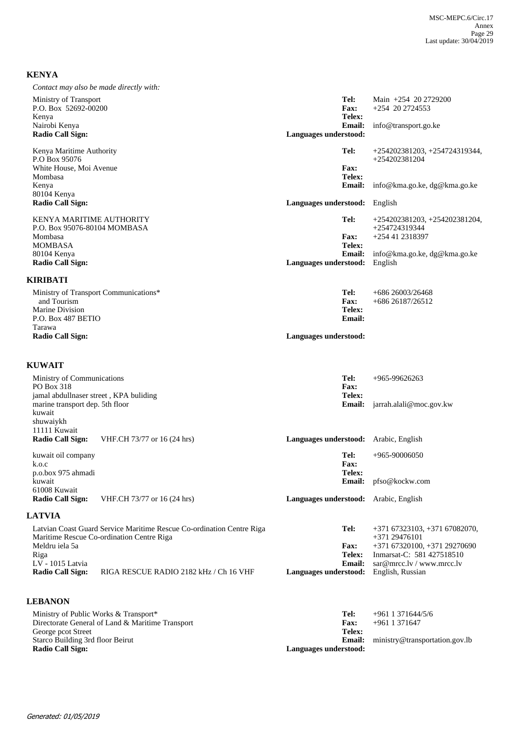## KENYA

*Contact may also be made directly with:*

Ministry of Transport
P.O. Box 52692-00200
Kenya
Nairobi Kenya
**Radio Call Sign:**

**Tel:** Main +254 20 2729200
**Fax:** +254 20 2724553
**Telex:**
**Email:** info@transport.go.ke
**Languages understood:**

Kenya Maritime Authority
P.O Box 95076
White House, Moi Avenue
Mombasa
Kenya
80104 Kenya
**Radio Call Sign:**

**Tel:** +254202381203, +254724319344, +254202381204
**Fax:**
**Telex:**
**Email:** info@kma.go.ke, dg@kma.go.ke
**Languages understood:** English

KENYA MARITIME AUTHORITY
P.O. Box 95076-80104 MOMBASA
Mombasa
MOMBASA
80104 Kenya
**Radio Call Sign:**

**Tel:** +254202381203, +254202381204, +254724319344
**Fax:** +254 41 2318397
**Telex:**
**Email:** info@kma.go.ke, dg@kma.go.ke
**Languages understood:** English

## KIRIBATI

Ministry of Transport Communications*
and Tourism
Marine Division
P.O. Box 487 BETIO
Tarawa
**Radio Call Sign:**

**Tel:** +686 26003/26468
**Fax:** +686 26187/26512
**Telex:**
**Email:**
**Languages understood:**

## KUWAIT

Ministry of Communications
PO Box 318
jamal abdullnaser street , KPA buliding
marine transport dep. 5th floor
kuwait
shuwaiykh
11111 Kuwait
**Radio Call Sign:** VHF.CH 73/77 or 16 (24 hrs)

**Tel:** +965-99626263
**Fax:**
**Telex:**
**Email:** jarrah.alali@moc.gov.kw
**Languages understood:** Arabic, English

kuwait oil company
k.o.c
p.o.box 975 ahmadi
kuwait
61008 Kuwait
**Radio Call Sign:** VHF.CH 73/77 or 16 (24 hrs)

**Tel:** +965-90006050
**Fax:**
**Telex:**
**Email:** pfso@kockw.com
**Languages understood:** Arabic, English

## LATVIA

Latvian Coast Guard Service Maritime Rescue Co-ordination Centre Riga
Maritime Rescue Co-ordination Centre Riga
Meldru iela 5a
Riga
LV - 1015 Latvia
**Radio Call Sign:** RIGA RESCUE RADIO 2182 kHz / Ch 16 VHF

**Tel:** +371 67323103, +371 67082070, +371 29476101
**Fax:** +371 67320100, +371 29270690
**Telex:** Inmarsat-C: 581 427518510
**Email:** sar@mrcc.lv / www.mrcc.lv
**Languages understood:** English, Russian

## LEBANON

Ministry of Public Works & Transport*
Directorate General of Land & Maritime Transport
George pcot Street
Starco Building 3rd floor Beirut
**Radio Call Sign:**

**Tel:** +961 1 371644/5/6
**Fax:** +961 1 371647
**Telex:**
**Email:** ministry@transportation.gov.lb
**Languages understood:**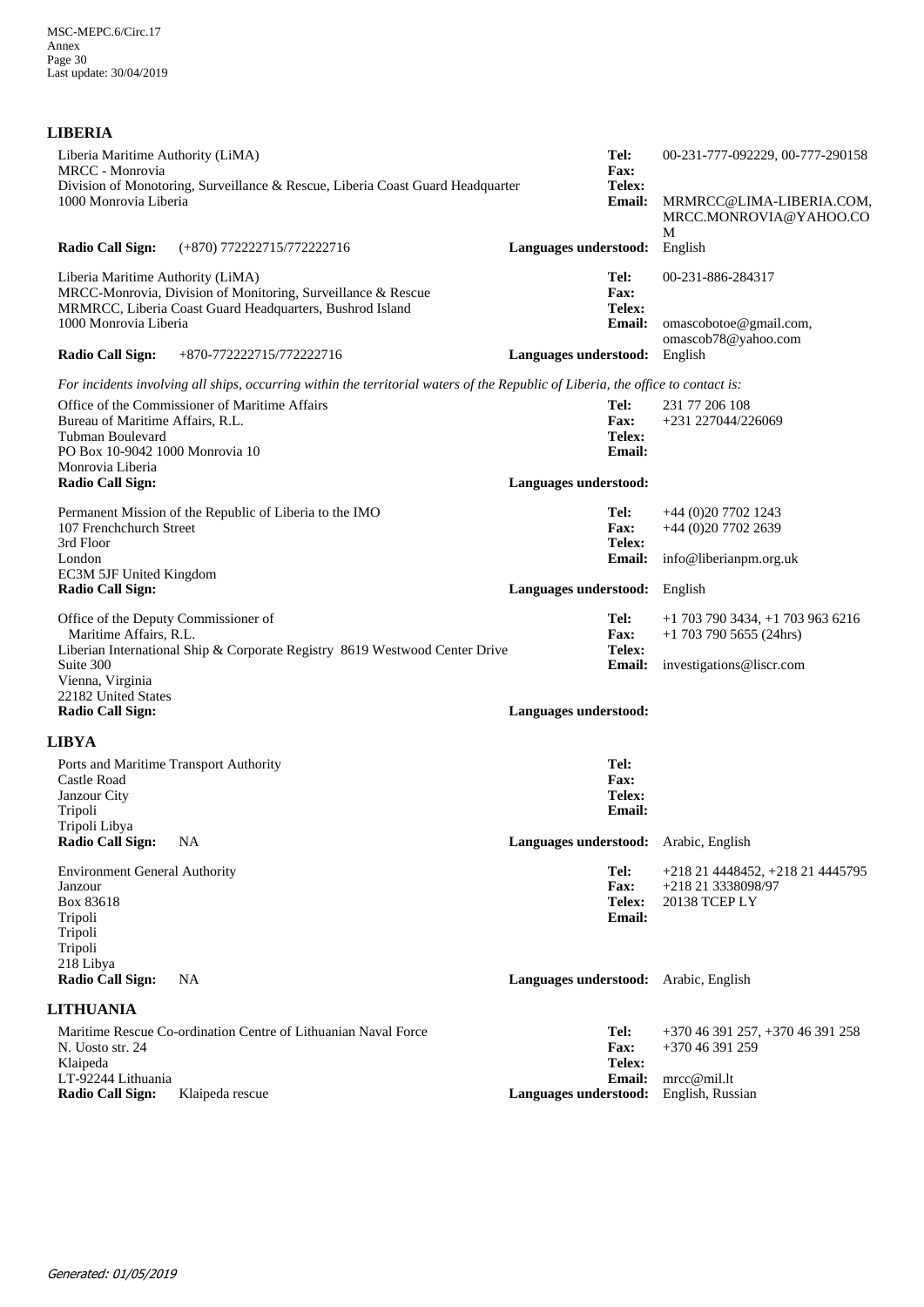## LIBERIA

Liberia Maritime Authority (LiMA)
MRCC - Monrovia
Division of Monotoring, Surveillance & Rescue, Liberia Coast Guard Headquarter
1000 Monrovia Liberia

**Tel:** 00-231-777-092229, 00-777-290158
**Fax:**
**Telex:**
**Email:** MRMRCC@LIMA-LIBERIA.COM, MRCC.MONROVIA@YAHOO.COM

**Radio Call Sign:** (+870) 772222715/772222716
**Languages understood:** English

Liberia Maritime Authority (LiMA)
MRCC-Monrovia, Division of Monitoring, Surveillance & Rescue
MRMRCC, Liberia Coast Guard Headquarters, Bushrod Island
1000 Monrovia Liberia

**Tel:** 00-231-886-284317
**Fax:**
**Telex:**
**Email:** omascobotoe@gmail.com, omascob78@yahoo.com

**Radio Call Sign:** +870-772222715/772222716
**Languages understood:** English

*For incidents involving all ships, occurring within the territorial waters of the Republic of Liberia, the office to contact is:*

Office of the Commissioner of Maritime Affairs
Bureau of Maritime Affairs, R.L.
Tubman Boulevard
PO Box 10-9042 1000 Monrovia 10
Monrovia Liberia

**Tel:** 231 77 206 108
**Fax:** +231 227044/226069
**Telex:**
**Email:**

**Radio Call Sign:**
**Languages understood:**

Permanent Mission of the Republic of Liberia to the IMO
107 Frenchchurch Street
3rd Floor
London
EC3M 5JF United Kingdom

**Tel:** +44 (0)20 7702 1243
**Fax:** +44 (0)20 7702 2639
**Telex:**
**Email:** info@liberianpm.org.uk

**Radio Call Sign:**
**Languages understood:** English

Office of the Deputy Commissioner of Maritime Affairs, R.L.
Liberian International Ship & Corporate Registry 8619 Westwood Center Drive
Suite 300
Vienna, Virginia
22182 United States

**Tel:** +1 703 790 3434, +1 703 963 6216
**Fax:** +1 703 790 5655 (24hrs)
**Telex:**
**Email:** investigations@liscr.com

**Radio Call Sign:**
**Languages understood:**

## LIBYA

Ports and Maritime Transport Authority
Castle Road
Janzour City
Tripoli
Tripoli Libya

**Tel:**
**Fax:**
**Telex:**
**Email:**

**Radio Call Sign:** NA
**Languages understood:** Arabic, English

Environment General Authority
Janzour
Box 83618
Tripoli
Tripoli
Tripoli
218 Libya

**Tel:** +218 21 4448452, +218 21 4445795
**Fax:** +218 21 3338098/97
**Telex:** 20138 TCEP LY
**Email:**

**Radio Call Sign:** NA
**Languages understood:** Arabic, English

## LITHUANIA

Maritime Rescue Co-ordination Centre of Lithuanian Naval Force
N. Uosto str. 24
Klaipeda
LT-92244 Lithuania

**Tel:** +370 46 391 257, +370 46 391 258
**Fax:** +370 46 391 259
**Telex:**
**Email:** mrcc@mil.lt

**Radio Call Sign:** Klaipeda rescue
**Languages understood:** English, Russian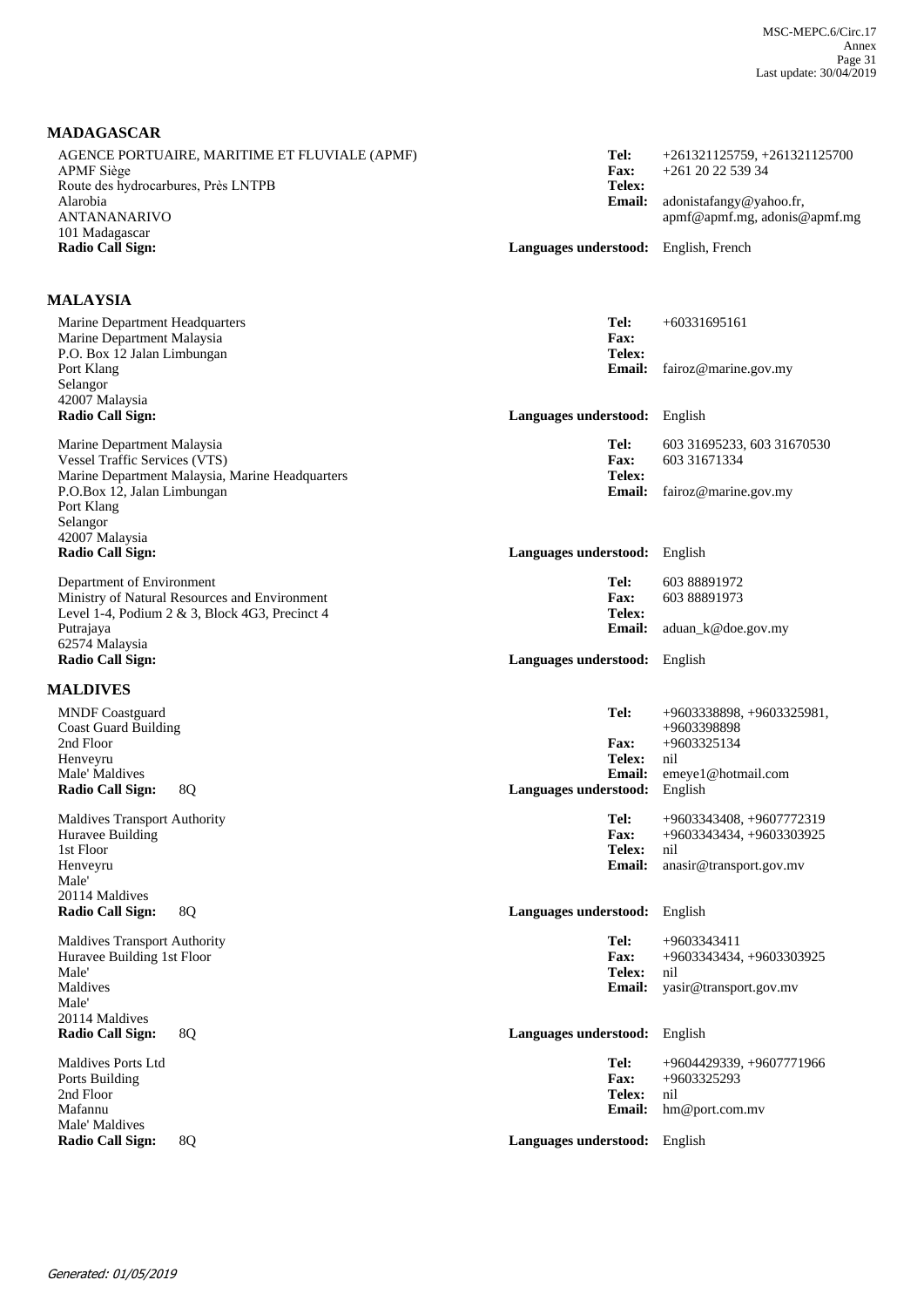## MADAGASCAR

AGENCE PORTUAIRE, MARITIME ET FLUVIALE (APMF)
APMF Siège
Route des hydrocarbures, Près LNTPB
Alarobia
ANTANANARIVO
101 Madagascar
**Radio Call Sign:**

**Tel:** +261321125759, +261321125700
**Fax:** +261 20 22 539 34
**Telex:**
**Email:** adonistafangy@yahoo.fr, apmf@apmf.mg, adonis@apmf.mg
**Languages understood:** English, French

## MALAYSIA

Marine Department Headquarters
Marine Department Malaysia
P.O. Box 12 Jalan Limbungan
Port Klang
Selangor
42007 Malaysia
**Radio Call Sign:**

**Tel:** +60331695161
**Fax:**
**Telex:**
**Email:** fairoz@marine.gov.my
**Languages understood:** English

Marine Department Malaysia
Vessel Traffic Services (VTS)
Marine Department Malaysia, Marine Headquarters
P.O.Box 12, Jalan Limbungan
Port Klang
Selangor
42007 Malaysia
**Radio Call Sign:**

**Tel:** 603 31695233, 603 31670530
**Fax:** 603 31671334
**Telex:**
**Email:** fairoz@marine.gov.my
**Languages understood:** English

Department of Environment
Ministry of Natural Resources and Environment
Level 1-4, Podium 2 & 3, Block 4G3, Precinct 4
Putrajaya
62574 Malaysia
**Radio Call Sign:**

**Tel:** 603 88891972
**Fax:** 603 88891973
**Telex:**
**Email:** aduan_k@doe.gov.my
**Languages understood:** English

## MALDIVES

MNDF Coastguard
Coast Guard Building
2nd Floor
Henveyru
Male' Maldives
**Radio Call Sign:** 8Q

**Tel:** +9603338898, +9603325981, +9603398898
**Fax:** +9603325134
**Telex:** nil
**Email:** emeye1@hotmail.com
**Languages understood:** English

Maldives Transport Authority
Huravee Building
1st Floor
Henveyru
Male'
20114 Maldives
**Radio Call Sign:** 8Q

**Tel:** +9603343408, +9607772319
**Fax:** +9603343434, +9603303925
**Telex:** nil
**Email:** anasir@transport.gov.mv
**Languages understood:** English

Maldives Transport Authority
Huravee Building 1st Floor
Male'
Maldives
Male'
20114 Maldives
**Radio Call Sign:** 8Q

**Tel:** +9603343411
**Fax:** +9603343434, +9603303925
**Telex:** nil
**Email:** yasir@transport.gov.mv
**Languages understood:** English

Maldives Ports Ltd
Ports Building
2nd Floor
Mafannu
Male' Maldives
**Radio Call Sign:** 8Q

**Tel:** +9604429339, +9607771966
**Fax:** +9603325293
**Telex:** nil
**Email:** hm@port.com.mv
**Languages understood:** English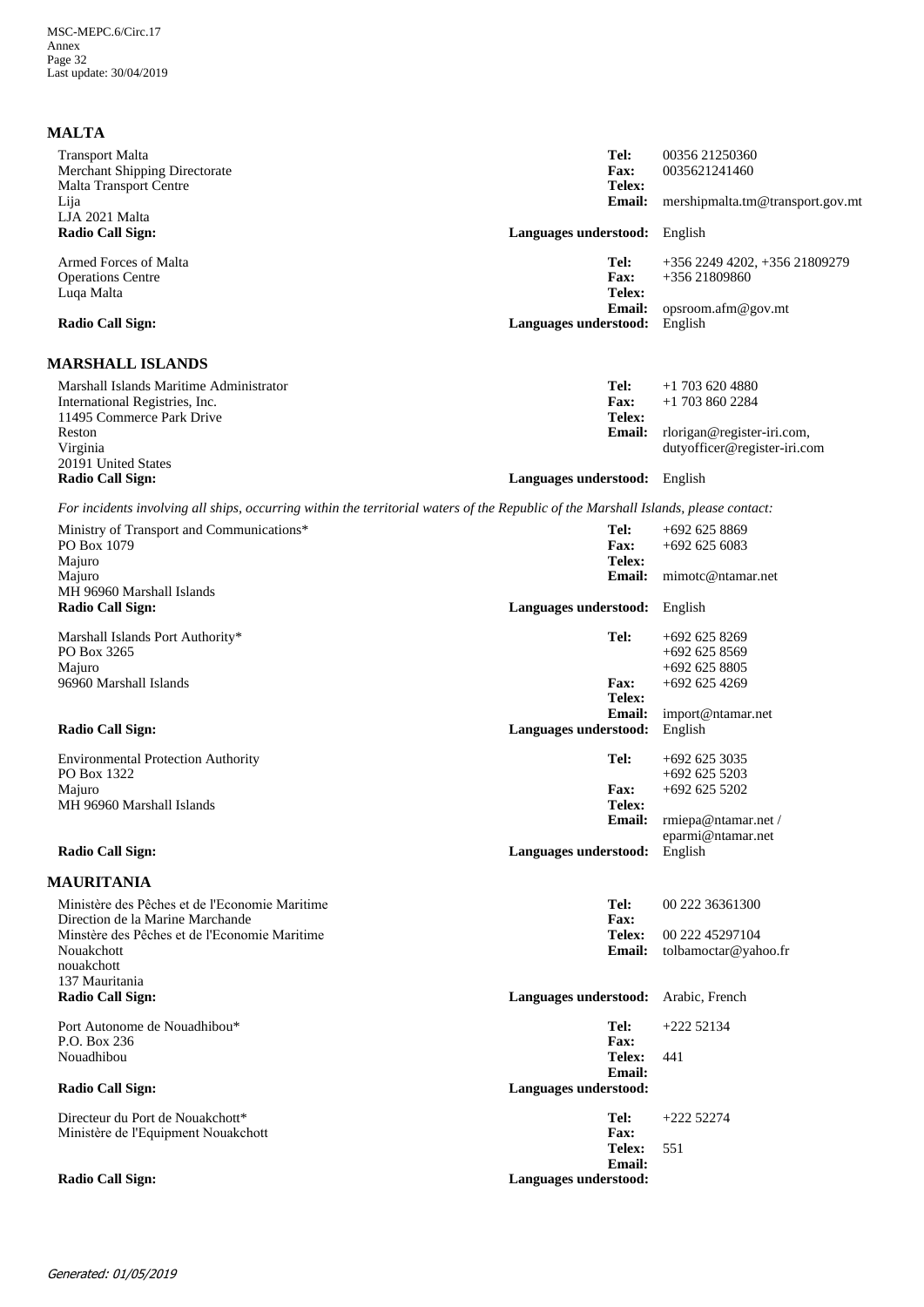## MALTA

Transport Malta
Merchant Shipping Directorate
Malta Transport Centre
Lija
LJA 2021 Malta
**Radio Call Sign:**

**Tel:** 00356 21250360
**Fax:** 0035621241460
**Telex:**
**Email:** mershipmalta.tm@transport.gov.mt
**Languages understood:** English

Armed Forces of Malta
Operations Centre
Luqa Malta
**Radio Call Sign:**

**Tel:** +356 2249 4202, +356 21809279
**Fax:** +356 21809860
**Telex:**
**Email:** opsroom.afm@gov.mt
**Languages understood:** English

## MARSHALL ISLANDS

Marshall Islands Maritime Administrator
International Registries, Inc.
11495 Commerce Park Drive
Reston
Virginia
20191 United States
**Radio Call Sign:**

**Tel:** +1 703 620 4880
**Fax:** +1 703 860 2284
**Telex:**
**Email:** rlorigan@register-iri.com, dutyofficer@register-iri.com
**Languages understood:** English

*For incidents involving all ships, occurring within the territorial waters of the Republic of the Marshall Islands, please contact:*

Ministry of Transport and Communications*
PO Box 1079
Majuro
Majuro
MH 96960 Marshall Islands
**Radio Call Sign:**

**Tel:** +692 625 8869
**Fax:** +692 625 6083
**Telex:**
**Email:** mimotc@ntamar.net
**Languages understood:** English

Marshall Islands Port Authority*
PO Box 3265
Majuro
96960 Marshall Islands
**Radio Call Sign:**

**Tel:** +692 625 8269
+692 625 8569
+692 625 8805
**Fax:** +692 625 4269
**Telex:**
**Email:** import@ntamar.net
**Languages understood:** English

Environmental Protection Authority
PO Box 1322
Majuro
MH 96960 Marshall Islands
**Radio Call Sign:**

**Tel:** +692 625 3035
+692 625 5203
**Fax:** +692 625 5202
**Telex:**
**Email:** rmiepa@ntamar.net / eparmi@ntamar.net
**Languages understood:** English

## MAURITANIA

Ministère des Pêches et de l'Economie Maritime
Direction de la Marine Marchande
Minstère des Pêches et de l'Economie Maritime
Nouakchott
nouakchott
137 Mauritania
**Radio Call Sign:**

**Tel:** 00 222 36361300
**Fax:**
**Telex:** 00 222 45297104
**Email:** tolbamoctar@yahoo.fr
**Languages understood:** Arabic, French

Port Autonome de Nouadhibou*
P.O. Box 236
Nouadhibou
**Radio Call Sign:**

**Tel:** +222 52134
**Fax:**
**Telex:** 441
**Email:**
**Languages understood:**

Directeur du Port de Nouakchott*
Ministère de l'Equipment Nouakchott
**Radio Call Sign:**

**Tel:** +222 52274
**Fax:**
**Telex:** 551
**Email:**
**Languages understood:**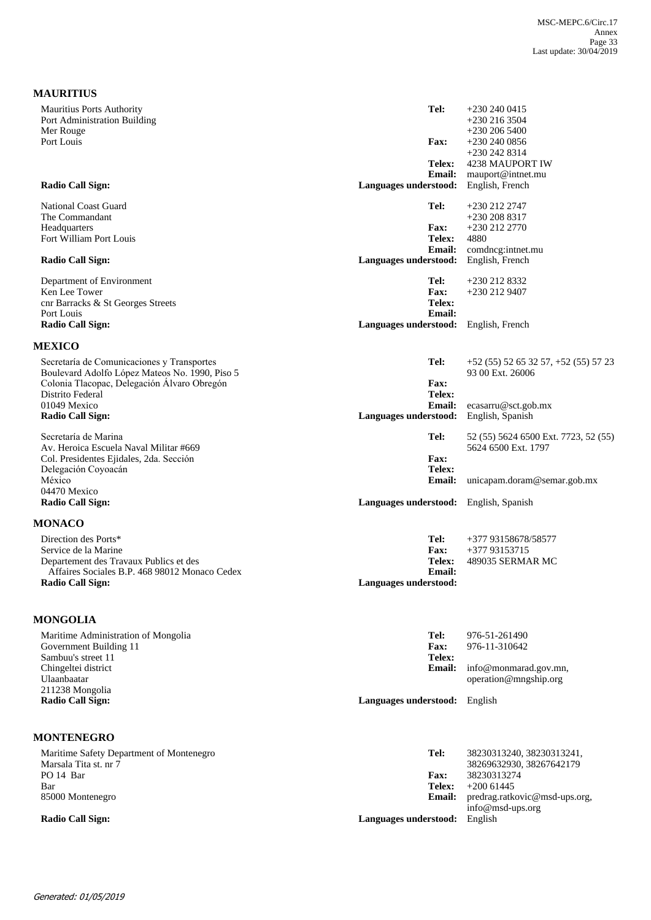## MAURITIUS

| | | |
|---|---|---|
| Mauritius Ports Authority<br>Port Administration Building<br>Mer Rouge<br>Port Louis | **Tel:** | +230 240 0415<br>+230 216 3504<br>+230 206 5400 |
| | **Fax:** | +230 240 0856<br>+230 242 8314 |
| | **Telex:** | 4238 MAUPORT IW |
| | **Email:** | mauport@intnet.mu |
| **Radio Call Sign:** | **Languages understood:** | English, French |

| | | |
|---|---|---|
| National Coast Guard<br>The Commandant<br>Headquarters<br>Fort William Port Louis | **Tel:** | +230 212 2747<br>+230 208 8317 |
| | **Fax:** | +230 212 2770 |
| | **Telex:** | 4880 |
| | **Email:** | comdncg:intnet.mu |
| **Radio Call Sign:** | **Languages understood:** | English, French |

| | | |
|---|---|---|
| Department of Environment<br>Ken Lee Tower<br>cnr Barracks & St Georges Streets<br>Port Louis | **Tel:** | +230 212 8332 |
| | **Fax:** | +230 212 9407 |
| | **Telex:** | |
| | **Email:** | |
| **Radio Call Sign:** | **Languages understood:** | English, French |

## MEXICO

| | | |
|---|---|---|
| Secretaría de Comunicaciones y Transportes<br>Boulevard Adolfo López Mateos No. 1990, Piso 5<br>Colonia Tlacopac, Delegación Álvaro Obregón<br>Distrito Federal<br>01049 Mexico | **Tel:** | +52 (55) 52 65 32 57, +52 (55) 57 23 93 00 Ext. 26006 |
| | **Fax:** | |
| | **Telex:** | |
| | **Email:** | ecasarru@sct.gob.mx |
| **Radio Call Sign:** | **Languages understood:** | English, Spanish |

| | | |
|---|---|---|
| Secretaría de Marina<br>Av. Heroica Escuela Naval Militar #669<br>Col. Presidentes Ejidales, 2da. Sección<br>Delegación Coyoacán<br>México<br>04470 Mexico | **Tel:** | 52 (55) 5624 6500 Ext. 7723, 52 (55) 5624 6500 Ext. 1797 |
| | **Fax:** | |
| | **Telex:** | |
| | **Email:** | unicapam.doram@semar.gob.mx |
| **Radio Call Sign:** | **Languages understood:** | English, Spanish |

## MONACO

| | | |
|---|---|---|
| Direction des Ports*<br>Service de la Marine<br>Departement des Travaux Publics et des Affaires Sociales B.P. 468 98012 Monaco Cedex | **Tel:** | +377 93158678/58577 |
| | **Fax:** | +377 93153715 |
| | **Telex:** | 489035 SERMAR MC |
| | **Email:** | |
| **Radio Call Sign:** | **Languages understood:** | |

## MONGOLIA

| | | |
|---|---|---|
| Maritime Administration of Mongolia<br>Government Building 11<br>Sambuu's street 11<br>Chingeltei district<br>Ulaanbaatar<br>211238 Mongolia | **Tel:** | 976-51-261490 |
| | **Fax:** | 976-11-310642 |
| | **Telex:** | |
| | **Email:** | info@monmarad.gov.mn, operation@mngship.org |
| **Radio Call Sign:** | **Languages understood:** | English |

## MONTENEGRO

| | | |
|---|---|---|
| Maritime Safety Department of Montenegro<br>Marsala Tita st. nr 7<br>PO 14 Bar<br>Bar<br>85000 Montenegro | **Tel:** | 38230313240, 38230313241, 38269632930, 38267642179 |
| | **Fax:** | 38230313274 |
| | **Telex:** | +200 61445 |
| | **Email:** | predrag.ratkovic@msd-ups.org, info@msd-ups.org |
| **Radio Call Sign:** | **Languages understood:** | English |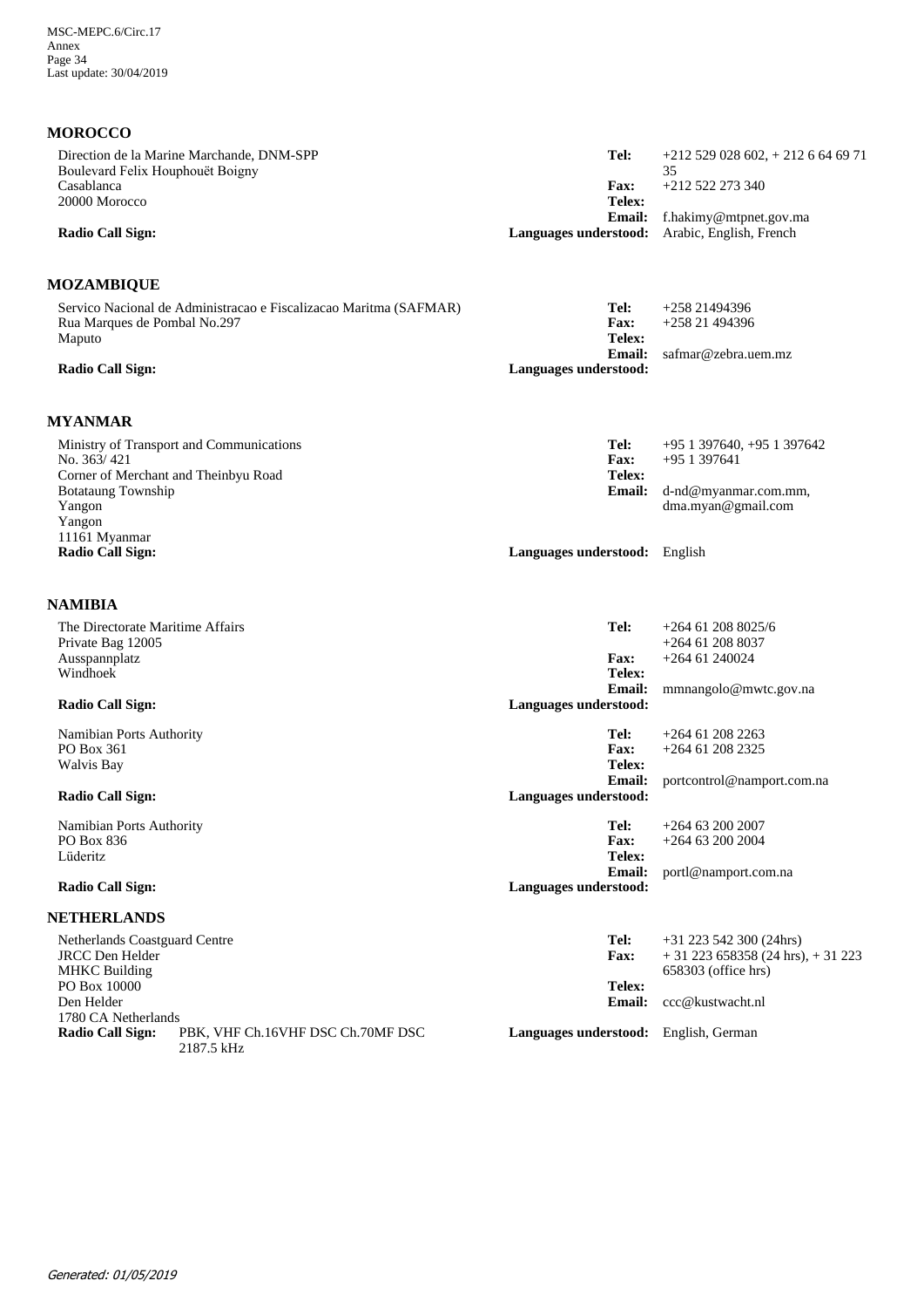## MOROCCO

Direction de la Marine Marchande, DNM-SPP
Boulevard Felix Houphouët Boigny
Casablanca
20000 Morocco

**Radio Call Sign:**

**Tel:** +212 529 028 602, + 212 6 64 69 71 35
**Fax:** +212 522 273 340
**Telex:**
**Email:** f.hakimy@mtpnet.gov.ma
**Languages understood:** Arabic, English, French

## MOZAMBIQUE

Servico Nacional de Administracao e Fiscalizacao Maritma (SAFMAR)
Rua Marques de Pombal No.297
Maputo

**Radio Call Sign:**

**Tel:** +258 21494396
**Fax:** +258 21 494396
**Telex:**
**Email:** safmar@zebra.uem.mz
**Languages understood:**

## MYANMAR

Ministry of Transport and Communications
No. 363/ 421
Corner of Merchant and Theinbyu Road
Botataung Township
Yangon
Yangon
11161 Myanmar

**Radio Call Sign:**

**Tel:** +95 1 397640, +95 1 397642
**Fax:** +95 1 397641
**Telex:**
**Email:** d-nd@myanmar.com.mm, dma.myan@gmail.com
**Languages understood:** English

## NAMIBIA

The Directorate Maritime Affairs
Private Bag 12005
Ausspannplatz
Windhoek

**Radio Call Sign:**

**Tel:** +264 61 208 8025/6
+264 61 208 8037
**Fax:** +264 61 240024
**Telex:**
**Email:** mmnangolo@mwtc.gov.na
**Languages understood:**

Namibian Ports Authority
PO Box 361
Walvis Bay

**Radio Call Sign:**

**Tel:** +264 61 208 2263
**Fax:** +264 61 208 2325
**Telex:**
**Email:** portcontrol@namport.com.na
**Languages understood:**

Namibian Ports Authority
PO Box 836
Lüderitz

**Radio Call Sign:**

**Tel:** +264 63 200 2007
**Fax:** +264 63 200 2004
**Telex:**
**Email:** portl@namport.com.na
**Languages understood:**

## NETHERLANDS

Netherlands Coastguard Centre
JRCC Den Helder
MHKC Building
PO Box 10000
Den Helder
1780 CA Netherlands

**Radio Call Sign:** PBK, VHF Ch.16VHF DSC Ch.70MF DSC 2187.5 kHz

**Tel:** +31 223 542 300 (24hrs)
**Fax:** + 31 223 658358 (24 hrs), + 31 223 658303 (office hrs)
**Telex:**
**Email:** ccc@kustwacht.nl
**Languages understood:** English, German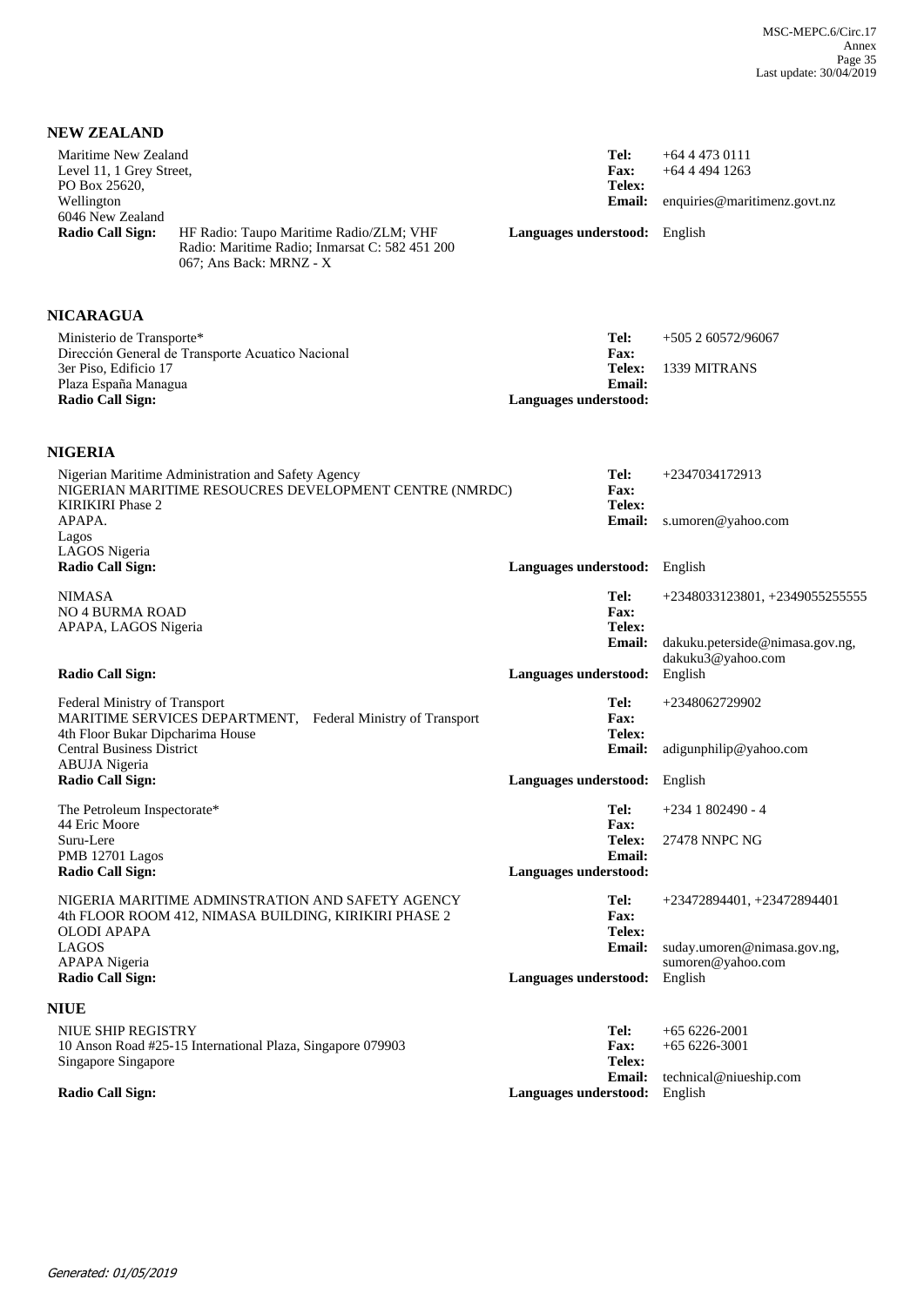## NEW ZEALAND

Maritime New Zealand
Level 11, 1 Grey Street,
PO Box 25620,
Wellington
6046 New Zealand

**Tel:** +64 4 473 0111
**Fax:** +64 4 494 1263
**Telex:**
**Email:** enquiries@maritimenz.govt.nz

**Radio Call Sign:** HF Radio: Taupo Maritime Radio/ZLM; VHF Radio: Maritime Radio; Inmarsat C: 582 451 200 067; Ans Back: MRNZ - X

**Languages understood:** English

## NICARAGUA

Ministerio de Transporte*
Dirección General de Transporte Acuatico Nacional
3er Piso, Edificio 17
Plaza España Managua

**Tel:** +505 2 60572/96067
**Fax:**
**Telex:** 1339 MITRANS
**Email:**

**Radio Call Sign:**

**Languages understood:**

## NIGERIA

Nigerian Maritime Administration and Safety Agency
NIGERIAN MARITIME RESOUCRES DEVELOPMENT CENTRE (NMRDC)
KIRIKIRI Phase 2
APAPA.
Lagos
LAGOS Nigeria

**Tel:** +2347034172913
**Fax:**
**Telex:**
**Email:** s.umoren@yahoo.com

**Radio Call Sign:**

**Languages understood:** English

NIMASA
NO 4 BURMA ROAD
APAPA, LAGOS Nigeria

**Tel:** +2348033123801, +2349055255555
**Fax:**
**Telex:**
**Email:** dakuku.peterside@nimasa.gov.ng, dakuku3@yahoo.com

**Radio Call Sign:**

**Languages understood:** English

Federal Ministry of Transport
MARITIME SERVICES DEPARTMENT, Federal Ministry of Transport
4th Floor Bukar Dipcharima House
Central Business District
ABUJA Nigeria

**Tel:** +2348062729902
**Fax:**
**Telex:**
**Email:** adigunphilip@yahoo.com

**Radio Call Sign:**

**Languages understood:** English

The Petroleum Inspectorate*
44 Eric Moore
Suru-Lere
PMB 12701 Lagos

**Tel:** +234 1 802490 - 4
**Fax:**
**Telex:** 27478 NNPC NG
**Email:**

**Radio Call Sign:**

**Languages understood:**

NIGERIA MARITIME ADMINSTRATION AND SAFETY AGENCY
4th FLOOR ROOM 412, NIMASA BUILDING, KIRIKIRI PHASE 2
OLODI APAPA
LAGOS
APAPA Nigeria

**Tel:** +23472894401, +23472894401
**Fax:**
**Telex:**
**Email:** suday.umoren@nimasa.gov.ng, sumoren@yahoo.com

**Radio Call Sign:**

**Languages understood:** English

## NIUE

NIUE SHIP REGISTRY
10 Anson Road #25-15 International Plaza, Singapore 079903
Singapore Singapore

**Tel:** +65 6226-2001
**Fax:** +65 6226-3001
**Telex:**
**Email:** technical@niueship.com

**Radio Call Sign:**

**Languages understood:** English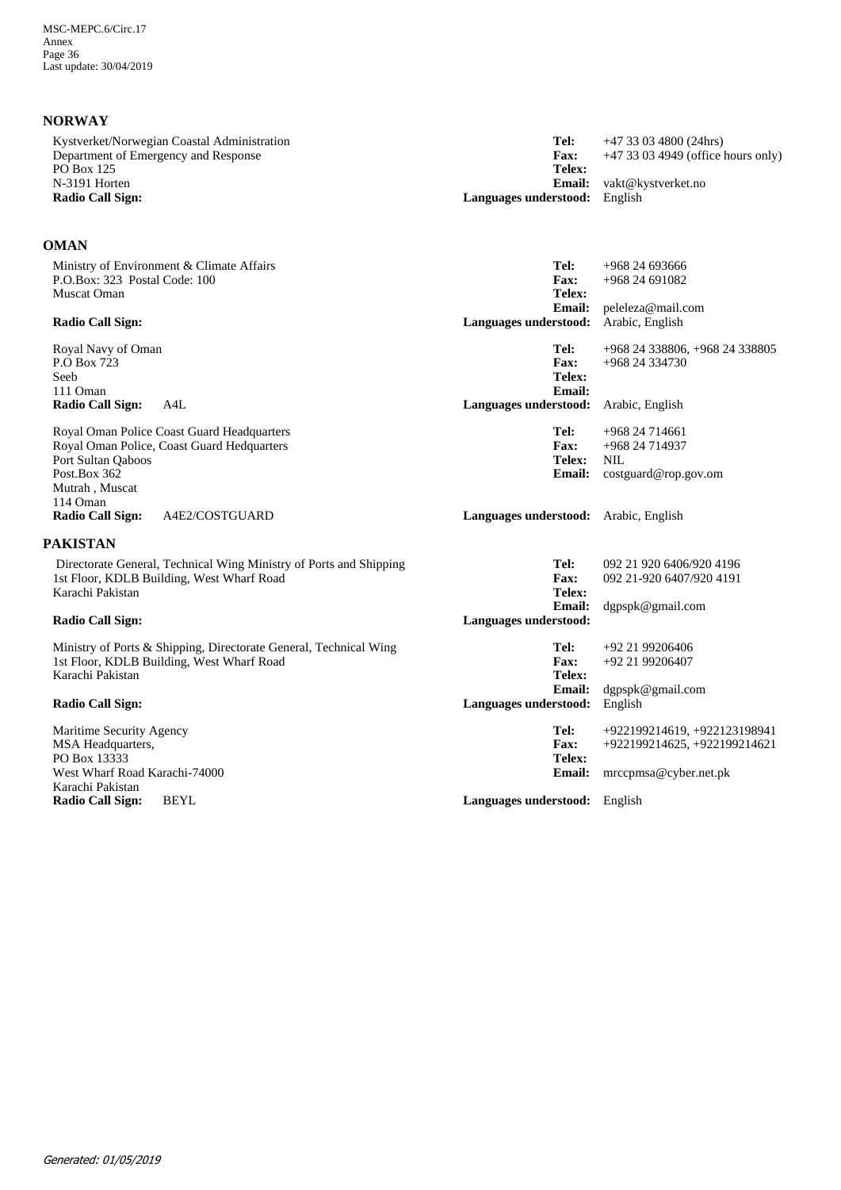## NORWAY

Kystverket/Norwegian Coastal Administration
Department of Emergency and Response
PO Box 125
N-3191 Horten
**Radio Call Sign:**

**Tel:** +47 33 03 4800 (24hrs)
**Fax:** +47 33 03 4949 (office hours only)
**Telex:**
**Email:** vakt@kystverket.no
**Languages understood:** English

## OMAN

Ministry of Environment & Climate Affairs
P.O.Box: 323 Postal Code: 100
Muscat Oman

**Radio Call Sign:**

**Tel:** +968 24 693666
**Fax:** +968 24 691082
**Telex:**
**Email:** peleleza@mail.com
**Languages understood:** Arabic, English

Royal Navy of Oman
P.O Box 723
Seeb
111 Oman
**Radio Call Sign:** A4L

**Tel:** +968 24 338806, +968 24 338805
**Fax:** +968 24 334730
**Telex:**
**Email:**
**Languages understood:** Arabic, English

Royal Oman Police Coast Guard Headquarters
Royal Oman Police, Coast Guard Hedquarters
Port Sultan Qaboos
Post.Box 362
Mutrah , Muscat
114 Oman
**Radio Call Sign:** A4E2/COSTGUARD

**Tel:** +968 24 714661
**Fax:** +968 24 714937
**Telex:** NIL
**Email:** costguard@rop.gov.om
**Languages understood:** Arabic, English

## PAKISTAN

Directorate General, Technical Wing Ministry of Ports and Shipping
1st Floor, KDLB Building, West Wharf Road
Karachi Pakistan

**Radio Call Sign:**

**Tel:** 092 21 920 6406/920 4196
**Fax:** 092 21-920 6407/920 4191
**Telex:**
**Email:** dgpspk@gmail.com
**Languages understood:**

Ministry of Ports & Shipping, Directorate General, Technical Wing
1st Floor, KDLB Building, West Wharf Road
Karachi Pakistan

**Radio Call Sign:**

**Tel:** +92 21 99206406
**Fax:** +92 21 99206407
**Telex:**
**Email:** dgpspk@gmail.com
**Languages understood:** English

Maritime Security Agency
MSA Headquarters,
PO Box 13333
West Wharf Road Karachi-74000
Karachi Pakistan
**Radio Call Sign:** BEYL

**Tel:** +922199214619, +922123198941
**Fax:** +922199214625, +922199214621
**Telex:**
**Email:** mrccpmsa@cyber.net.pk
**Languages understood:** English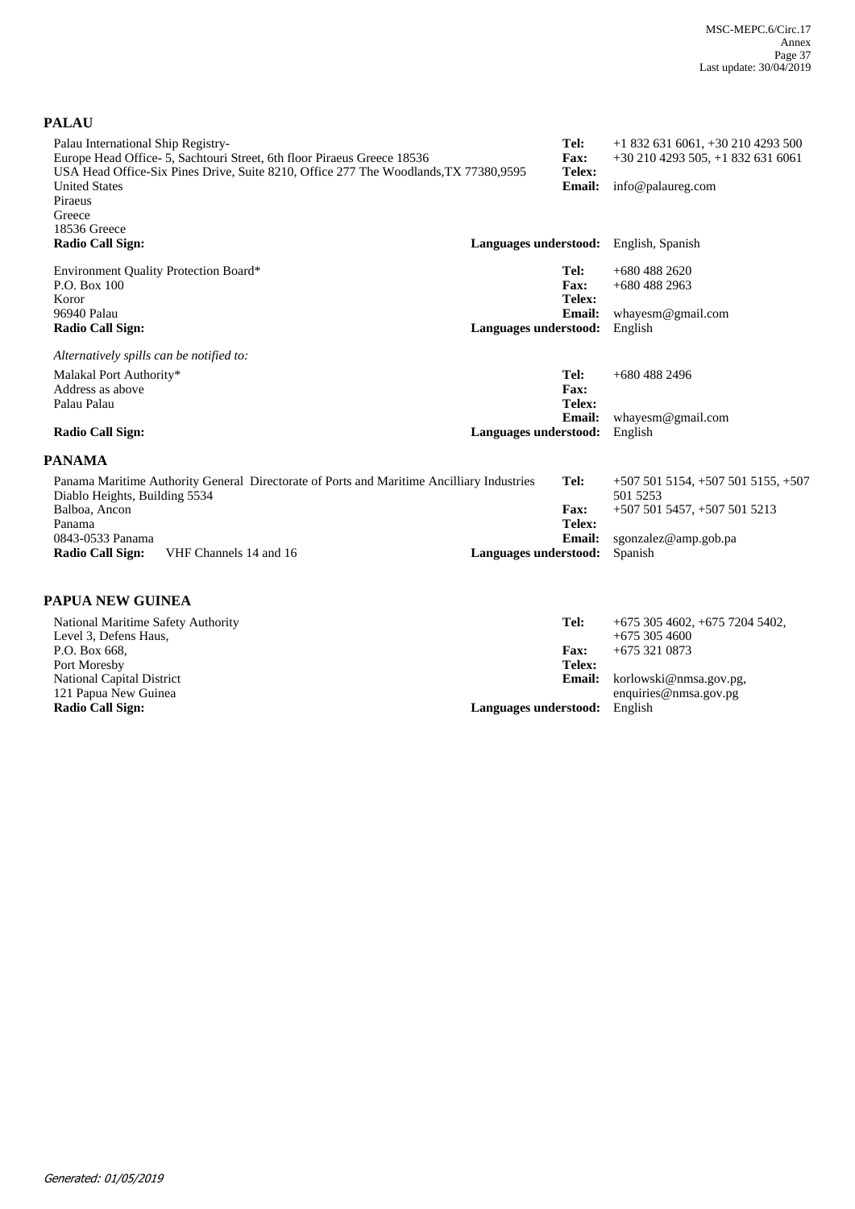## PALAU

Palau International Ship Registry-
Europe Head Office- 5, Sachtouri Street, 6th floor Piraeus Greece 18536
USA Head Office-Six Pines Drive, Suite 8210, Office 277 The Woodlands,TX 77380,9595
United States
Piraeus
Greece
18536 Greece

**Tel:** +1 832 631 6061, +30 210 4293 500
**Fax:** +30 210 4293 505, +1 832 631 6061
**Telex:**
**Email:** info@palaureg.com
**Radio Call Sign:**
**Languages understood:** English, Spanish

Environment Quality Protection Board*
P.O. Box 100
Koror
96940 Palau

**Tel:** +680 488 2620
**Fax:** +680 488 2963
**Telex:**
**Email:** whayesm@gmail.com
**Radio Call Sign:**
**Languages understood:** English

*Alternatively spills can be notified to:*

Malakal Port Authority*
Address as above
Palau Palau

**Tel:** +680 488 2496
**Fax:**
**Telex:**
**Email:** whayesm@gmail.com
**Radio Call Sign:**
**Languages understood:** English

## PANAMA

Panama Maritime Authority General Directorate of Ports and Maritime Ancilliary Industries
Diablo Heights, Building 5534
Balboa, Ancon
Panama
0843-0533 Panama

**Tel:** +507 501 5154, +507 501 5155, +507 501 5253
**Fax:** +507 501 5457, +507 501 5213
**Telex:**
**Email:** sgonzalez@amp.gob.pa
**Radio Call Sign:** VHF Channels 14 and 16
**Languages understood:** Spanish

## PAPUA NEW GUINEA

National Maritime Safety Authority
Level 3, Defens Haus,
P.O. Box 668,
Port Moresby
National Capital District
121 Papua New Guinea

**Tel:** +675 305 4602, +675 7204 5402, +675 305 4600
**Fax:** +675 321 0873
**Telex:**
**Email:** korlowski@nmsa.gov.pg, enquiries@nmsa.gov.pg
**Radio Call Sign:**
**Languages understood:** English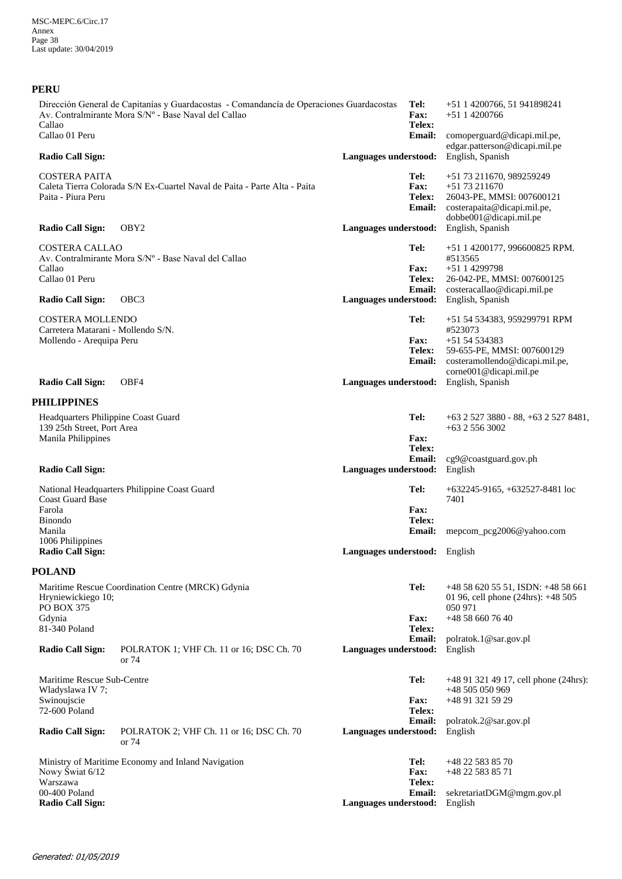## PERU

Dirección General de Capitanías y Guardacostas - Comandancía de Operaciones Guardacostas
Av. Contralmirante Mora S/Nº - Base Naval del Callao
Callao
Callao 01 Peru

**Tel:** +51 1 4200766, 51 941898241
**Fax:** +51 1 4200766
**Telex:**
**Email:** comoperguard@dicapi.mil.pe, edgar.patterson@dicapi.mil.pe
**Radio Call Sign:**
**Languages understood:** English, Spanish

COSTERA PAITA
Caleta Tierra Colorada S/N Ex-Cuartel Naval de Paita - Parte Alta - Paita
Paita - Piura Peru

**Tel:** +51 73 211670, 989259249
**Fax:** +51 73 211670
**Telex:** 26043-PE, MMSI: 007600121
**Email:** costerapaita@dicapi.mil.pe, dobbe001@dicapi.mil.pe
**Radio Call Sign:** OBY2
**Languages understood:** English, Spanish

COSTERA CALLAO
Av. Contralmirante Mora S/Nº - Base Naval del Callao
Callao
Callao 01 Peru

**Tel:** +51 1 4200177, 996600825 RPM. #513565
**Fax:** +51 1 4299798
**Telex:** 26-042-PE, MMSI: 007600125
**Email:** costeracallao@dicapi.mil.pe
**Radio Call Sign:** OBC3
**Languages understood:** English, Spanish

COSTERA MOLLENDO
Carretera Matarani - Mollendo S/N.
Mollendo - Arequipa Peru

**Tel:** +51 54 534383, 959299791 RPM #523073
**Fax:** +51 54 534383
**Telex:** 59-655-PE, MMSI: 007600129
**Email:** costeramollendo@dicapi.mil.pe, corne001@dicapi.mil.pe
**Radio Call Sign:** OBF4
**Languages understood:** English, Spanish

## PHILIPPINES

Headquarters Philippine Coast Guard
139 25th Street, Port Area
Manila Philippines

**Tel:** +63 2 527 3880 - 88, +63 2 527 8481, +63 2 556 3002
**Fax:**
**Telex:**
**Email:** cg9@coastguard.gov.ph
**Radio Call Sign:**
**Languages understood:** English

National Headquarters Philippine Coast Guard
Coast Guard Base
Farola
Binondo
Manila
1006 Philippines

**Tel:** +632245-9165, +632527-8481 loc 7401
**Fax:**
**Telex:**
**Email:** mepcom_pcg2006@yahoo.com
**Radio Call Sign:**
**Languages understood:** English

## POLAND

Maritime Rescue Coordination Centre (MRCK) Gdynia
Hryniewickiego 10;
PO BOX 375
Gdynia
81-340 Poland

**Tel:** +48 58 620 55 51, ISDN: +48 58 661 01 96, cell phone (24hrs): +48 505 050 971
**Fax:** +48 58 660 76 40
**Telex:**
**Email:** polratok.1@sar.gov.pl
**Radio Call Sign:** POLRATOK 1; VHF Ch. 11 or 16; DSC Ch. 70 or 74
**Languages understood:** English

Maritime Rescue Sub-Centre
Wladyslawa IV 7;
Swinoujscie
72-600 Poland

**Tel:** +48 91 321 49 17, cell phone (24hrs): +48 505 050 969
**Fax:** +48 91 321 59 29
**Telex:**
**Email:** polratok.2@sar.gov.pl
**Radio Call Sign:** POLRATOK 2; VHF Ch. 11 or 16; DSC Ch. 70 or 74
**Languages understood:** English

Ministry of Maritime Economy and Inland Navigation
Nowy Świat 6/12
Warszawa
00-400 Poland

**Tel:** +48 22 583 85 70
**Fax:** +48 22 583 85 71
**Telex:**
**Email:** sekretariatDGM@mgm.gov.pl
**Radio Call Sign:**
**Languages understood:** English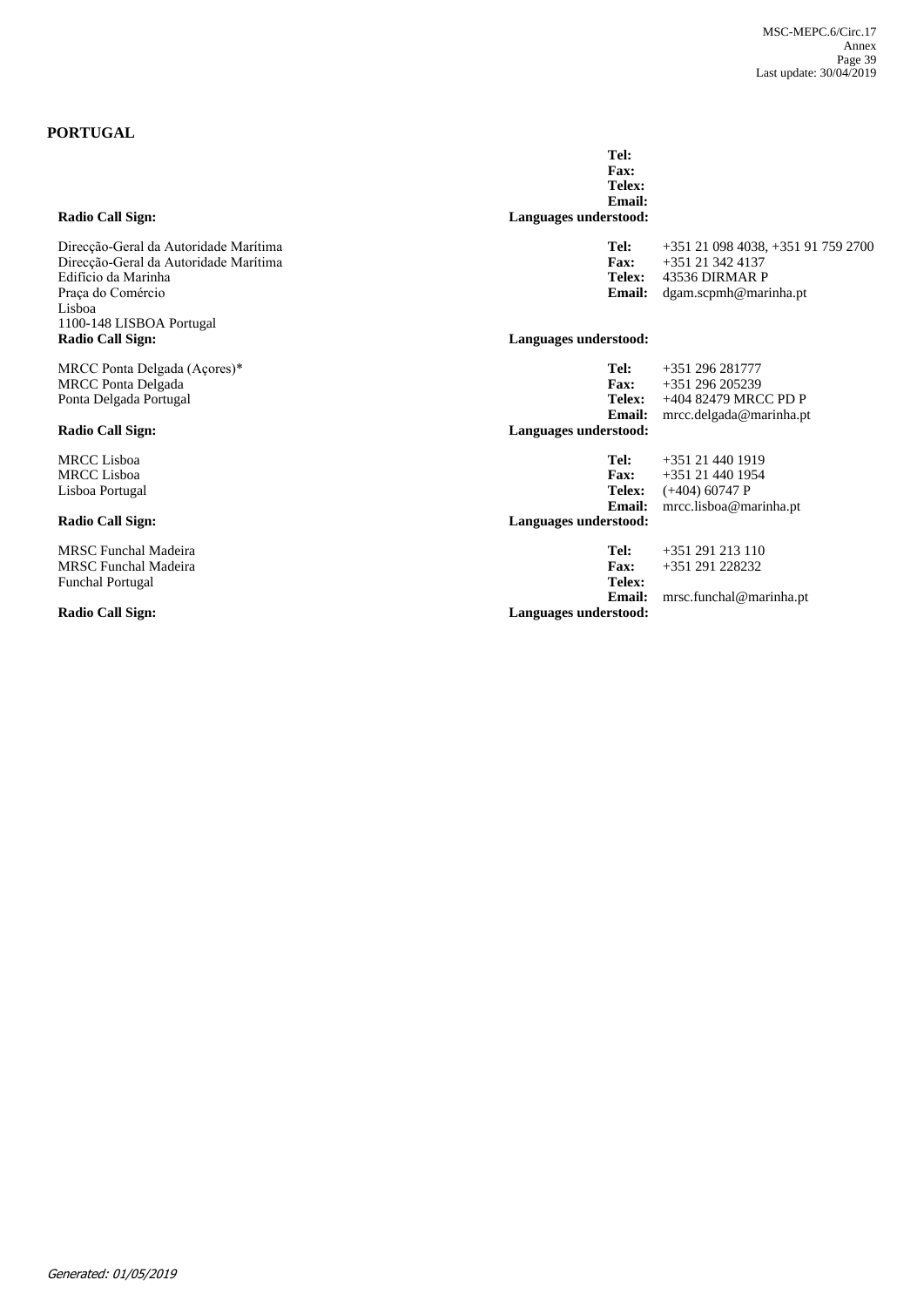**PORTUGAL**

**Tel:**
**Fax:**
**Telex:**
**Email:**
**Radio Call Sign:** **Languages understood:**

Direcção-Geral da Autoridade Marítima
Direcção-Geral da Autoridade Marítima
Edifício da Marinha
Praça do Comércio
Lisboa
1100-148 LISBOA Portugal

**Tel:** +351 21 098 4038, +351 91 759 2700
**Fax:** +351 21 342 4137
**Telex:** 43536 DIRMAR P
**Email:** dgam.scpmh@marinha.pt

**Radio Call Sign:** **Languages understood:**

MRCC Ponta Delgada (Açores)*
MRCC Ponta Delgada
Ponta Delgada Portugal

**Tel:** +351 296 281777
**Fax:** +351 296 205239
**Telex:** +404 82479 MRCC PD P
**Email:** mrcc.delgada@marinha.pt

**Radio Call Sign:** **Languages understood:**

MRCC Lisboa
MRCC Lisboa
Lisboa Portugal

**Tel:** +351 21 440 1919
**Fax:** +351 21 440 1954
**Telex:** (+404) 60747 P
**Email:** mrcc.lisboa@marinha.pt

**Radio Call Sign:** **Languages understood:**

MRSC Funchal Madeira
MRSC Funchal Madeira
Funchal Portugal

**Tel:** +351 291 213 110
**Fax:** +351 291 228232
**Telex:**
**Email:** mrsc.funchal@marinha.pt

**Radio Call Sign:** **Languages understood:**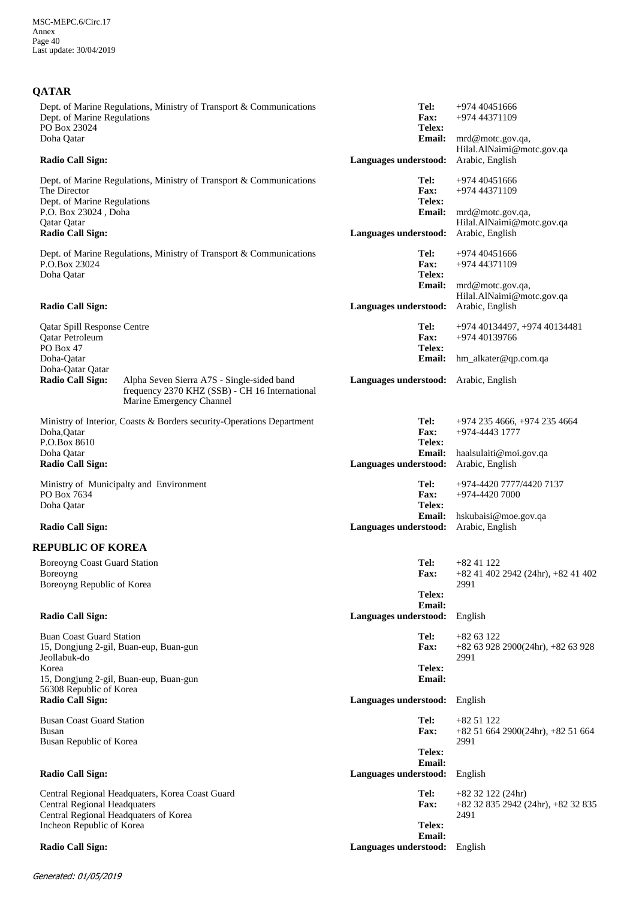## QATAR

Dept. of Marine Regulations, Ministry of Transport & Communications
Dept. of Marine Regulations
PO Box 23024
Doha Qatar

**Radio Call Sign:**

**Tel:** +974 40451666
**Fax:** +974 44371109
**Telex:**
**Email:** mrd@motc.gov.qa, Hilal.AlNaimi@motc.gov.qa
**Languages understood:** Arabic, English

Dept. of Marine Regulations, Ministry of Transport & Communications
The Director
Dept. of Marine Regulations
P.O. Box 23024 , Doha
Qatar Qatar
**Radio Call Sign:**

**Tel:** +974 40451666
**Fax:** +974 44371109
**Telex:**
**Email:** mrd@motc.gov.qa, Hilal.AlNaimi@motc.gov.qa
**Languages understood:** Arabic, English

Dept. of Marine Regulations, Ministry of Transport & Communications
P.O.Box 23024
Doha Qatar

**Radio Call Sign:**

**Tel:** +974 40451666
**Fax:** +974 44371109
**Telex:**
**Email:** mrd@motc.gov.qa, Hilal.AlNaimi@motc.gov.qa
**Languages understood:** Arabic, English

Qatar Spill Response Centre
Qatar Petroleum
PO Box 47
Doha-Qatar
Doha-Qatar Qatar
**Radio Call Sign:** Alpha Seven Sierra A7S - Single-sided band frequency 2370 KHZ (SSB) - CH 16 International Marine Emergency Channel

**Tel:** +974 40134497, +974 40134481
**Fax:** +974 40139766
**Telex:**
**Email:** hm_alkater@qp.com.qa
**Languages understood:** Arabic, English

Ministry of Interior, Coasts & Borders security-Operations Department
Doha,Qatar
P.O.Box 8610
Doha Qatar
**Radio Call Sign:**

**Tel:** +974 235 4666, +974 235 4664
**Fax:** +974-4443 1777
**Telex:**
**Email:** haalsulaiti@moi.gov.qa
**Languages understood:** Arabic, English

Ministry of Municipalty and Environment
PO Box 7634
Doha Qatar

**Radio Call Sign:**

**Tel:** +974-4420 7777/4420 7137
**Fax:** +974-4420 7000
**Telex:**
**Email:** hskubaisi@moe.gov.qa
**Languages understood:** Arabic, English

## REPUBLIC OF KOREA

Boreoyng Coast Guard Station
Boreoyng
Boreoyng Republic of Korea

**Radio Call Sign:**

**Tel:** +82 41 122
**Fax:** +82 41 402 2942 (24hr), +82 41 402 2991
**Telex:**
**Email:**
**Languages understood:** English

Buan Coast Guard Station
15, Dongjung 2-gil, Buan-eup, Buan-gun
Jeollabuk-do
Korea
15, Dongjung 2-gil, Buan-eup, Buan-gun
56308 Republic of Korea
**Radio Call Sign:**

**Tel:** +82 63 122
**Fax:** +82 63 928 2900(24hr), +82 63 928 2991
**Telex:**
**Email:**
**Languages understood:** English

Busan Coast Guard Station
Busan
Busan Republic of Korea

**Radio Call Sign:**

**Tel:** +82 51 122
**Fax:** +82 51 664 2900(24hr), +82 51 664 2991
**Telex:**
**Email:**
**Languages understood:** English

Central Regional Headquaters, Korea Coast Guard
Central Regional Headquaters
Central Regional Headquaters of Korea
Incheon Republic of Korea

**Radio Call Sign:**

**Tel:** +82 32 122 (24hr)
**Fax:** +82 32 835 2942 (24hr), +82 32 835 2491
**Telex:**
**Email:**
**Languages understood:** English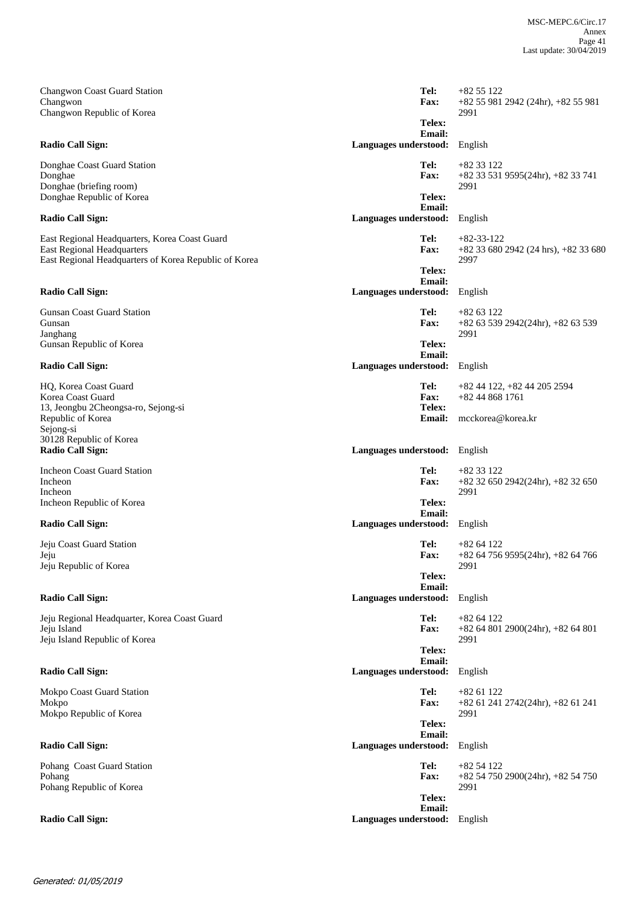Changwon Coast Guard Station
Changwon
Changwon Republic of Korea

**Tel:** +82 55 122
**Fax:** +82 55 981 2942 (24hr), +82 55 981 2991
**Telex:**
**Email:**
**Radio Call Sign:**
**Languages understood:** English

Donghae Coast Guard Station
Donghae
Donghae (briefing room)
Donghae Republic of Korea

**Tel:** +82 33 122
**Fax:** +82 33 531 9595(24hr), +82 33 741 2991
**Telex:**
**Email:**
**Radio Call Sign:**
**Languages understood:** English

East Regional Headquarters, Korea Coast Guard
East Regional Headquarters
East Regional Headquarters of Korea Republic of Korea

**Tel:** +82-33-122
**Fax:** +82 33 680 2942 (24 hrs), +82 33 680 2997
**Telex:**
**Email:**
**Radio Call Sign:**
**Languages understood:** English

Gunsan Coast Guard Station
Gunsan
Janghang
Gunsan Republic of Korea

**Tel:** +82 63 122
**Fax:** +82 63 539 2942(24hr), +82 63 539 2991
**Telex:**
**Email:**
**Radio Call Sign:**
**Languages understood:** English

HQ, Korea Coast Guard
Korea Coast Guard
13, Jeongbu 2Cheongsa-ro, Sejong-si
Republic of Korea
Sejong-si
30128 Republic of Korea

**Tel:** +82 44 122, +82 44 205 2594
**Fax:** +82 44 868 1761
**Telex:**
**Email:** mcckorea@korea.kr
**Radio Call Sign:**
**Languages understood:** English

Incheon Coast Guard Station
Incheon
Incheon
Incheon Republic of Korea

**Tel:** +82 33 122
**Fax:** +82 32 650 2942(24hr), +82 32 650 2991
**Telex:**
**Email:**
**Radio Call Sign:**
**Languages understood:** English

Jeju Coast Guard Station
Jeju
Jeju Republic of Korea

**Tel:** +82 64 122
**Fax:** +82 64 756 9595(24hr), +82 64 766 2991
**Telex:**
**Email:**
**Radio Call Sign:**
**Languages understood:** English

Jeju Regional Headquarter, Korea Coast Guard
Jeju Island
Jeju Island Republic of Korea

**Tel:** +82 64 122
**Fax:** +82 64 801 2900(24hr), +82 64 801 2991
**Telex:**
**Email:**
**Radio Call Sign:**
**Languages understood:** English

Mokpo Coast Guard Station
Mokpo
Mokpo Republic of Korea

**Tel:** +82 61 122
**Fax:** +82 61 241 2742(24hr), +82 61 241 2991
**Telex:**
**Email:**
**Radio Call Sign:**
**Languages understood:** English

Pohang Coast Guard Station
Pohang
Pohang Republic of Korea

**Tel:** +82 54 122
**Fax:** +82 54 750 2900(24hr), +82 54 750 2991
**Telex:**
**Email:**
**Radio Call Sign:**
**Languages understood:** English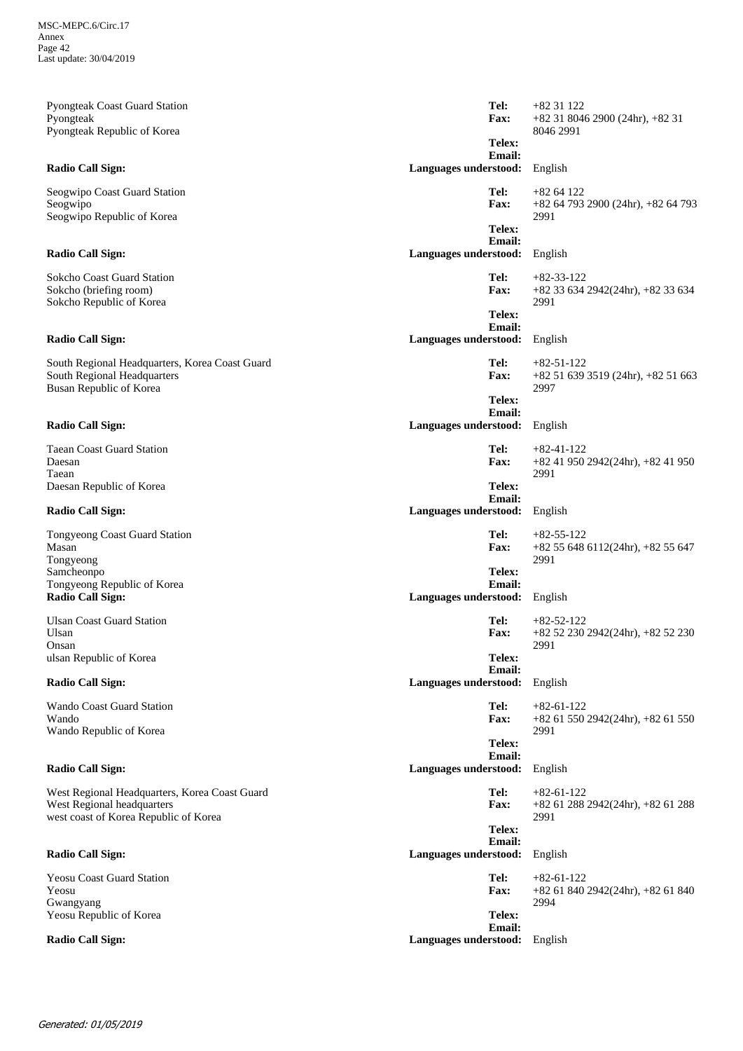Pyongteak Coast Guard Station
Pyongteak
Pyongteak Republic of Korea

**Tel:** +82 31 122
**Fax:** +82 31 8046 2900 (24hr), +82 31 8046 2991
**Telex:**
**Email:**
**Radio Call Sign:**
**Languages understood:** English

Seogwipo Coast Guard Station
Seogwipo
Seogwipo Republic of Korea

**Tel:** +82 64 122
**Fax:** +82 64 793 2900 (24hr), +82 64 793 2991
**Telex:**
**Email:**
**Radio Call Sign:**
**Languages understood:** English

Sokcho Coast Guard Station
Sokcho (briefing room)
Sokcho Republic of Korea

**Tel:** +82-33-122
**Fax:** +82 33 634 2942(24hr), +82 33 634 2991
**Telex:**
**Email:**
**Radio Call Sign:**
**Languages understood:** English

South Regional Headquarters, Korea Coast Guard
South Regional Headquarters
Busan Republic of Korea

**Tel:** +82-51-122
**Fax:** +82 51 639 3519 (24hr), +82 51 663 2997
**Telex:**
**Email:**
**Radio Call Sign:**
**Languages understood:** English

Taean Coast Guard Station
Daesan
Taean
Daesan Republic of Korea

**Tel:** +82-41-122
**Fax:** +82 41 950 2942(24hr), +82 41 950 2991
**Telex:**
**Email:**
**Radio Call Sign:**
**Languages understood:** English

Tongyeong Coast Guard Station
Masan
Tongyeong
Samcheonpo
Tongyeong Republic of Korea

**Tel:** +82-55-122
**Fax:** +82 55 648 6112(24hr), +82 55 647 2991
**Telex:**
**Email:**
**Radio Call Sign:**
**Languages understood:** English

Ulsan Coast Guard Station
Ulsan
Onsan
ulsan Republic of Korea

**Tel:** +82-52-122
**Fax:** +82 52 230 2942(24hr), +82 52 230 2991
**Telex:**
**Email:**
**Radio Call Sign:**
**Languages understood:** English

Wando Coast Guard Station
Wando
Wando Republic of Korea

**Tel:** +82-61-122
**Fax:** +82 61 550 2942(24hr), +82 61 550 2991
**Telex:**
**Email:**
**Radio Call Sign:**
**Languages understood:** English

West Regional Headquarters, Korea Coast Guard
West Regional headquarters
west coast of Korea Republic of Korea

**Tel:** +82-61-122
**Fax:** +82 61 288 2942(24hr), +82 61 288 2991
**Telex:**
**Email:**
**Radio Call Sign:**
**Languages understood:** English

Yeosu Coast Guard Station
Yeosu
Gwangyang
Yeosu Republic of Korea

**Tel:** +82-61-122
**Fax:** +82 61 840 2942(24hr), +82 61 840 2994
**Telex:**
**Email:**
**Radio Call Sign:**
**Languages understood:** English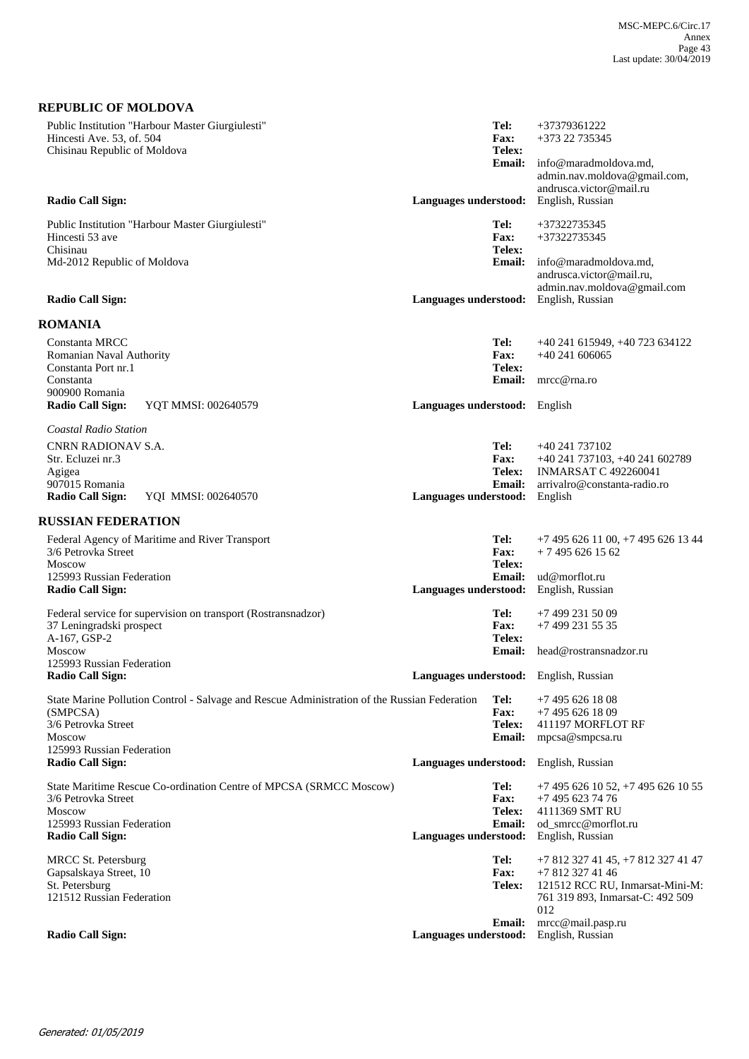## REPUBLIC OF MOLDOVA

Public Institution "Harbour Master Giurgiulesti"
Hincesti Ave. 53, of. 504
Chisinau Republic of Moldova

**Tel:** +37379361222
**Fax:** +373 22 735345
**Telex:**
**Email:** info@maradmoldova.md, admin.nav.moldova@gmail.com, andrusca.victor@mail.ru
**Radio Call Sign:**
**Languages understood:** English, Russian

Public Institution "Harbour Master Giurgiulesti"
Hincesti 53 ave
Chisinau
Md-2012 Republic of Moldova

**Tel:** +37322735345
**Fax:** +37322735345
**Telex:**
**Email:** info@maradmoldova.md, andrusca.victor@mail.ru, admin.nav.moldova@gmail.com
**Radio Call Sign:**
**Languages understood:** English, Russian

## ROMANIA

Constanta MRCC
Romanian Naval Authority
Constanta Port nr.1
Constanta
900900 Romania

**Tel:** +40 241 615949, +40 723 634122
**Fax:** +40 241 606065
**Telex:**
**Email:** mrcc@rna.ro
**Radio Call Sign:** YQT MMSI: 002640579
**Languages understood:** English

*Coastal Radio Station*

CNRN RADIONAV S.A.
Str. Ecluzei nr.3
Agigea
907015 Romania

**Tel:** +40 241 737102
**Fax:** +40 241 737103, +40 241 602789
**Telex:** INMARSAT C 492260041
**Email:** arrivalro@constanta-radio.ro
**Radio Call Sign:** YQI MMSI: 002640570
**Languages understood:** English

## RUSSIAN FEDERATION

Federal Agency of Maritime and River Transport
3/6 Petrovka Street
Moscow
125993 Russian Federation

**Tel:** +7 495 626 11 00, +7 495 626 13 44
**Fax:** + 7 495 626 15 62
**Telex:**
**Email:** ud@morflot.ru
**Radio Call Sign:**
**Languages understood:** English, Russian

Federal service for supervision on transport (Rostransnadzor)
37 Leningradski prospect
A-167, GSP-2
Moscow
125993 Russian Federation

**Tel:** +7 499 231 50 09
**Fax:** +7 499 231 55 35
**Telex:**
**Email:** head@rostransnadzor.ru
**Radio Call Sign:**
**Languages understood:** English, Russian

State Marine Pollution Control - Salvage and Rescue Administration of the Russian Federation (SMPCSA)
3/6 Petrovka Street
Moscow
125993 Russian Federation

**Tel:** +7 495 626 18 08
**Fax:** +7 495 626 18 09
**Telex:** 411197 MORFLOT RF
**Email:** mpcsa@smpcsa.ru
**Radio Call Sign:**
**Languages understood:** English, Russian

State Maritime Rescue Co-ordination Centre of MPCSA (SRMCC Moscow)
3/6 Petrovka Street
Moscow
125993 Russian Federation

**Tel:** +7 495 626 10 52, +7 495 626 10 55
**Fax:** +7 495 623 74 76
**Telex:** 4111369 SMT RU
**Email:** od_smrcc@morflot.ru
**Radio Call Sign:**
**Languages understood:** English, Russian

MRCC St. Petersburg
Gapsalskaya Street, 10
St. Petersburg
121512 Russian Federation

**Tel:** +7 812 327 41 45, +7 812 327 41 47
**Fax:** +7 812 327 41 46
**Telex:** 121512 RCC RU, Inmarsat-Mini-M: 761 319 893, Inmarsat-C: 492 509 012
**Email:** mrcc@mail.pasp.ru
**Radio Call Sign:**
**Languages understood:** English, Russian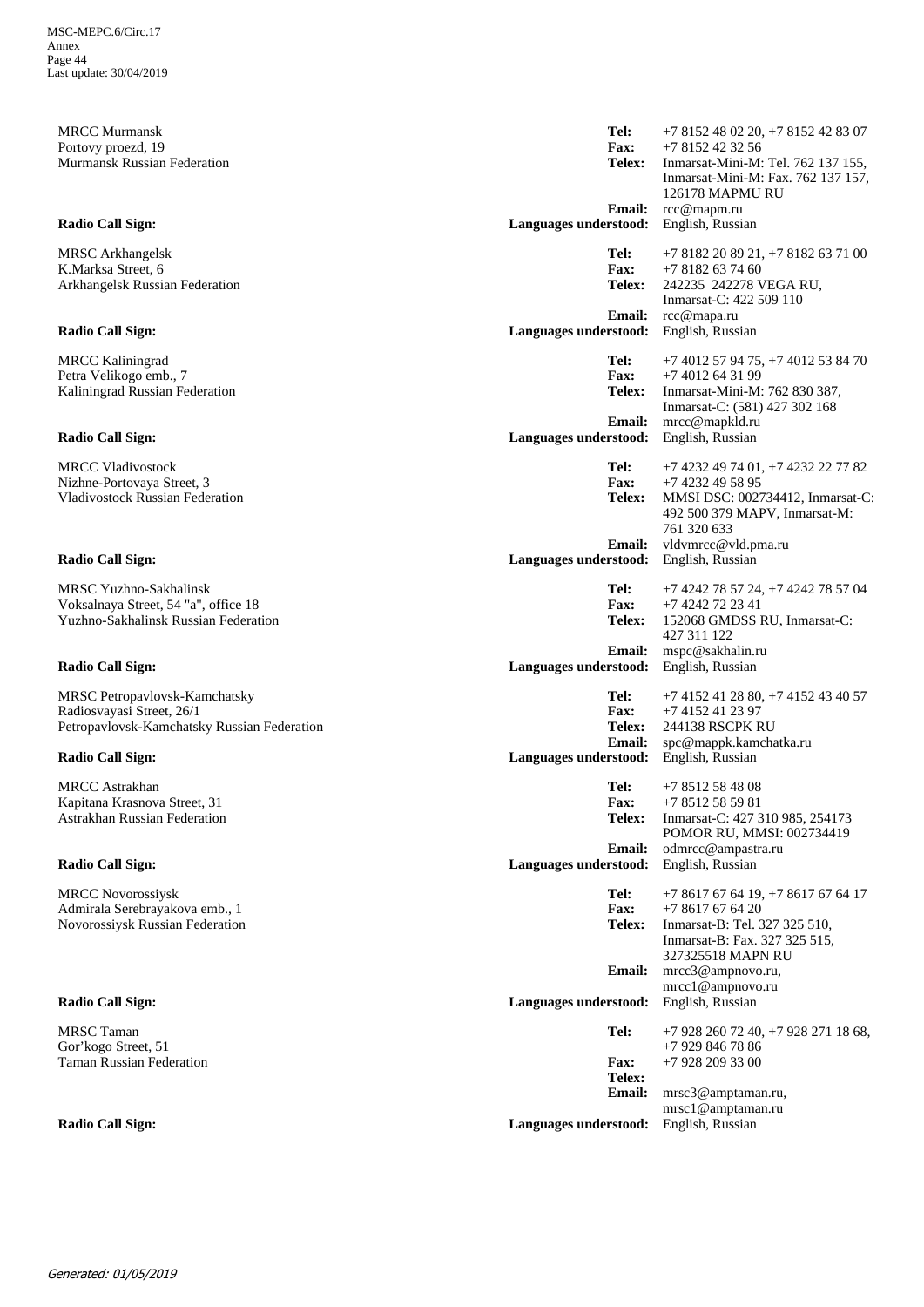MRCC Murmansk
Portovy proezd, 19
Murmansk Russian Federation

**Tel:** +7 8152 48 02 20, +7 8152 42 83 07
**Fax:** +7 8152 42 32 56
**Telex:** Inmarsat-Mini-M: Tel. 762 137 155, Inmarsat-Mini-M: Fax. 762 137 157, 126178 MAPMU RU
**Email:** rcc@mapm.ru

**Radio Call Sign:**
**Languages understood:** English, Russian

MRSC Arkhangelsk
K.Marksa Street, 6
Arkhangelsk Russian Federation

**Tel:** +7 8182 20 89 21, +7 8182 63 71 00
**Fax:** +7 8182 63 74 60
**Telex:** 242235 242278 VEGA RU, Inmarsat-C: 422 509 110
**Email:** rcc@mapa.ru

**Radio Call Sign:**
**Languages understood:** English, Russian

MRCC Kaliningrad
Petra Velikogo emb., 7
Kaliningrad Russian Federation

**Tel:** +7 4012 57 94 75, +7 4012 53 84 70
**Fax:** +7 4012 64 31 99
**Telex:** Inmarsat-Mini-M: 762 830 387, Inmarsat-C: (581) 427 302 168
**Email:** mrcc@mapkld.ru

**Radio Call Sign:**
**Languages understood:** English, Russian

MRCC Vladivostock
Nizhne-Portovaya Street, 3
Vladivostock Russian Federation

**Tel:** +7 4232 49 74 01, +7 4232 22 77 82
**Fax:** +7 4232 49 58 95
**Telex:** MMSI DSC: 002734412, Inmarsat-C: 492 500 379 MAPV, Inmarsat-M: 761 320 633
**Email:** vldvmrcc@vld.pma.ru

**Radio Call Sign:**
**Languages understood:** English, Russian

MRSC Yuzhno-Sakhalinsk
Voksalnaya Street, 54 "a", office 18
Yuzhno-Sakhalinsk Russian Federation

**Tel:** +7 4242 78 57 24, +7 4242 78 57 04
**Fax:** +7 4242 72 23 41
**Telex:** 152068 GMDSS RU, Inmarsat-C: 427 311 122
**Email:** mspc@sakhalin.ru

**Radio Call Sign:**
**Languages understood:** English, Russian

MRSC Petropavlovsk-Kamchatsky
Radiosvayasi Street, 26/1
Petropavlovsk-Kamchatsky Russian Federation

**Tel:** +7 4152 41 28 80, +7 4152 43 40 57
**Fax:** +7 4152 41 23 97
**Telex:** 244138 RSCPK RU
**Email:** spc@mappk.kamchatka.ru

**Radio Call Sign:**
**Languages understood:** English, Russian

MRCC Astrakhan
Kapitana Krasnova Street, 31
Astrakhan Russian Federation

**Tel:** +7 8512 58 48 08
**Fax:** +7 8512 58 59 81
**Telex:** Inmarsat-C: 427 310 985, 254173 POMOR RU, MMSI: 002734419
**Email:** odmrcc@ampastra.ru

**Radio Call Sign:**
**Languages understood:** English, Russian

MRCC Novorossiysk
Admirala Serebrayakova emb., 1
Novorossiysk Russian Federation

**Tel:** +7 8617 67 64 19, +7 8617 67 64 17
**Fax:** +7 8617 67 64 20
**Telex:** Inmarsat-B: Tel. 327 325 510, Inmarsat-B: Fax. 327 325 515, 327325518 MAPN RU
**Email:** mrcc3@ampnovo.ru, mrcc1@ampnovo.ru

**Radio Call Sign:**
**Languages understood:** English, Russian

MRSC Taman
Gor'kogo Street, 51
Taman Russian Federation

**Tel:** +7 928 260 72 40, +7 928 271 18 68, +7 929 846 78 86
**Fax:** +7 928 209 33 00
**Telex:**
**Email:** mrsc3@amptaman.ru, mrsc1@amptaman.ru

**Radio Call Sign:**
**Languages understood:** English, Russian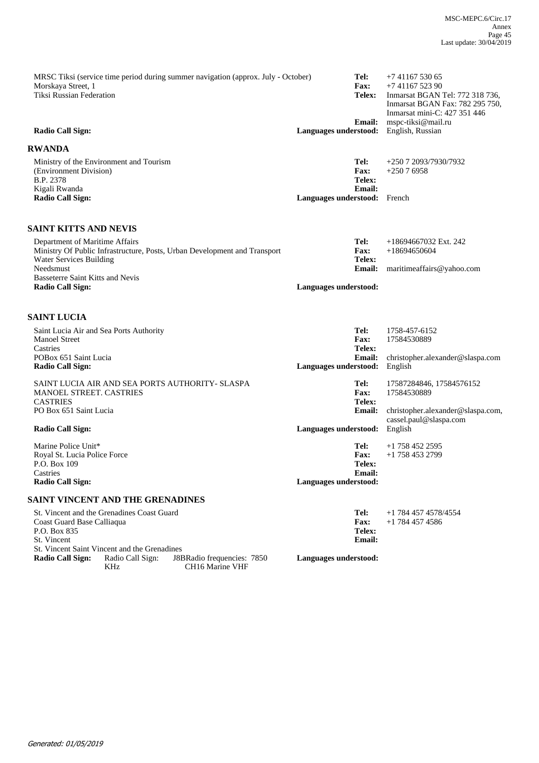MRSC Tiksi (service time period during summer navigation (approx. July - October)
Morskaya Street, 1
Tiksi Russian Federation

**Tel:** +7 41167 530 65
**Fax:** +7 41167 523 90
**Telex:** Inmarsat BGAN Tel: 772 318 736, Inmarsat BGAN Fax: 782 295 750, Inmarsat mini-C: 427 351 446
**Email:** mspc-tiksi@mail.ru
**Radio Call Sign:**
**Languages understood:** English, Russian

## RWANDA

Ministry of the Environment and Tourism
(Environment Division)
B.P. 2378
Kigali Rwanda

**Tel:** +250 7 2093/7930/7932
**Fax:** +250 7 6958
**Telex:**
**Email:**
**Radio Call Sign:**
**Languages understood:** French

## SAINT KITTS AND NEVIS

Department of Maritime Affairs
Ministry Of Public Infrastructure, Posts, Urban Development and Transport
Water Services Building
Needsmust
Basseterre Saint Kitts and Nevis

**Tel:** +18694667032 Ext. 242
**Fax:** +18694650604
**Telex:**
**Email:** maritimeaffairs@yahoo.com
**Radio Call Sign:**
**Languages understood:**

## SAINT LUCIA

Saint Lucia Air and Sea Ports Authority
Manoel Street
Castries
POBox 651 Saint Lucia

**Tel:** 1758-457-6152
**Fax:** 17584530889
**Telex:**
**Email:** christopher.alexander@slaspa.com
**Radio Call Sign:**
**Languages understood:** English

SAINT LUCIA AIR AND SEA PORTS AUTHORITY- SLASPA
MANOEL STREET. CASTRIES
CASTRIES
PO Box 651 Saint Lucia

**Tel:** 17587284846, 17584576152
**Fax:** 17584530889
**Telex:**
**Email:** christopher.alexander@slaspa.com, cassel.paul@slaspa.com
**Radio Call Sign:**
**Languages understood:** English

Marine Police Unit*
Royal St. Lucia Police Force
P.O. Box 109
Castries

**Tel:** +1 758 452 2595
**Fax:** +1 758 453 2799
**Telex:**
**Email:**
**Radio Call Sign:**
**Languages understood:**

## SAINT VINCENT AND THE GRENADINES

St. Vincent and the Grenadines Coast Guard
Coast Guard Base Calliaqua
P.O. Box 835
St. Vincent
St. Vincent Saint Vincent and the Grenadines

**Tel:** +1 784 457 4578/4554
**Fax:** +1 784 457 4586
**Telex:**
**Email:**
**Radio Call Sign:** Radio Call Sign: J8BRadio frequencies: 7850 KHz CH16 Marine VHF
**Languages understood:**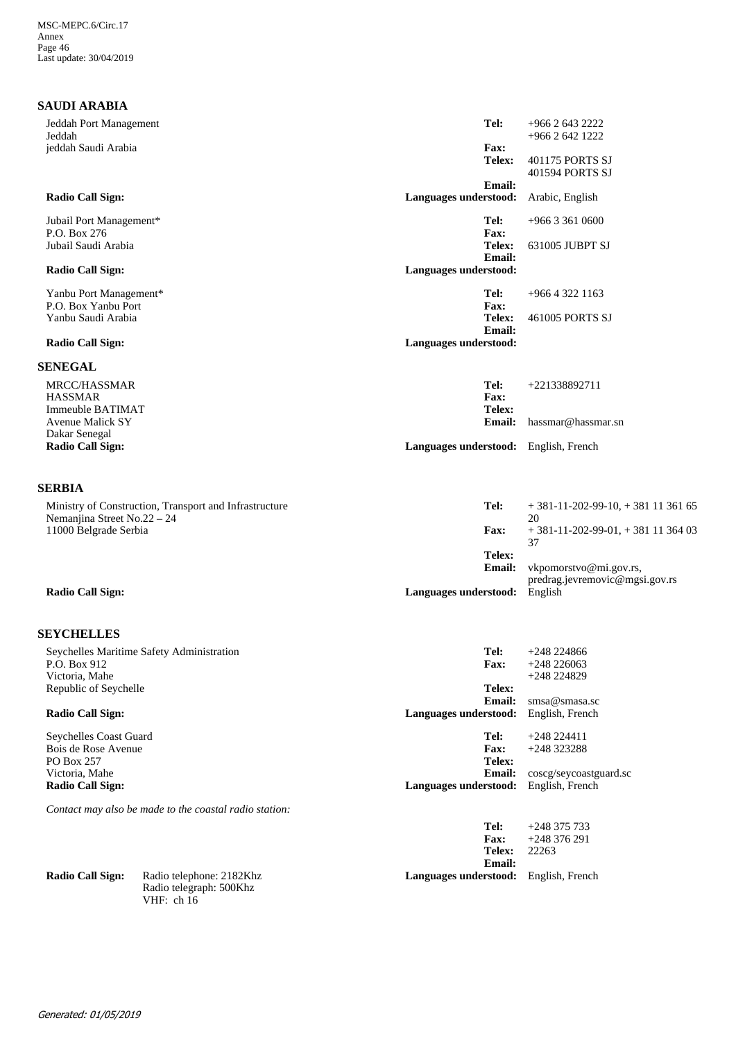## SAUDI ARABIA

Jeddah Port Management
Jeddah
jeddah Saudi Arabia

**Tel:** +966 2 643 2222
+966 2 642 1222
**Fax:**
**Telex:** 401175 PORTS SJ
401594 PORTS SJ
**Email:**

**Radio Call Sign:**
**Languages understood:** Arabic, English

Jubail Port Management*
P.O. Box 276
Jubail Saudi Arabia

**Tel:** +966 3 361 0600
**Fax:**
**Telex:** 631005 JUBPT SJ
**Email:**

**Radio Call Sign:**
**Languages understood:**

Yanbu Port Management*
P.O. Box Yanbu Port
Yanbu Saudi Arabia

**Tel:** +966 4 322 1163
**Fax:**
**Telex:** 461005 PORTS SJ
**Email:**

**Radio Call Sign:**
**Languages understood:**

## SENEGAL

MRCC/HASSMAR
HASSMAR
Immeuble BATIMAT
Avenue Malick SY
Dakar Senegal

**Tel:** +221338892711
**Fax:**
**Telex:**
**Email:** hassmar@hassmar.sn

**Radio Call Sign:**
**Languages understood:** English, French

## SERBIA

Ministry of Construction, Transport and Infrastructure
Nemanjina Street No.22 – 24
11000 Belgrade Serbia

**Tel:** + 381-11-202-99-10, + 381 11 361 65 20
**Fax:** + 381-11-202-99-01, + 381 11 364 03 37
**Telex:**
**Email:** vkpomorstvo@mi.gov.rs, predrag.jevremovic@mgsi.gov.rs

**Radio Call Sign:**
**Languages understood:** English

## SEYCHELLES

Seychelles Maritime Safety Administration
P.O. Box 912
Victoria, Mahe
Republic of Seychelle

**Tel:** +248 224866
**Fax:** +248 226063
+248 224829
**Telex:**
**Email:** smsa@smasa.sc

**Radio Call Sign:**
**Languages understood:** English, French

Seychelles Coast Guard
Bois de Rose Avenue
PO Box 257
Victoria, Mahe

**Tel:** +248 224411
**Fax:** +248 323288
**Telex:**
**Email:** coscg/seycoastguard.sc

**Radio Call Sign:**
**Languages understood:** English, French

*Contact may also be made to the coastal radio station:*

**Tel:** +248 375 733
**Fax:** +248 376 291
**Telex:** 22263
**Email:**

**Radio Call Sign:** Radio telephone: 2182Khz
Radio telegraph: 500Khz
VHF: ch 16
**Languages understood:** English, French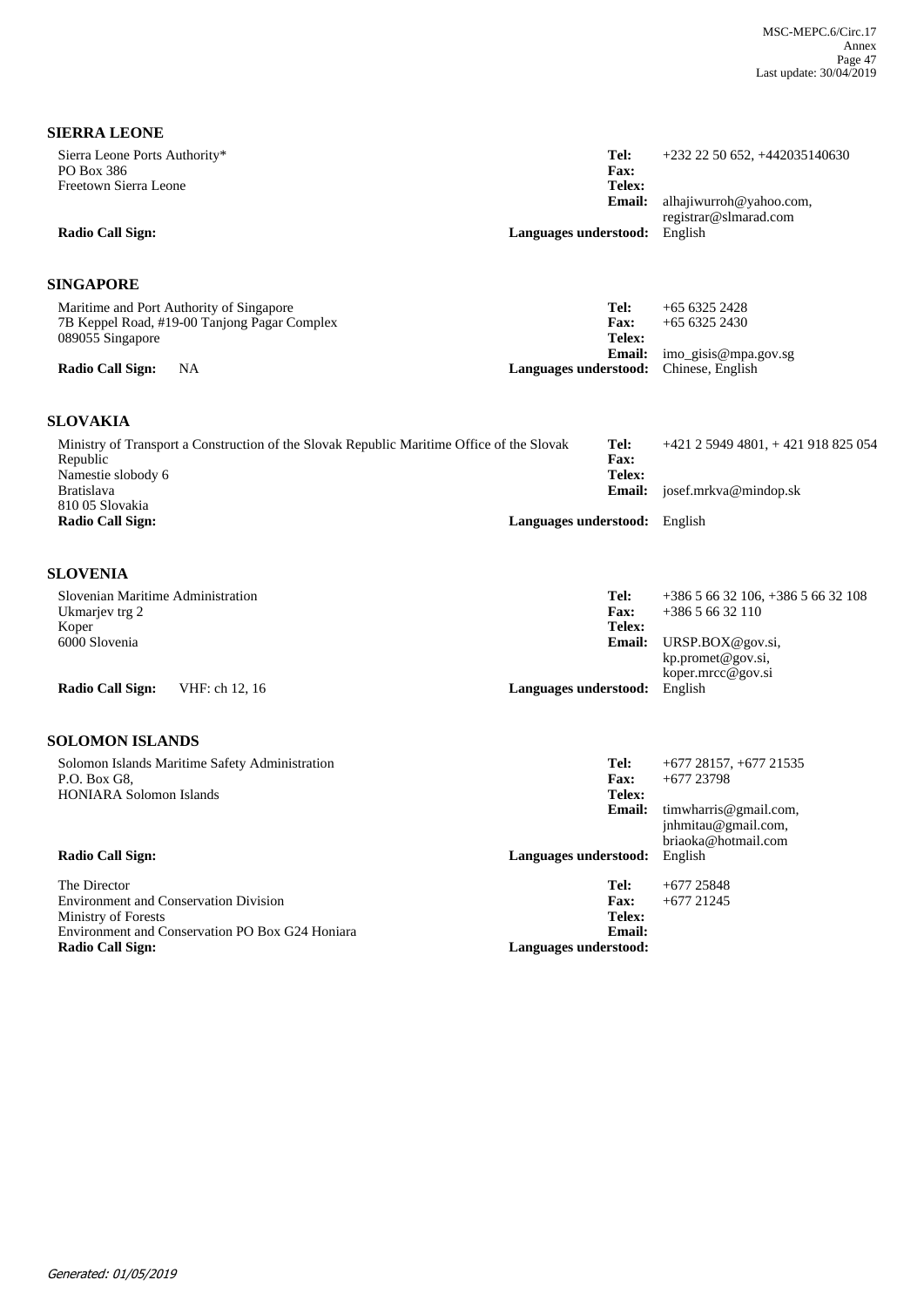## SIERRA LEONE

Sierra Leone Ports Authority*
PO Box 386
Freetown Sierra Leone

**Tel:** +232 22 50 652, +442035140630
**Fax:**
**Telex:**
**Email:** alhajiwurroh@yahoo.com, registrar@slmarad.com

**Radio Call Sign:**
**Languages understood:** English

## SINGAPORE

Maritime and Port Authority of Singapore
7B Keppel Road, #19-00 Tanjong Pagar Complex
089055 Singapore

**Tel:** +65 6325 2428
**Fax:** +65 6325 2430
**Telex:**
**Email:** imo_gisis@mpa.gov.sg

**Radio Call Sign:** NA
**Languages understood:** Chinese, English

## SLOVAKIA

Ministry of Transport a Construction of the Slovak Republic Maritime Office of the Slovak Republic
Namestie slobody 6
Bratislava
810 05 Slovakia

**Tel:** +421 2 5949 4801, + 421 918 825 054
**Fax:**
**Telex:**
**Email:** josef.mrkva@mindop.sk

**Radio Call Sign:**
**Languages understood:** English

## SLOVENIA

Slovenian Maritime Administration
Ukmarjev trg 2
Koper
6000 Slovenia

**Tel:** +386 5 66 32 106, +386 5 66 32 108
**Fax:** +386 5 66 32 110
**Telex:**
**Email:** URSP.BOX@gov.si, kp.promet@gov.si, koper.mrcc@gov.si

**Radio Call Sign:** VHF: ch 12, 16
**Languages understood:** English

## SOLOMON ISLANDS

Solomon Islands Maritime Safety Administration
P.O. Box G8,
HONIARA Solomon Islands

**Tel:** +677 28157, +677 21535
**Fax:** +677 23798
**Telex:**
**Email:** timwharris@gmail.com, jnhmitau@gmail.com, briaoka@hotmail.com

**Radio Call Sign:**
**Languages understood:** English

The Director
Environment and Conservation Division
Ministry of Forests
Environment and Conservation PO Box G24 Honiara

**Tel:** +677 25848
**Fax:** +677 21245
**Telex:**
**Email:**

**Radio Call Sign:**
**Languages understood:**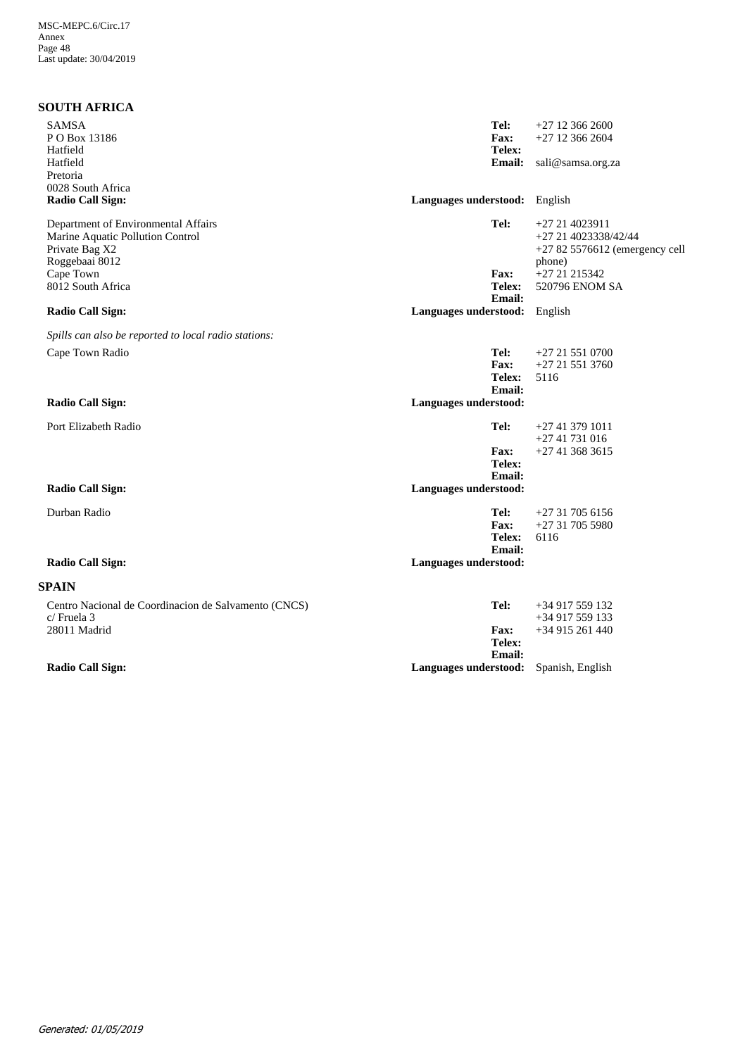## SOUTH AFRICA

SAMSA
P O Box 13186
Hatfield
Hatfield
Pretoria
0028 South Africa
**Radio Call Sign:**

**Tel:** +27 12 366 2600
**Fax:** +27 12 366 2604
**Telex:**
**Email:** sali@samsa.org.za
**Languages understood:** English

Department of Environmental Affairs
Marine Aquatic Pollution Control
Private Bag X2
Roggebaai 8012
Cape Town
8012 South Africa
**Radio Call Sign:**

**Tel:** +27 21 4023911
+27 21 4023338/42/44
+27 82 5576612 (emergency cell phone)
**Fax:** +27 21 215342
**Telex:** 520796 ENOM SA
**Email:**
**Languages understood:** English

*Spills can also be reported to local radio stations:*

Cape Town Radio
**Radio Call Sign:**

**Tel:** +27 21 551 0700
**Fax:** +27 21 551 3760
**Telex:** 5116
**Email:**
**Languages understood:**

Port Elizabeth Radio
**Radio Call Sign:**

**Tel:** +27 41 379 1011
+27 41 731 016
**Fax:** +27 41 368 3615
**Telex:**
**Email:**
**Languages understood:**

Durban Radio
**Radio Call Sign:**

**Tel:** +27 31 705 6156
**Fax:** +27 31 705 5980
**Telex:** 6116
**Email:**
**Languages understood:**

## SPAIN

Centro Nacional de Coordinacion de Salvamento (CNCS)
c/ Fruela 3
28011 Madrid
**Radio Call Sign:**

**Tel:** +34 917 559 132
+34 917 559 133
**Fax:** +34 915 261 440
**Telex:**
**Email:**
**Languages understood:** Spanish, English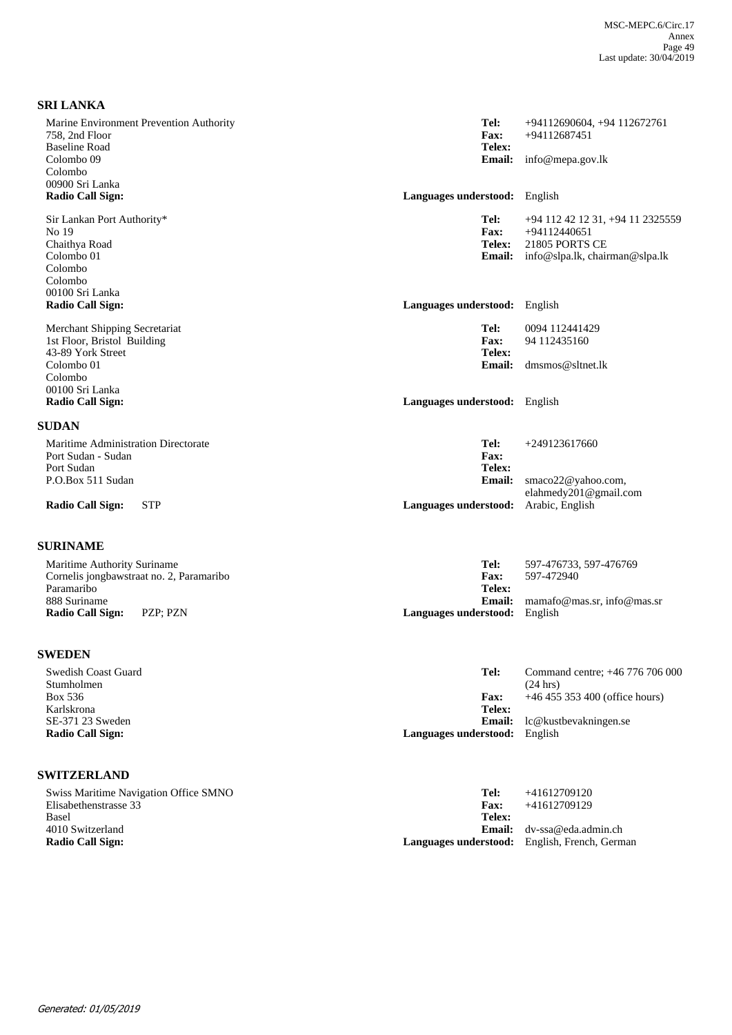## SRI LANKA

Marine Environment Prevention Authority
758, 2nd Floor
Baseline Road
Colombo 09
Colombo
00900 Sri Lanka
**Radio Call Sign:**

**Tel:** +94112690604, +94 112672761
**Fax:** +94112687451
**Telex:**
**Email:** info@mepa.gov.lk
**Languages understood:** English

Sir Lankan Port Authority*
No 19
Chaithya Road
Colombo 01
Colombo
Colombo
00100 Sri Lanka
**Radio Call Sign:**

**Tel:** +94 112 42 12 31, +94 11 2325559
**Fax:** +94112440651
**Telex:** 21805 PORTS CE
**Email:** info@slpa.lk, chairman@slpa.lk
**Languages understood:** English

Merchant Shipping Secretariat
1st Floor, Bristol Building
43-89 York Street
Colombo 01
Colombo
00100 Sri Lanka
**Radio Call Sign:**

**Tel:** 0094 112441429
**Fax:** 94 112435160
**Telex:**
**Email:** dmsmos@sltnet.lk
**Languages understood:** English

## SUDAN

Maritime Administration Directorate
Port Sudan - Sudan
Port Sudan
P.O.Box 511 Sudan
**Radio Call Sign:** STP

**Tel:** +249123617660
**Fax:**
**Telex:**
**Email:** smaco22@yahoo.com, elahmedy201@gmail.com
**Languages understood:** Arabic, English

## SURINAME

Maritime Authority Suriname
Cornelis jongbawstraat no. 2, Paramaribo
Paramaribo
888 Suriname
**Radio Call Sign:** PZP; PZN

**Tel:** 597-476733, 597-476769
**Fax:** 597-472940
**Telex:**
**Email:** mamafo@mas.sr, info@mas.sr
**Languages understood:** English

## SWEDEN

Swedish Coast Guard
Stumholmen
Box 536
Karlskrona
SE-371 23 Sweden
**Radio Call Sign:**

**Tel:** Command centre; +46 776 706 000 (24 hrs)
**Fax:** +46 455 353 400 (office hours)
**Telex:**
**Email:** lc@kustbevakningen.se
**Languages understood:** English

## SWITZERLAND

Swiss Maritime Navigation Office SMNO
Elisabethenstrasse 33
Basel
4010 Switzerland
**Radio Call Sign:**

**Tel:** +41612709120
**Fax:** +41612709129
**Telex:**
**Email:** dv-ssa@eda.admin.ch
**Languages understood:** English, French, German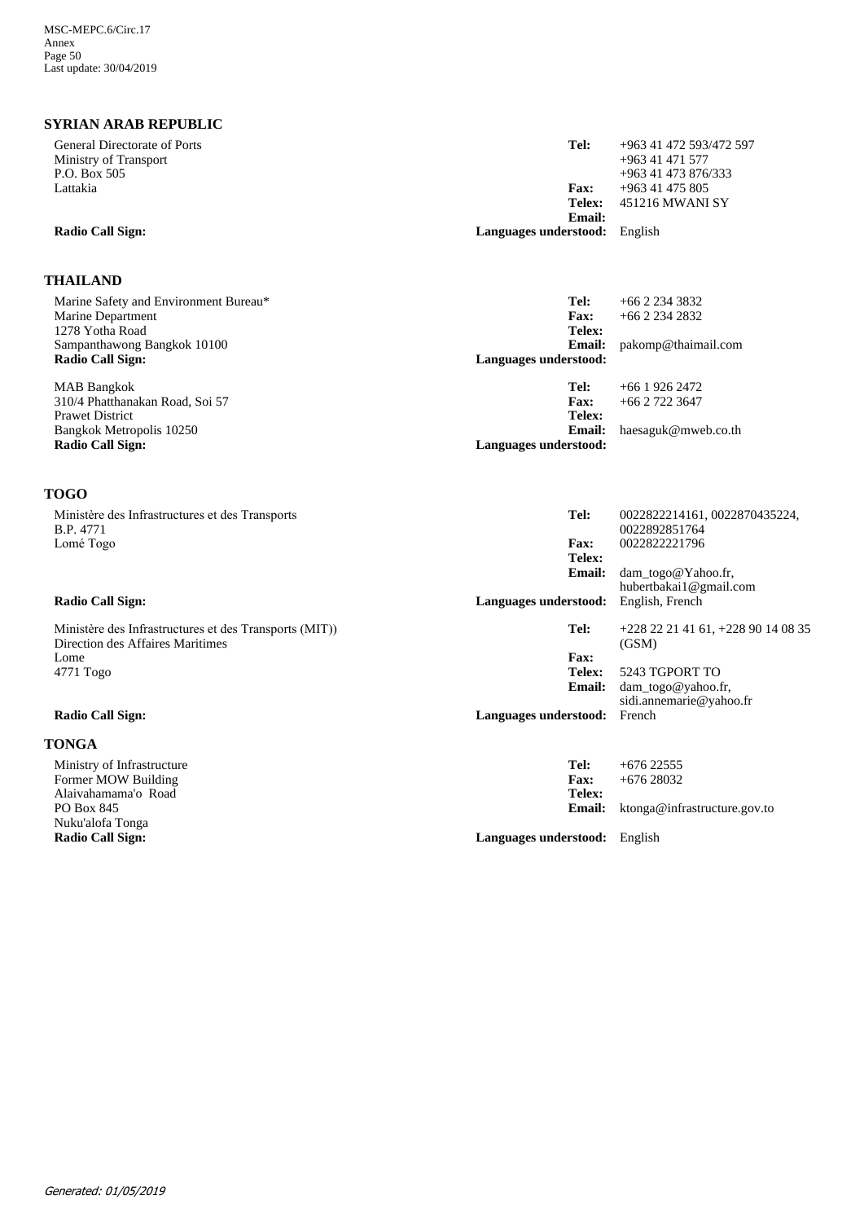## SYRIAN ARAB REPUBLIC

General Directorate of Ports
Ministry of Transport
P.O. Box 505
Lattakia

**Tel:** +963 41 472 593/472 597
+963 41 471 577
+963 41 473 876/333
**Fax:** +963 41 475 805
**Telex:** 451216 MWANI SY
**Email:**
**Radio Call Sign:**
**Languages understood:** English

## THAILAND

Marine Safety and Environment Bureau*
Marine Department
1278 Yotha Road
Sampanthawong Bangkok 10100
**Radio Call Sign:**

**Tel:** +66 2 234 3832
**Fax:** +66 2 234 2832
**Telex:**
**Email:** pakomp@thaimail.com
**Languages understood:**

MAB Bangkok
310/4 Phatthanakan Road, Soi 57
Prawet District
Bangkok Metropolis 10250
**Radio Call Sign:**

**Tel:** +66 1 926 2472
**Fax:** +66 2 722 3647
**Telex:**
**Email:** haesaguk@mweb.co.th
**Languages understood:**

## TOGO

Ministère des Infrastructures et des Transports
B.P. 4771
Lomé Togo

**Tel:** 0022822214161, 0022870435224, 0022892851764
**Fax:** 0022822221796
**Telex:**
**Email:** dam_togo@Yahoo.fr, hubertbakai1@gmail.com
**Radio Call Sign:**
**Languages understood:** English, French

Ministère des Infrastructures et des Transports (MIT))
Direction des Affaires Maritimes
Lome
4771 Togo

**Tel:** +228 22 21 41 61, +228 90 14 08 35 (GSM)
**Fax:**
**Telex:** 5243 TGPORT TO
**Email:** dam_togo@yahoo.fr, sidi.annemarie@yahoo.fr
**Radio Call Sign:**
**Languages understood:** French

## TONGA

Ministry of Infrastructure
Former MOW Building
Alaivahamama'o Road
PO Box 845
Nuku'alofa Tonga
**Radio Call Sign:**

**Tel:** +676 22555
**Fax:** +676 28032
**Telex:**
**Email:** ktonga@infrastructure.gov.to
**Languages understood:** English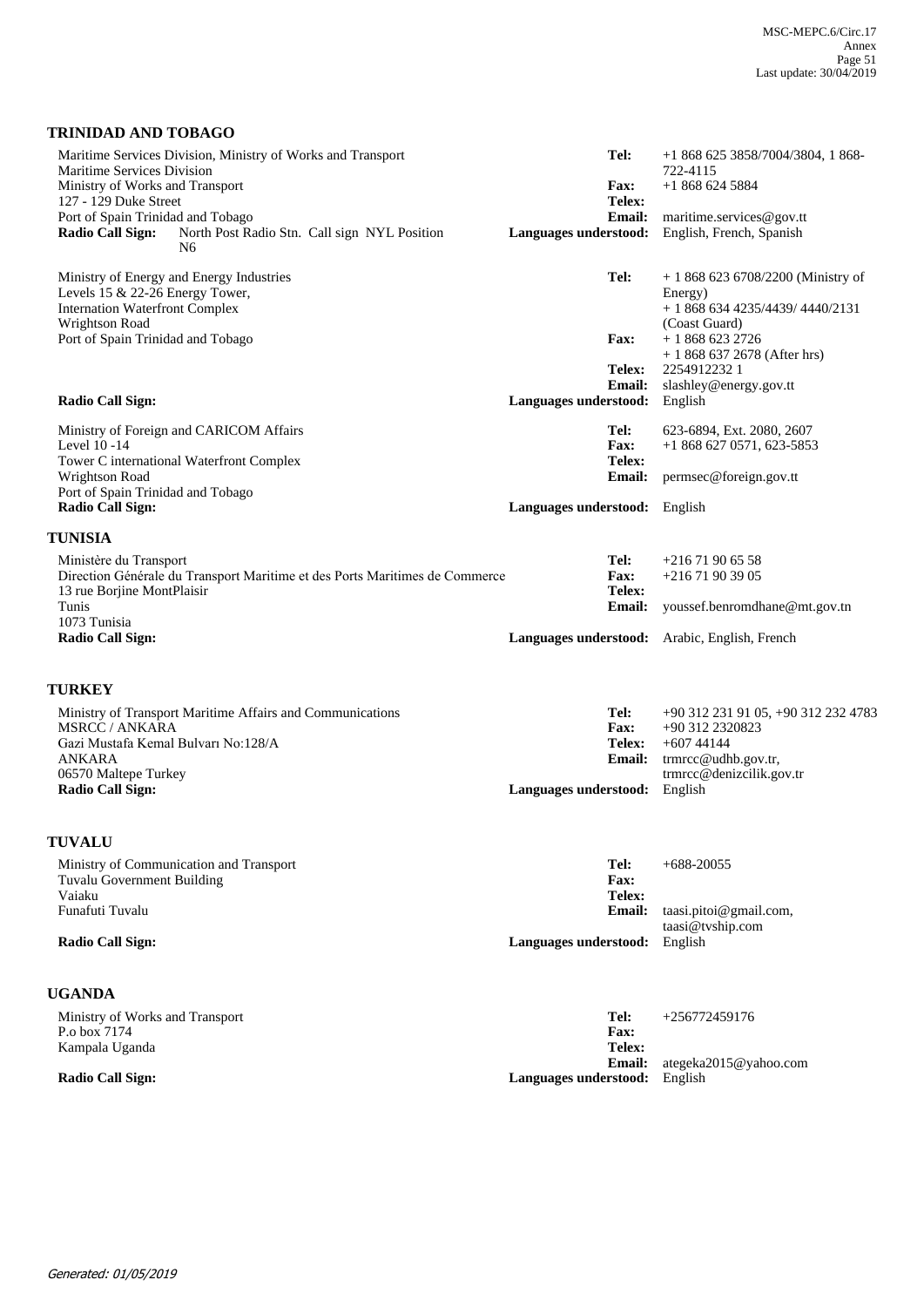## TRINIDAD AND TOBAGO

Maritime Services Division, Ministry of Works and Transport
Maritime Services Division
Ministry of Works and Transport
127 - 129 Duke Street
Port of Spain Trinidad and Tobago

**Radio Call Sign:** North Post Radio Stn. Call sign NYL Position N6

**Tel:** +1 868 625 3858/7004/3804, 1 868-722-4115
**Fax:** +1 868 624 5884
**Telex:**
**Email:** maritime.services@gov.tt
**Languages understood:** English, French, Spanish

Ministry of Energy and Energy Industries
Levels 15 & 22-26 Energy Tower,
Internation Waterfront Complex
Wrightson Road
Port of Spain Trinidad and Tobago

**Radio Call Sign:**

**Tel:** + 1 868 623 6708/2200 (Ministry of Energy)
+ 1 868 634 4235/4439/ 4440/2131 (Coast Guard)
**Fax:** + 1 868 623 2726
+ 1 868 637 2678 (After hrs)
**Telex:** 22549122321
**Email:** slashley@energy.gov.tt
**Languages understood:** English

Ministry of Foreign and CARICOM Affairs
Level 10 -14
Tower C international Waterfront Complex
Wrightson Road
Port of Spain Trinidad and Tobago

**Radio Call Sign:**

**Tel:** 623-6894, Ext. 2080, 2607
**Fax:** +1 868 627 0571, 623-5853
**Telex:**
**Email:** permsec@foreign.gov.tt
**Languages understood:** English

## TUNISIA

Ministère du Transport
Direction Générale du Transport Maritime et des Ports Maritimes de Commerce
13 rue Borjine MontPlaisir
Tunis
1073 Tunisia

**Radio Call Sign:**

**Tel:** +216 71 90 65 58
**Fax:** +216 71 90 39 05
**Telex:**
**Email:** youssef.benromdhane@mt.gov.tn
**Languages understood:** Arabic, English, French

## TURKEY

Ministry of Transport Maritime Affairs and Communications
MSRCC / ANKARA
Gazi Mustafa Kemal Bulvarı No:128/A
ANKARA
06570 Maltepe Turkey

**Radio Call Sign:**

**Tel:** +90 312 231 91 05, +90 312 232 4783
**Fax:** +90 312 2320823
**Telex:** +607 44144
**Email:** trmrcc@udhb.gov.tr, trmrcc@denizcilik.gov.tr
**Languages understood:** English

## TUVALU

Ministry of Communication and Transport
Tuvalu Government Building
Vaiaku
Funafuti Tuvalu

**Radio Call Sign:**

**Tel:** +688-20055
**Fax:**
**Telex:**
**Email:** taasi.pitoi@gmail.com, taasi@tvship.com
**Languages understood:** English

## UGANDA

Ministry of Works and Transport
P.o box 7174
Kampala Uganda

**Radio Call Sign:**

**Tel:** +256772459176
**Fax:**
**Telex:**
**Email:** ategeka2015@yahoo.com
**Languages understood:** English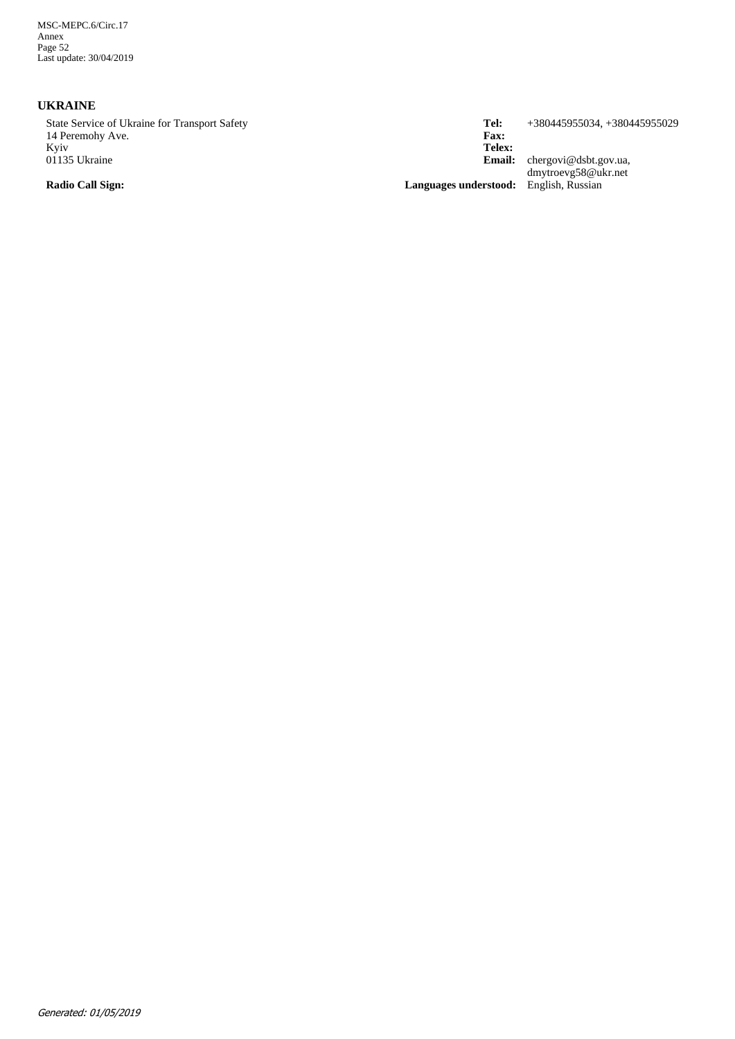## UKRAINE

State Service of Ukraine for Transport Safety
14 Peremohy Ave.
Kyiv
01135 Ukraine

**Tel:** +380445955034, +380445955029
**Fax:**
**Telex:**
**Email:** chergovi@dsbt.gov.ua, dmytroevg58@ukr.net

**Radio Call Sign:**

**Languages understood:** English, Russian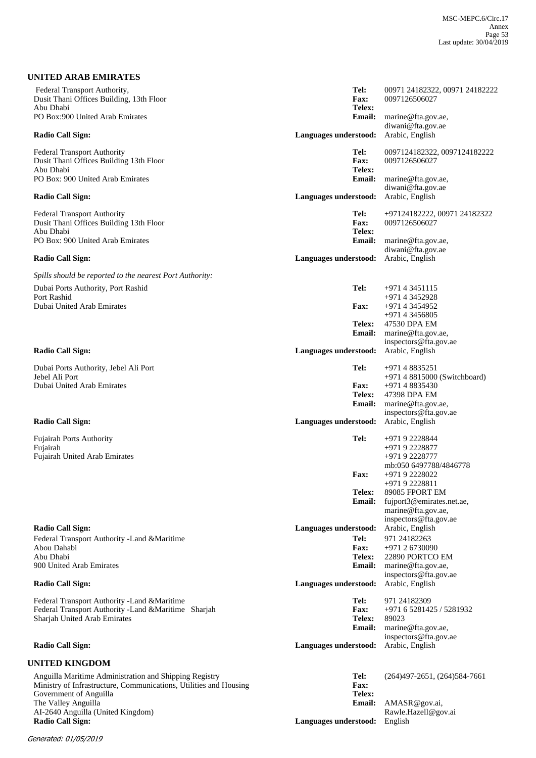## UNITED ARAB EMIRATES

| | | |
|---|---|---|
| Federal Transport Authority,<br>Dusit Thani Offices Building, 13th Floor<br>Abu Dhabi<br>PO Box:900 United Arab Emirates | **Tel:**<br>**Fax:**<br>**Telex:**<br>**Email:** | 00971 24182322, 00971 24182222<br>0097126506027<br><br>marine@fta.gov.ae,<br>diwani@fta.gov.ae |
| **Radio Call Sign:** | **Languages understood:** | Arabic, English |
| Federal Transport Authority<br>Dusit Thani Offices Building 13th Floor<br>Abu Dhabi<br>PO Box: 900 United Arab Emirates | **Tel:**<br>**Fax:**<br>**Telex:**<br>**Email:** | 0097124182322, 0097124182222<br>0097126506027<br><br>marine@fta.gov.ae,<br>diwani@fta.gov.ae |
| **Radio Call Sign:** | **Languages understood:** | Arabic, English |
| Federal Transport Authority<br>Dusit Thani Offices Building 13th Floor<br>Abu Dhabi<br>PO Box: 900 United Arab Emirates | **Tel:**<br>**Fax:**<br>**Telex:**<br>**Email:** | +97124182222, 00971 24182322<br>0097126506027<br><br>marine@fta.gov.ae,<br>diwani@fta.gov.ae |
| **Radio Call Sign:** | **Languages understood:** | Arabic, English |

*Spills should be reported to the nearest Port Authority:*

| | | |
|---|---|---|
| Dubai Ports Authority, Port Rashid<br>Port Rashid<br>Dubai United Arab Emirates | **Tel:**<br><br>**Fax:**<br><br>**Telex:**<br>**Email:** | +971 4 3451115<br>+971 4 3452928<br>+971 4 3454952<br>+971 4 3456805<br>47530 DPA EM<br>marine@fta.gov.ae,<br>inspectors@fta.gov.ae |
| **Radio Call Sign:** | **Languages understood:** | Arabic, English |
| Dubai Ports Authority, Jebel Ali Port<br>Jebel Ali Port<br>Dubai United Arab Emirates | **Tel:**<br><br>**Fax:**<br>**Telex:**<br>**Email:** | +971 4 8835251<br>+971 4 8815000 (Switchboard)<br>+971 4 8835430<br>47398 DPA EM<br>marine@fta.gov.ae,<br>inspectors@fta.gov.ae |
| **Radio Call Sign:** | **Languages understood:** | Arabic, English |
| Fujairah Ports Authority<br>Fujairah<br>Fujairah United Arab Emirates | **Tel:**<br><br><br><br>**Fax:**<br><br>**Telex:**<br>**Email:** | +971 9 2228844<br>+971 9 2228877<br>+971 9 2228777<br>mb:050 6497788/4846778<br>+971 9 2228022<br>+971 9 2228811<br>89085 FPORT EM<br>fujport3@emirates.net.ae,<br>marine@fta.gov.ae,<br>inspectors@fta.gov.ae |
| **Radio Call Sign:** | **Languages understood:** | Arabic, English |
| Federal Transport Authority -Land &Maritime<br>Abou Dahabi<br>Abu Dhabi<br>900 United Arab Emirates | **Tel:**<br>**Fax:**<br>**Telex:**<br>**Email:** | 971 24182263<br>+971 2 6730090<br>22890 PORTCO EM<br>marine@fta.gov.ae,<br>inspectors@fta.gov.ae |
| **Radio Call Sign:** | **Languages understood:** | Arabic, English |
| Federal Transport Authority -Land &Maritime<br>Federal Transport Authority -Land &Maritime Sharjah<br>Sharjah United Arab Emirates | **Tel:**<br>**Fax:**<br>**Telex:**<br>**Email:** | 971 24182309<br>+971 6 5281425 / 5281932<br>89023<br>marine@fta.gov.ae,<br>inspectors@fta.gov.ae |
| **Radio Call Sign:** | **Languages understood:** | Arabic, English |

## UNITED KINGDOM

| | | |
|---|---|---|
| Anguilla Maritime Administration and Shipping Registry<br>Ministry of Infrastructure, Communications, Utilities and Housing<br>Government of Anguilla<br>The Valley Anguilla<br>AI-2640 Anguilla (United Kingdom) | **Tel:**<br>**Fax:**<br>**Telex:**<br>**Email:** | (264)497-2651, (264)584-7661<br><br><br>AMASR@gov.ai,<br>Rawle.Hazell@gov.ai |
| **Radio Call Sign:** | **Languages understood:** | English |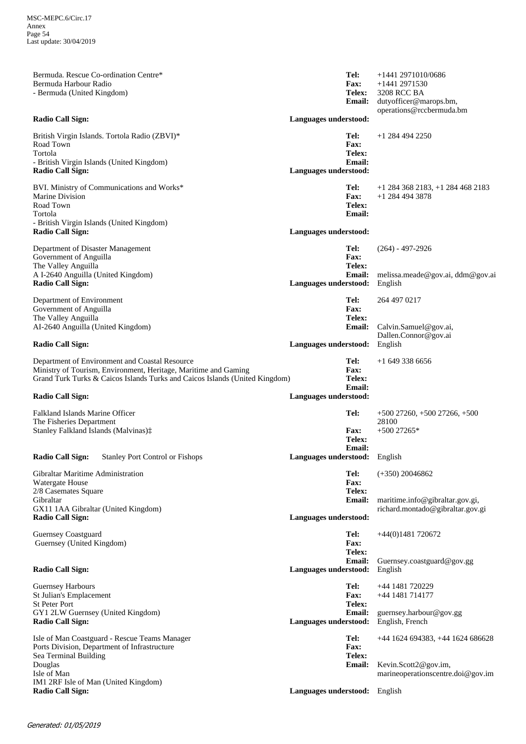Bermuda. Rescue Co-ordination Centre*
Bermuda Harbour Radio
- Bermuda (United Kingdom)

**Tel:** +1441 2971010/0686
**Fax:** +1441 2971530
**Telex:** 3208 RCC BA
**Email:** dutyofficer@marops.bm, operations@rccbermuda.bm
**Radio Call Sign:**
**Languages understood:**

British Virgin Islands. Tortola Radio (ZBVI)*
Road Town
Tortola
- British Virgin Islands (United Kingdom)

**Tel:** +1 284 494 2250
**Fax:**
**Telex:**
**Email:**
**Radio Call Sign:**
**Languages understood:**

BVI. Ministry of Communications and Works*
Marine Division
Road Town
Tortola
- British Virgin Islands (United Kingdom)

**Tel:** +1 284 368 2183, +1 284 468 2183
**Fax:** +1 284 494 3878
**Telex:**
**Email:**
**Radio Call Sign:**
**Languages understood:**

Department of Disaster Management
Government of Anguilla
The Valley Anguilla
A I-2640 Anguilla (United Kingdom)

**Tel:** (264) - 497-2926
**Fax:**
**Telex:**
**Email:** melissa.meade@gov.ai, ddm@gov.ai
**Radio Call Sign:**
**Languages understood:** English

Department of Environment
Government of Anguilla
The Valley Anguilla
AI-2640 Anguilla (United Kingdom)

**Tel:** 264 497 0217
**Fax:**
**Telex:**
**Email:** Calvin.Samuel@gov.ai, Dallen.Connor@gov.ai
**Radio Call Sign:**
**Languages understood:** English

Department of Environment and Coastal Resource
Ministry of Tourism, Environment, Heritage, Maritime and Gaming
Grand Turk Turks & Caicos Islands Turks and Caicos Islands (United Kingdom)

**Tel:** +1 649 338 6656
**Fax:**
**Telex:**
**Email:**
**Radio Call Sign:**
**Languages understood:**

Falkland Islands Marine Officer
The Fisheries Department
Stanley Falkland Islands (Malvinas)‡

**Tel:** +500 27260, +500 27266, +500 28100
**Fax:** +500 27265*
**Telex:**
**Email:**
**Radio Call Sign:** Stanley Port Control or Fishops
**Languages understood:** English

Gibraltar Maritime Administration
Watergate House
2/8 Casemates Square
Gibraltar
GX11 1AA Gibraltar (United Kingdom)

**Tel:** (+350) 20046862
**Fax:**
**Telex:**
**Email:** maritime.info@gibraltar.gov.gi, richard.montado@gibraltar.gov.gi
**Radio Call Sign:**
**Languages understood:**

Guernsey Coastguard
Guernsey (United Kingdom)

**Tel:** +44(0)1481 720672
**Fax:**
**Telex:**
**Email:** Guernsey.coastguard@gov.gg
**Radio Call Sign:**
**Languages understood:** English

Guernsey Harbours
St Julian's Emplacement
St Peter Port
GY1 2LW Guernsey (United Kingdom)

**Tel:** +44 1481 720229
**Fax:** +44 1481 714177
**Telex:**
**Email:** guernsey.harbour@gov.gg
**Radio Call Sign:**
**Languages understood:** English, French

Isle of Man Coastguard - Rescue Teams Manager
Ports Division, Department of Infrastructure
Sea Terminal Building
Douglas
Isle of Man
IM1 2RF Isle of Man (United Kingdom)

**Tel:** +44 1624 694383, +44 1624 686628
**Fax:**
**Telex:**
**Email:** Kevin.Scott2@gov.im, marineoperationscentre.doi@gov.im
**Radio Call Sign:**
**Languages understood:** English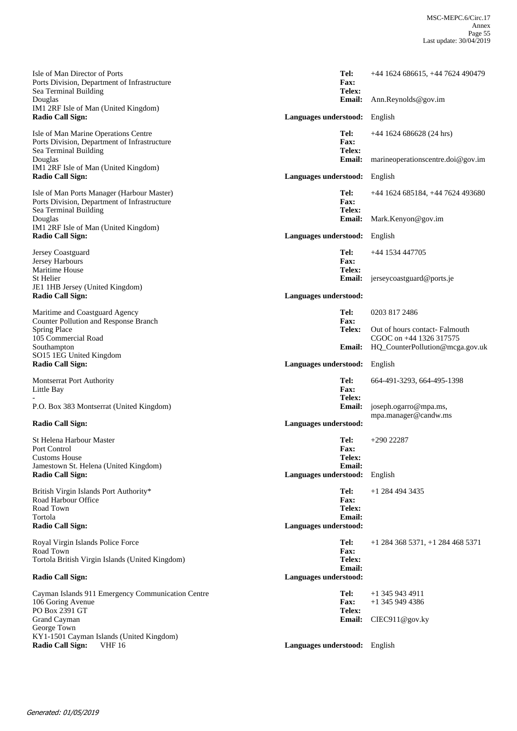Isle of Man Director of Ports
Ports Division, Department of Infrastructure
Sea Terminal Building
Douglas
IM1 2RF Isle of Man (United Kingdom)
**Radio Call Sign:**

**Tel:** +44 1624 686615, +44 7624 490479
**Fax:**
**Telex:**
**Email:** Ann.Reynolds@gov.im
**Languages understood:** English

Isle of Man Marine Operations Centre
Ports Division, Department of Infrastructure
Sea Terminal Building
Douglas
IM1 2RF Isle of Man (United Kingdom)
**Radio Call Sign:**

**Tel:** +44 1624 686628 (24 hrs)
**Fax:**
**Telex:**
**Email:** marineoperationscentre.doi@gov.im
**Languages understood:** English

Isle of Man Ports Manager (Harbour Master)
Ports Division, Department of Infrastructure
Sea Terminal Building
Douglas
IM1 2RF Isle of Man (United Kingdom)
**Radio Call Sign:**

**Tel:** +44 1624 685184, +44 7624 493680
**Fax:**
**Telex:**
**Email:** Mark.Kenyon@gov.im
**Languages understood:** English

Jersey Coastguard
Jersey Harbours
Maritime House
St Helier
JE1 1HB Jersey (United Kingdom)
**Radio Call Sign:**

**Tel:** +44 1534 447705
**Fax:**
**Telex:**
**Email:** jerseycoastguard@ports.je
**Languages understood:**

Maritime and Coastguard Agency
Counter Pollution and Response Branch
Spring Place
105 Commercial Road
Southampton
SO15 1EG United Kingdom
**Radio Call Sign:**

**Tel:** 0203 817 2486
**Fax:**
**Telex:** Out of hours contact- Falmouth CGOC on +44 1326 317575
**Email:** HQ_CounterPollution@mcga.gov.uk
**Languages understood:** English

Montserrat Port Authority
Little Bay
-
P.O. Box 383 Montserrat (United Kingdom)
**Radio Call Sign:**

**Tel:** 664-491-3293, 664-495-1398
**Fax:**
**Telex:**
**Email:** joseph.ogarro@mpa.ms, mpa.manager@candw.ms
**Languages understood:**

St Helena Harbour Master
Port Control
Customs House
Jamestown St. Helena (United Kingdom)
**Radio Call Sign:**

**Tel:** +290 22287
**Fax:**
**Telex:**
**Email:**
**Languages understood:** English

British Virgin Islands Port Authority*
Road Harbour Office
Road Town
Tortola
**Radio Call Sign:**

**Tel:** +1 284 494 3435
**Fax:**
**Telex:**
**Email:**
**Languages understood:**

Royal Virgin Islands Police Force
Road Town
Tortola British Virgin Islands (United Kingdom)
**Radio Call Sign:**

**Tel:** +1 284 368 5371, +1 284 468 5371
**Fax:**
**Telex:**
**Email:**
**Languages understood:**

Cayman Islands 911 Emergency Communication Centre
106 Goring Avenue
PO Box 2391 GT
Grand Cayman
George Town
KY1-1501 Cayman Islands (United Kingdom)
**Radio Call Sign:** VHF 16

**Tel:** +1 345 943 4911
**Fax:** +1 345 949 4386
**Telex:**
**Email:** CIEC911@gov.ky
**Languages understood:** English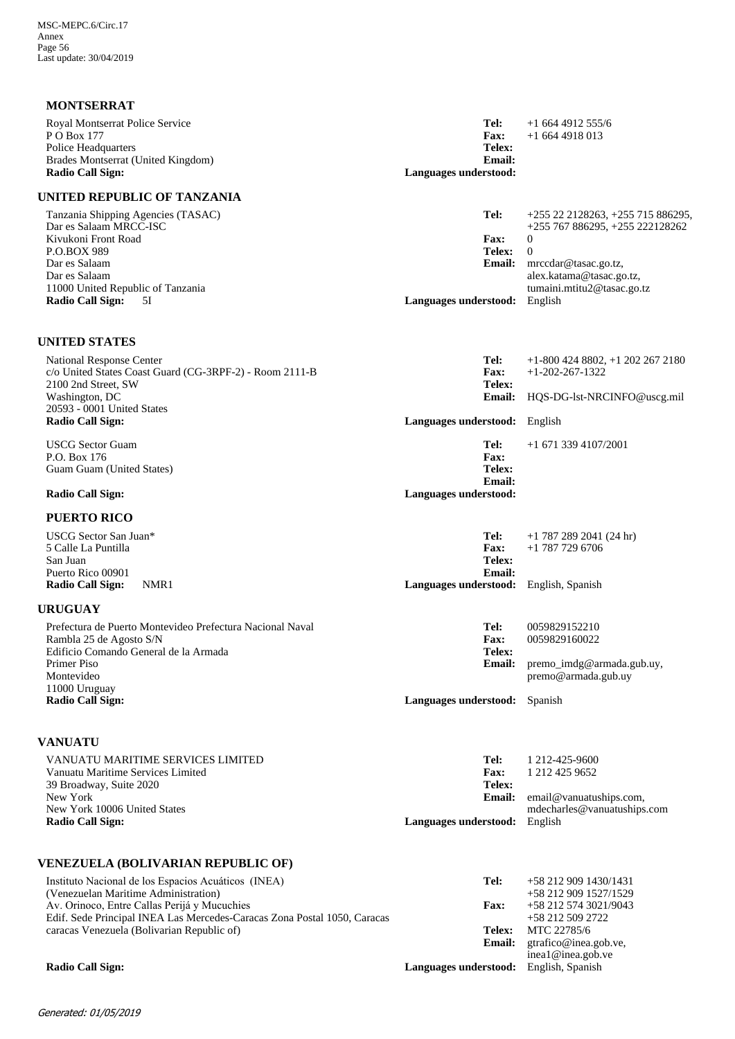### MONTSERRAT

Royal Montserrat Police Service
P O Box 177
Police Headquarters
Brades Montserrat (United Kingdom)
**Radio Call Sign:**

**Tel:** +1 664 4912 555/6
**Fax:** +1 664 4918 013
**Telex:**
**Email:**
**Languages understood:**

### UNITED REPUBLIC OF TANZANIA

Tanzania Shipping Agencies (TASAC)
Dar es Salaam MRCC-ISC
Kivukoni Front Road
P.O.BOX 989
Dar es Salaam
Dar es Salaam
11000 United Republic of Tanzania
**Radio Call Sign:** 5I

**Tel:** +255 22 2128263, +255 715 886295, +255 767 886295, +255 222128262
**Fax:** 0
**Telex:** 0
**Email:** mrccdar@tasac.go.tz, alex.katama@tasac.go.tz, tumaini.mtitu2@tasac.go.tz
**Languages understood:** English

### UNITED STATES

National Response Center
c/o United States Coast Guard (CG-3RPF-2) - Room 2111-B
2100 2nd Street, SW
Washington, DC
20593 - 0001 United States
**Radio Call Sign:**

**Tel:** +1-800 424 8802, +1 202 267 2180
**Fax:** +1-202-267-1322
**Telex:**
**Email:** HQS-DG-lst-NRCINFO@uscg.mil
**Languages understood:** English

USCG Sector Guam
P.O. Box 176
Guam Guam (United States)

**Radio Call Sign:**

**Tel:** +1 671 339 4107/2001
**Fax:**
**Telex:**
**Email:**
**Languages understood:**

### PUERTO RICO

USCG Sector San Juan*
5 Calle La Puntilla
San Juan
Puerto Rico 00901
**Radio Call Sign:** NMR1

**Tel:** +1 787 289 2041 (24 hr)
**Fax:** +1 787 729 6706
**Telex:**
**Email:**
**Languages understood:** English, Spanish

### URUGUAY

Prefectura de Puerto Montevideo Prefectura Nacional Naval
Rambla 25 de Agosto S/N
Edificio Comando General de la Armada
Primer Piso
Montevideo
11000 Uruguay
**Radio Call Sign:**

**Tel:** 0059829152210
**Fax:** 0059829160022
**Telex:**
**Email:** premo_imdg@armada.gub.uy, premo@armada.gub.uy
**Languages understood:** Spanish

### VANUATU

VANUATU MARITIME SERVICES LIMITED
Vanuatu Maritime Services Limited
39 Broadway, Suite 2020
New York
New York 10006 United States
**Radio Call Sign:**

**Tel:** 1 212-425-9600
**Fax:** 1 212 425 9652
**Telex:**
**Email:** email@vanuatuships.com, mdecharles@vanuatuships.com
**Languages understood:** English

### VENEZUELA (BOLIVARIAN REPUBLIC OF)

Instituto Nacional de los Espacios Acuáticos (INEA)
(Venezuelan Maritime Administration)
Av. Orinoco, Entre Callas Perijá y Mucuchies
Edif. Sede Principal INEA Las Mercedes-Caracas Zona Postal 1050, Caracas
caracas Venezuela (Bolivarian Republic of)

**Radio Call Sign:**

**Tel:** +58 212 909 1430/1431, +58 212 909 1527/1529
**Fax:** +58 212 574 3021/9043, +58 212 509 2722
**Telex:** MTC 22785/6
**Email:** gtrafico@inea.gob.ve, inea1@inea.gob.ve
**Languages understood:** English, Spanish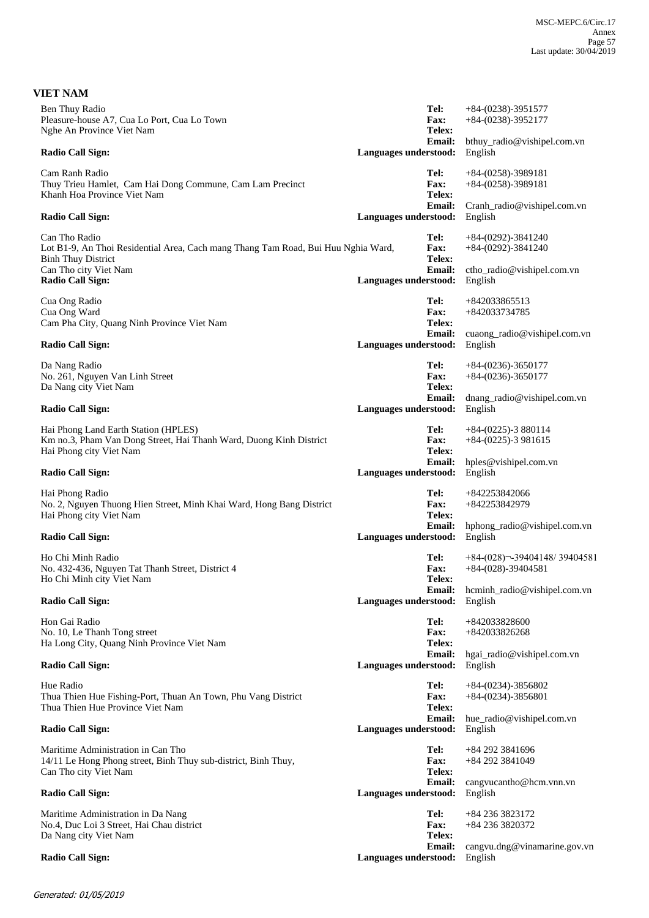## VIET NAM

Ben Thuy Radio
Pleasure-house A7, Cua Lo Port, Cua Lo Town
Nghe An Province Viet Nam

**Tel:** +84-(0238)-3951577
**Fax:** +84-(0238)-3952177
**Telex:**
**Email:** bthuy_radio@vishipel.com.vn
**Radio Call Sign:**
**Languages understood:** English

Cam Ranh Radio
Thuy Trieu Hamlet, Cam Hai Dong Commune, Cam Lam Precinct
Khanh Hoa Province Viet Nam

**Tel:** +84-(0258)-3989181
**Fax:** +84-(0258)-3989181
**Telex:**
**Email:** Cranh_radio@vishipel.com.vn
**Radio Call Sign:**
**Languages understood:** English

Can Tho Radio
Lot B1-9, An Thoi Residential Area, Cach mang Thang Tam Road, Bui Huu Nghia Ward,
Binh Thuy District
Can Tho city Viet Nam

**Tel:** +84-(0292)-3841240
**Fax:** +84-(0292)-3841240
**Telex:**
**Email:** ctho_radio@vishipel.com.vn
**Radio Call Sign:**
**Languages understood:** English

Cua Ong Radio
Cua Ong Ward
Cam Pha City, Quang Ninh Province Viet Nam

**Tel:** +842033865513
**Fax:** +842033734785
**Telex:**
**Email:** cuaong_radio@vishipel.com.vn
**Radio Call Sign:**
**Languages understood:** English

Da Nang Radio
No. 261, Nguyen Van Linh Street
Da Nang city Viet Nam

**Tel:** +84-(0236)-3650177
**Fax:** +84-(0236)-3650177
**Telex:**
**Email:** dnang_radio@vishipel.com.vn
**Radio Call Sign:**
**Languages understood:** English

Hai Phong Land Earth Station (HPLES)
Km no.3, Pham Van Dong Street, Hai Thanh Ward, Duong Kinh District
Hai Phong city Viet Nam

**Tel:** +84-(0225)-3 880114
**Fax:** +84-(0225)-3 981615
**Telex:**
**Email:** hples@vishipel.com.vn
**Radio Call Sign:**
**Languages understood:** English

Hai Phong Radio
No. 2, Nguyen Thuong Hien Street, Minh Khai Ward, Hong Bang District
Hai Phong city Viet Nam

**Tel:** +842253842066
**Fax:** +842253842979
**Telex:**
**Email:** hphong_radio@vishipel.com.vn
**Radio Call Sign:**
**Languages understood:** English

Ho Chi Minh Radio
No. 432-436, Nguyen Tat Thanh Street, District 4
Ho Chi Minh city Viet Nam

**Tel:** +84-(028)¬-39404148/ 39404581
**Fax:** +84-(028)-39404581
**Telex:**
**Email:** hcminh_radio@vishipel.com.vn
**Radio Call Sign:**
**Languages understood:** English

Hon Gai Radio
No. 10, Le Thanh Tong street
Ha Long City, Quang Ninh Province Viet Nam

**Tel:** +842033828600
**Fax:** +842033826268
**Telex:**
**Email:** hgai_radio@vishipel.com.vn
**Radio Call Sign:**
**Languages understood:** English

Hue Radio
Thua Thien Hue Fishing-Port, Thuan An Town, Phu Vang District
Thua Thien Hue Province Viet Nam

**Tel:** +84-(0234)-3856802
**Fax:** +84-(0234)-3856801
**Telex:**
**Email:** hue_radio@vishipel.com.vn
**Radio Call Sign:**
**Languages understood:** English

Maritime Administration in Can Tho
14/11 Le Hong Phong street, Binh Thuy sub-district, Binh Thuy,
Can Tho city Viet Nam

**Tel:** +84 292 3841696
**Fax:** +84 292 3841049
**Telex:**
**Email:** cangvucantho@hcm.vnn.vn
**Radio Call Sign:**
**Languages understood:** English

Maritime Administration in Da Nang
No.4, Duc Loi 3 Street, Hai Chau district
Da Nang city Viet Nam

**Tel:** +84 236 3823172
**Fax:** +84 236 3820372
**Telex:**
**Email:** cangvu.dng@vinamarine.gov.vn
**Radio Call Sign:**
**Languages understood:** English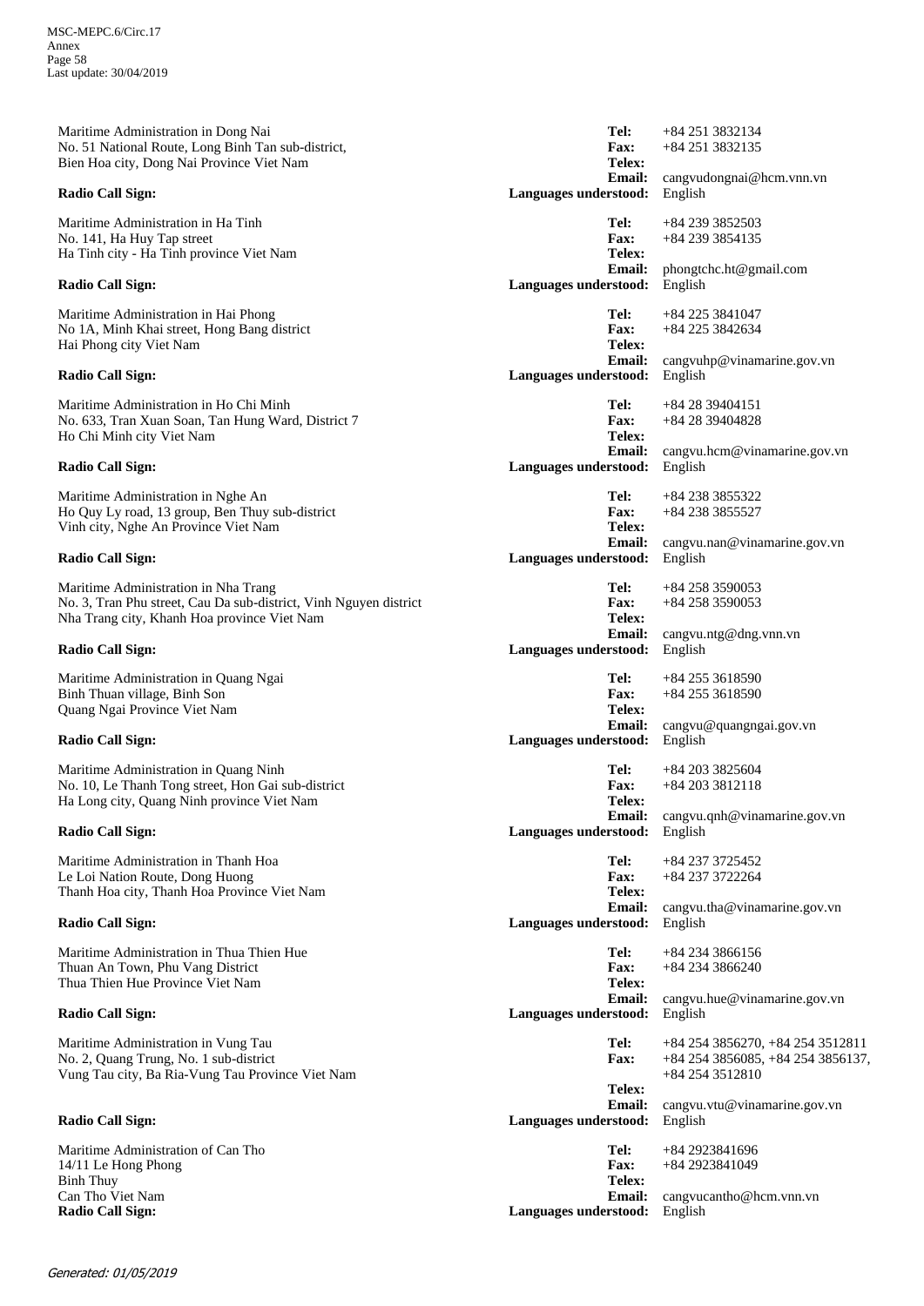Maritime Administration in Dong Nai
No. 51 National Route, Long Binh Tan sub-district,
Bien Hoa city, Dong Nai Province Viet Nam

**Tel:** +84 251 3832134
**Fax:** +84 251 3832135
**Telex:**
**Email:** cangvudongnai@hcm.vnn.vn
**Radio Call Sign:**
**Languages understood:** English

Maritime Administration in Ha Tinh
No. 141, Ha Huy Tap street
Ha Tinh city - Ha Tinh province Viet Nam

**Tel:** +84 239 3852503
**Fax:** +84 239 3854135
**Telex:**
**Email:** phongtchc.ht@gmail.com
**Radio Call Sign:**
**Languages understood:** English

Maritime Administration in Hai Phong
No 1A, Minh Khai street, Hong Bang district
Hai Phong city Viet Nam

**Tel:** +84 225 3841047
**Fax:** +84 225 3842634
**Telex:**
**Email:** cangvuhp@vinamarine.gov.vn
**Radio Call Sign:**
**Languages understood:** English

Maritime Administration in Ho Chi Minh
No. 633, Tran Xuan Soan, Tan Hung Ward, District 7
Ho Chi Minh city Viet Nam

**Tel:** +84 28 39404151
**Fax:** +84 28 39404828
**Telex:**
**Email:** cangvu.hcm@vinamarine.gov.vn
**Radio Call Sign:**
**Languages understood:** English

Maritime Administration in Nghe An
Ho Quy Ly road, 13 group, Ben Thuy sub-district
Vinh city, Nghe An Province Viet Nam

**Tel:** +84 238 3855322
**Fax:** +84 238 3855527
**Telex:**
**Email:** cangvu.nan@vinamarine.gov.vn
**Radio Call Sign:**
**Languages understood:** English

Maritime Administration in Nha Trang
No. 3, Tran Phu street, Cau Da sub-district, Vinh Nguyen district
Nha Trang city, Khanh Hoa province Viet Nam

**Tel:** +84 258 3590053
**Fax:** +84 258 3590053
**Telex:**
**Email:** cangvu.ntg@dng.vnn.vn
**Radio Call Sign:**
**Languages understood:** English

Maritime Administration in Quang Ngai
Binh Thuan village, Binh Son
Quang Ngai Province Viet Nam

**Tel:** +84 255 3618590
**Fax:** +84 255 3618590
**Telex:**
**Email:** cangvu@quangngai.gov.vn
**Radio Call Sign:**
**Languages understood:** English

Maritime Administration in Quang Ninh
No. 10, Le Thanh Tong street, Hon Gai sub-district
Ha Long city, Quang Ninh province Viet Nam

**Tel:** +84 203 3825604
**Fax:** +84 203 3812118
**Telex:**
**Email:** cangvu.qnh@vinamarine.gov.vn
**Radio Call Sign:**
**Languages understood:** English

Maritime Administration in Thanh Hoa
Le Loi Nation Route, Dong Huong
Thanh Hoa city, Thanh Hoa Province Viet Nam

**Tel:** +84 237 3725452
**Fax:** +84 237 3722264
**Telex:**
**Email:** cangvu.tha@vinamarine.gov.vn
**Radio Call Sign:**
**Languages understood:** English

Maritime Administration in Thua Thien Hue
Thuan An Town, Phu Vang District
Thua Thien Hue Province Viet Nam

**Tel:** +84 234 3866156
**Fax:** +84 234 3866240
**Telex:**
**Email:** cangvu.hue@vinamarine.gov.vn
**Radio Call Sign:**
**Languages understood:** English

Maritime Administration in Vung Tau
No. 2, Quang Trung, No. 1 sub-district
Vung Tau city, Ba Ria-Vung Tau Province Viet Nam

**Tel:** +84 254 3856270, +84 254 3512811
**Fax:** +84 254 3856085, +84 254 3856137, +84 254 3512810
**Telex:**
**Email:** cangvu.vtu@vinamarine.gov.vn
**Radio Call Sign:**
**Languages understood:** English

Maritime Administration of Can Tho
14/11 Le Hong Phong
Binh Thuy
Can Tho Viet Nam

**Tel:** +84 2923841696
**Fax:** +84 2923841049
**Telex:**
**Email:** cangvucantho@hcm.vnn.vn
**Radio Call Sign:**
**Languages understood:** English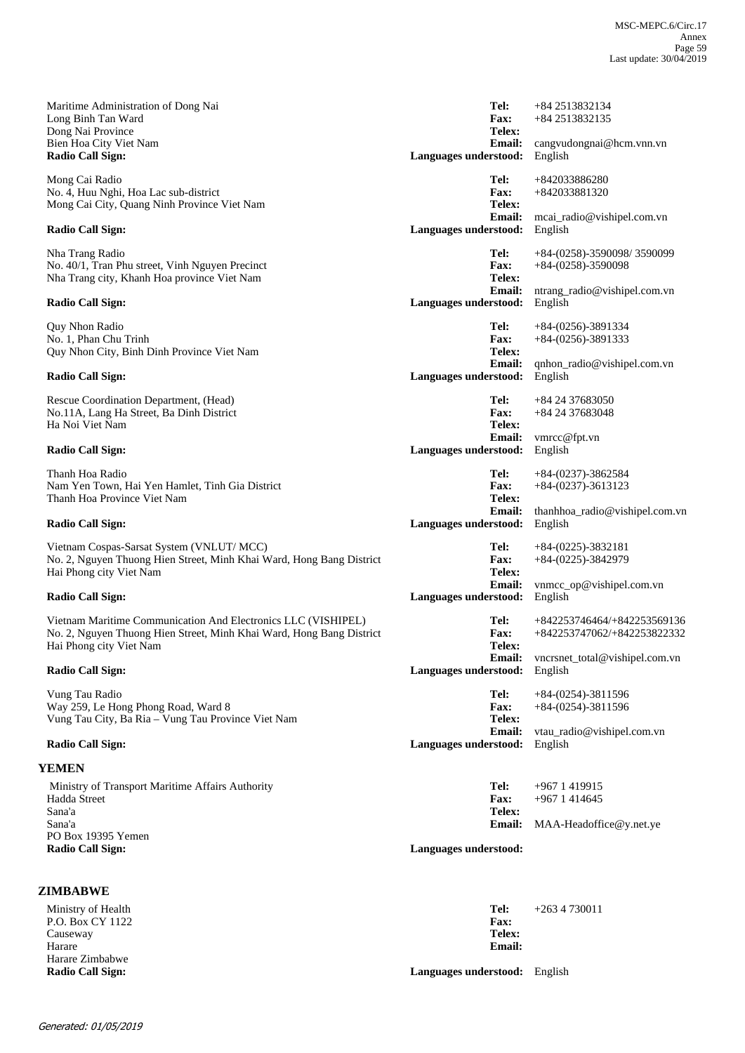Maritime Administration of Dong Nai
Long Binh Tan Ward
Dong Nai Province
Bien Hoa City Viet Nam
**Radio Call Sign:**

**Tel:** +84 2513832134
**Fax:** +84 2513832135
**Telex:**
**Email:** cangvudongnai@hcm.vnn.vn
**Languages understood:** English

Mong Cai Radio
No. 4, Huu Nghi, Hoa Lac sub-district
Mong Cai City, Quang Ninh Province Viet Nam
**Radio Call Sign:**

**Tel:** +842033886280
**Fax:** +842033881320
**Telex:**
**Email:** mcai_radio@vishipel.com.vn
**Languages understood:** English

Nha Trang Radio
No. 40/1, Tran Phu street, Vinh Nguyen Precinct
Nha Trang city, Khanh Hoa province Viet Nam
**Radio Call Sign:**

**Tel:** +84-(0258)-3590098/ 3590099
**Fax:** +84-(0258)-3590098
**Telex:**
**Email:** ntrang_radio@vishipel.com.vn
**Languages understood:** English

Quy Nhon Radio
No. 1, Phan Chu Trinh
Quy Nhon City, Binh Dinh Province Viet Nam
**Radio Call Sign:**

**Tel:** +84-(0256)-3891334
**Fax:** +84-(0256)-3891333
**Telex:**
**Email:** qnhon_radio@vishipel.com.vn
**Languages understood:** English

Rescue Coordination Department, (Head)
No.11A, Lang Ha Street, Ba Dinh District
Ha Noi Viet Nam
**Radio Call Sign:**

**Tel:** +84 24 37683050
**Fax:** +84 24 37683048
**Telex:**
**Email:** vmrcc@fpt.vn
**Languages understood:** English

Thanh Hoa Radio
Nam Yen Town, Hai Yen Hamlet, Tinh Gia District
Thanh Hoa Province Viet Nam
**Radio Call Sign:**

**Tel:** +84-(0237)-3862584
**Fax:** +84-(0237)-3613123
**Telex:**
**Email:** thanhhoa_radio@vishipel.com.vn
**Languages understood:** English

Vietnam Cospas-Sarsat System (VNLUT/ MCC)
No. 2, Nguyen Thuong Hien Street, Minh Khai Ward, Hong Bang District
Hai Phong city Viet Nam
**Radio Call Sign:**

**Tel:** +84-(0225)-3832181
**Fax:** +84-(0225)-3842979
**Telex:**
**Email:** vnmcc_op@vishipel.com.vn
**Languages understood:** English

Vietnam Maritime Communication And Electronics LLC (VISHIPEL)
No. 2, Nguyen Thuong Hien Street, Minh Khai Ward, Hong Bang District
Hai Phong city Viet Nam
**Radio Call Sign:**

**Tel:** +842253746464/+842253569136
**Fax:** +842253747062/+842253822332
**Telex:**
**Email:** vncrsnet_total@vishipel.com.vn
**Languages understood:** English

Vung Tau Radio
Way 259, Le Hong Phong Road, Ward 8
Vung Tau City, Ba Ria – Vung Tau Province Viet Nam
**Radio Call Sign:**

**Tel:** +84-(0254)-3811596
**Fax:** +84-(0254)-3811596
**Telex:**
**Email:** vtau_radio@vishipel.com.vn
**Languages understood:** English

## YEMEN

Ministry of Transport Maritime Affairs Authority
Hadda Street
Sana'a
Sana'a
PO Box 19395 Yemen
**Radio Call Sign:**

**Tel:** +967 1 419915
**Fax:** +967 1 414645
**Telex:**
**Email:** MAA-Headoffice@y.net.ye
**Languages understood:**

## ZIMBABWE

Ministry of Health
P.O. Box CY 1122
Causeway
Harare
Harare Zimbabwe
**Radio Call Sign:**

**Tel:** +263 4 730011
**Fax:**
**Telex:**
**Email:**
**Languages understood:** English